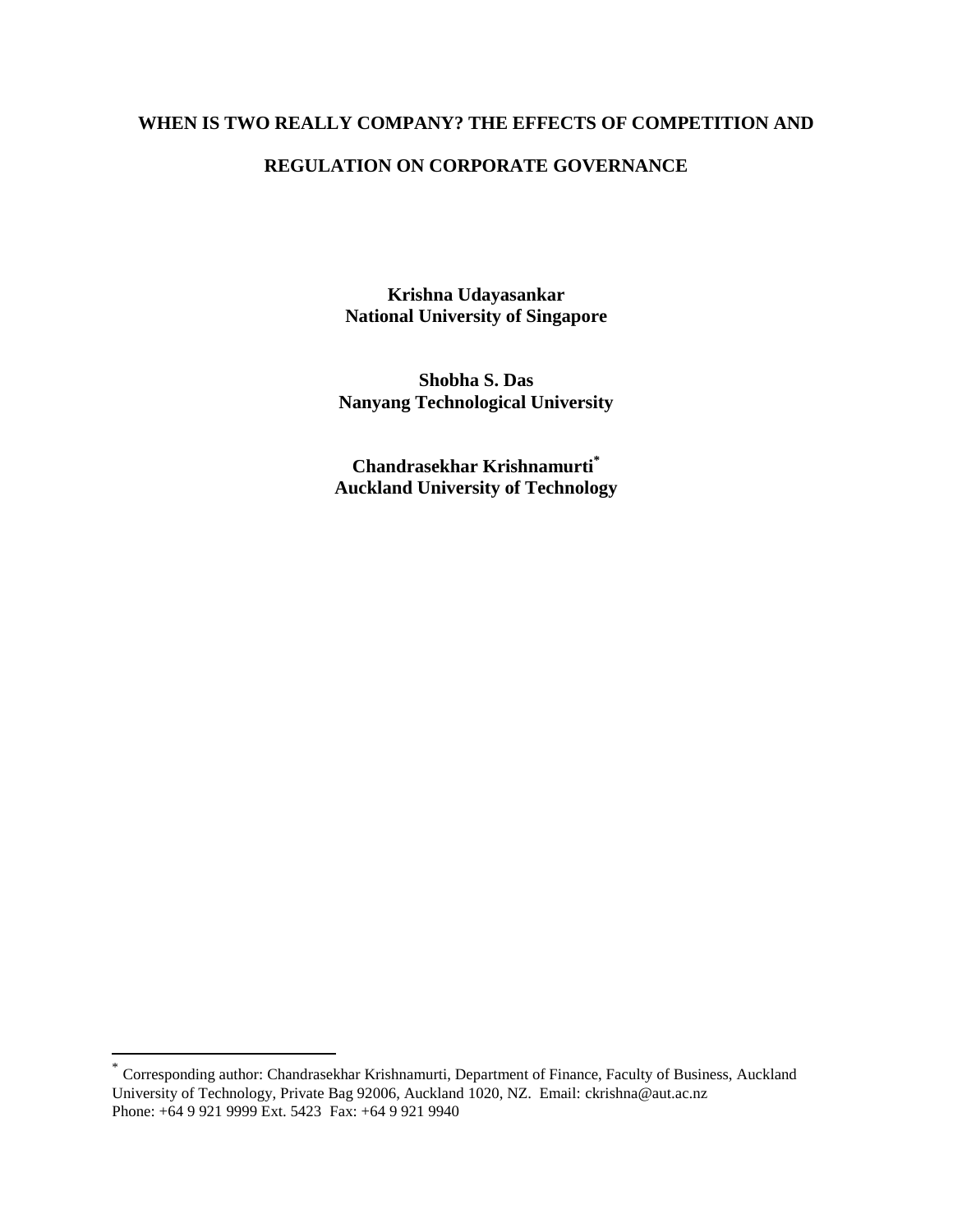# WHEN IS TWO REALLY COMPANY? THE EFFECTS OF COMPETITION AND REGULATION ON CORPORATE GOVERNANCE

**Krishna Udayasankar**
**National University of Singapore**

**Shobha S. Das**
**Nanyang Technological University**

**Chandrasekhar Krishnamurti[*]**
**Auckland University of Technology**

---

[*] Corresponding author: Chandrasekhar Krishnamurti, Department of Finance, Faculty of Business, Auckland University of Technology, Private Bag 92006, Auckland 1020, NZ. Email: ckrishna@aut.ac.nz
Phone: +64 9 921 9999 Ext. 5423 Fax: +64 9 921 9940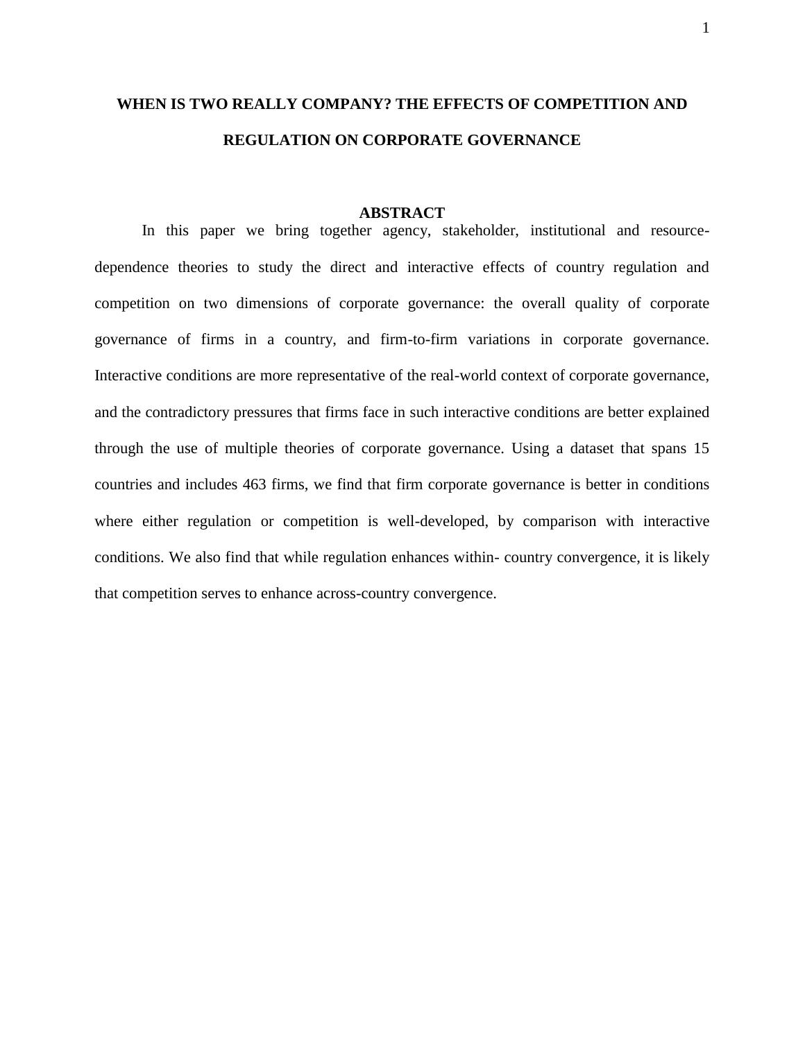# WHEN IS TWO REALLY COMPANY? THE EFFECTS OF COMPETITION AND REGULATION ON CORPORATE GOVERNANCE

## ABSTRACT

In this paper we bring together agency, stakeholder, institutional and resource-dependence theories to study the direct and interactive effects of country regulation and competition on two dimensions of corporate governance: the overall quality of corporate governance of firms in a country, and firm-to-firm variations in corporate governance. Interactive conditions are more representative of the real-world context of corporate governance, and the contradictory pressures that firms face in such interactive conditions are better explained through the use of multiple theories of corporate governance. Using a dataset that spans 15 countries and includes 463 firms, we find that firm corporate governance is better in conditions where either regulation or competition is well-developed, by comparison with interactive conditions. We also find that while regulation enhances within- country convergence, it is likely that competition serves to enhance across-country convergence.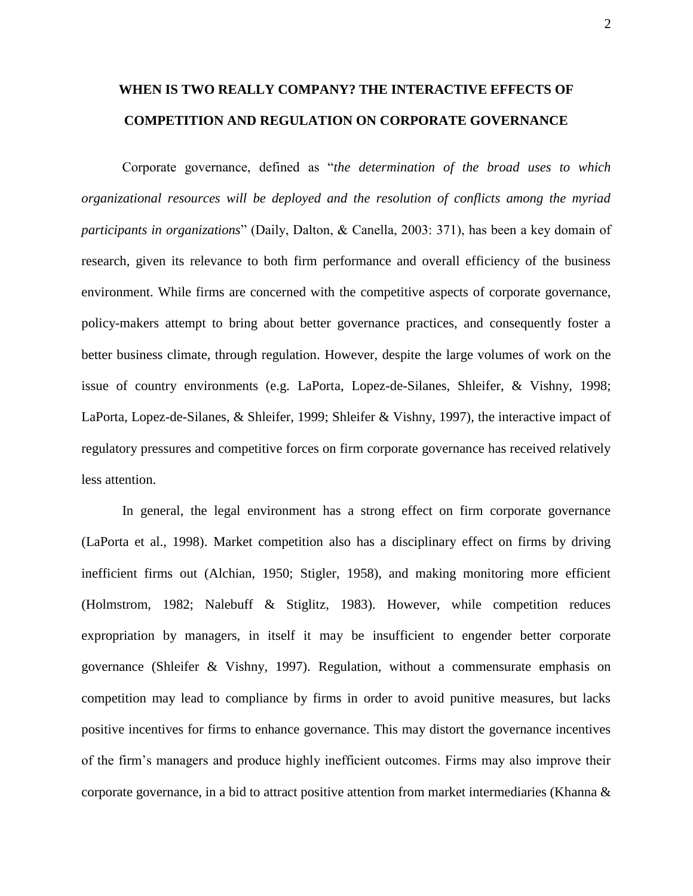# WHEN IS TWO REALLY COMPANY? THE INTERACTIVE EFFECTS OF COMPETITION AND REGULATION ON CORPORATE GOVERNANCE

Corporate governance, defined as "*the determination of the broad uses to which organizational resources will be deployed and the resolution of conflicts among the myriad participants in organizations*" (Daily, Dalton, & Canella, 2003: 371), has been a key domain of research, given its relevance to both firm performance and overall efficiency of the business environment. While firms are concerned with the competitive aspects of corporate governance, policy-makers attempt to bring about better governance practices, and consequently foster a better business climate, through regulation. However, despite the large volumes of work on the issue of country environments (e.g. LaPorta, Lopez-de-Silanes, Shleifer, & Vishny, 1998; LaPorta, Lopez-de-Silanes, & Shleifer, 1999; Shleifer & Vishny, 1997), the interactive impact of regulatory pressures and competitive forces on firm corporate governance has received relatively less attention.

In general, the legal environment has a strong effect on firm corporate governance (LaPorta et al., 1998). Market competition also has a disciplinary effect on firms by driving inefficient firms out (Alchian, 1950; Stigler, 1958), and making monitoring more efficient (Holmstrom, 1982; Nalebuff & Stiglitz, 1983). However, while competition reduces expropriation by managers, in itself it may be insufficient to engender better corporate governance (Shleifer & Vishny, 1997). Regulation, without a commensurate emphasis on competition may lead to compliance by firms in order to avoid punitive measures, but lacks positive incentives for firms to enhance governance. This may distort the governance incentives of the firm's managers and produce highly inefficient outcomes. Firms may also improve their corporate governance, in a bid to attract positive attention from market intermediaries (Khanna &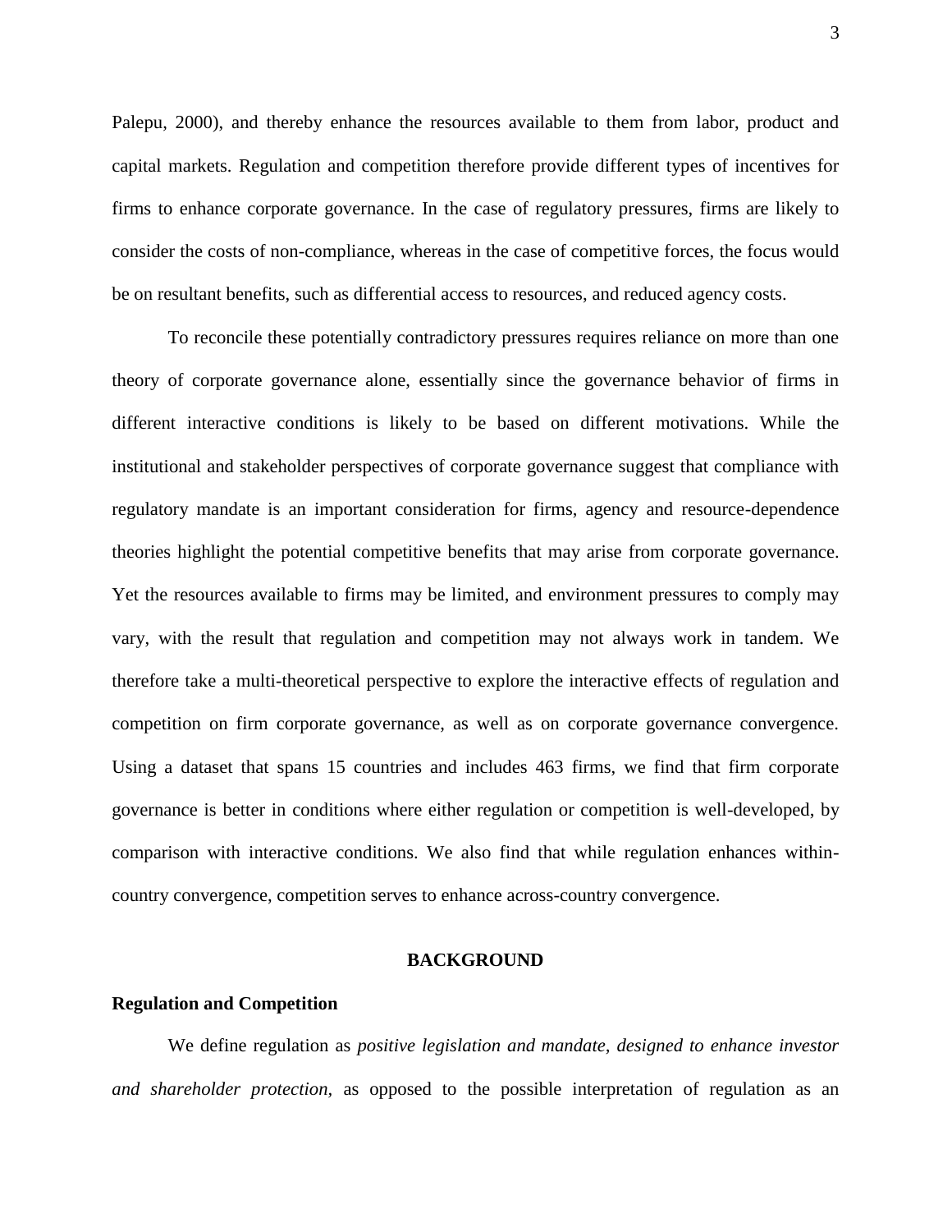Palepu, 2000), and thereby enhance the resources available to them from labor, product and capital markets. Regulation and competition therefore provide different types of incentives for firms to enhance corporate governance. In the case of regulatory pressures, firms are likely to consider the costs of non-compliance, whereas in the case of competitive forces, the focus would be on resultant benefits, such as differential access to resources, and reduced agency costs.

To reconcile these potentially contradictory pressures requires reliance on more than one theory of corporate governance alone, essentially since the governance behavior of firms in different interactive conditions is likely to be based on different motivations. While the institutional and stakeholder perspectives of corporate governance suggest that compliance with regulatory mandate is an important consideration for firms, agency and resource-dependence theories highlight the potential competitive benefits that may arise from corporate governance. Yet the resources available to firms may be limited, and environment pressures to comply may vary, with the result that regulation and competition may not always work in tandem. We therefore take a multi-theoretical perspective to explore the interactive effects of regulation and competition on firm corporate governance, as well as on corporate governance convergence. Using a dataset that spans 15 countries and includes 463 firms, we find that firm corporate governance is better in conditions where either regulation or competition is well-developed, by comparison with interactive conditions. We also find that while regulation enhances within-country convergence, competition serves to enhance across-country convergence.

## BACKGROUND

### Regulation and Competition

We define regulation as *positive legislation and mandate, designed to enhance investor and shareholder protection*, as opposed to the possible interpretation of regulation as an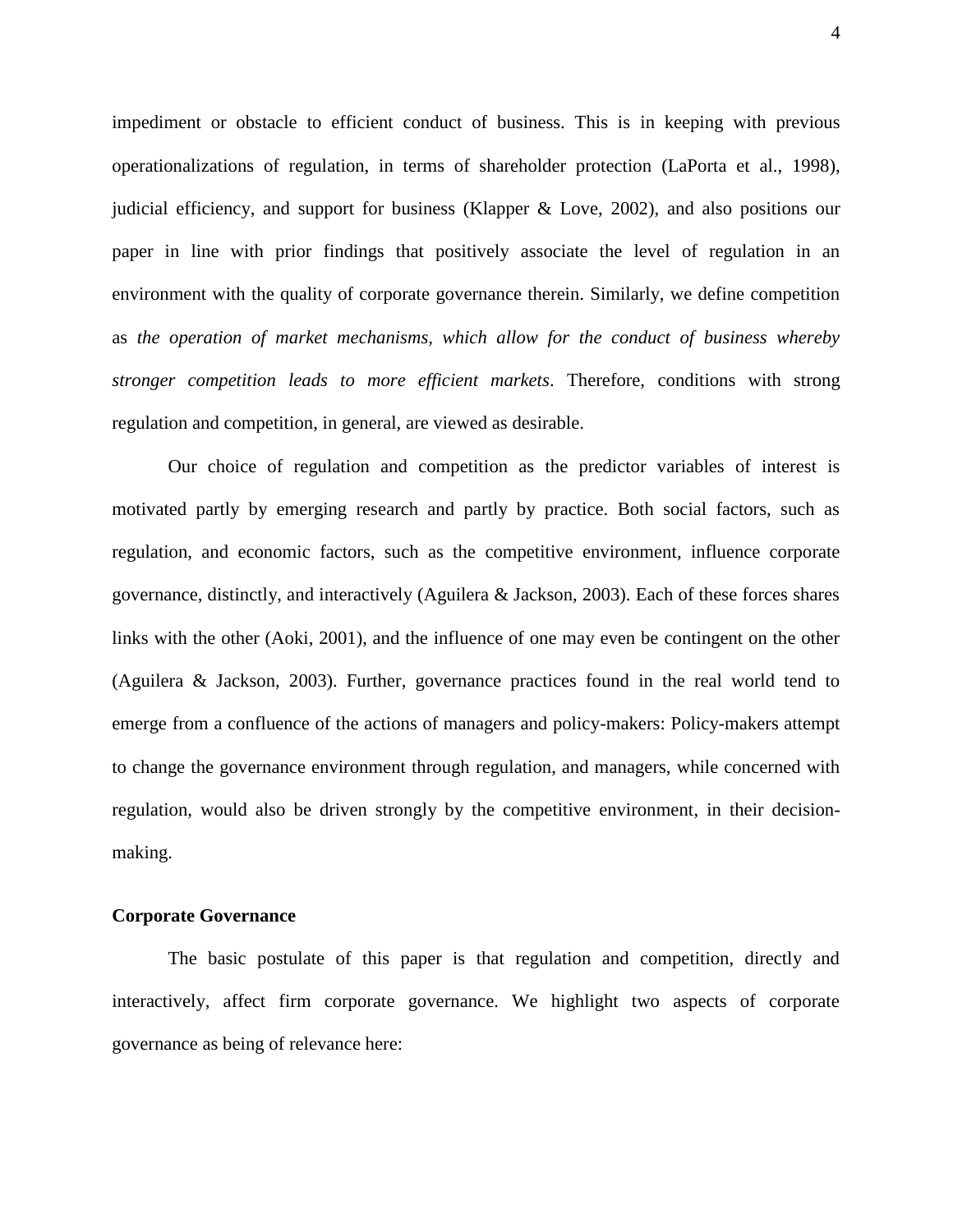impediment or obstacle to efficient conduct of business. This is in keeping with previous operationalizations of regulation, in terms of shareholder protection (LaPorta et al., 1998), judicial efficiency, and support for business (Klapper & Love, 2002), and also positions our paper in line with prior findings that positively associate the level of regulation in an environment with the quality of corporate governance therein. Similarly, we define competition as *the operation of market mechanisms, which allow for the conduct of business whereby stronger competition leads to more efficient markets*. Therefore, conditions with strong regulation and competition, in general, are viewed as desirable.

Our choice of regulation and competition as the predictor variables of interest is motivated partly by emerging research and partly by practice. Both social factors, such as regulation, and economic factors, such as the competitive environment, influence corporate governance, distinctly, and interactively (Aguilera & Jackson, 2003). Each of these forces shares links with the other (Aoki, 2001), and the influence of one may even be contingent on the other (Aguilera & Jackson, 2003). Further, governance practices found in the real world tend to emerge from a confluence of the actions of managers and policy-makers: Policy-makers attempt to change the governance environment through regulation, and managers, while concerned with regulation, would also be driven strongly by the competitive environment, in their decision-making.

**Corporate Governance**

The basic postulate of this paper is that regulation and competition, directly and interactively, affect firm corporate governance. We highlight two aspects of corporate governance as being of relevance here: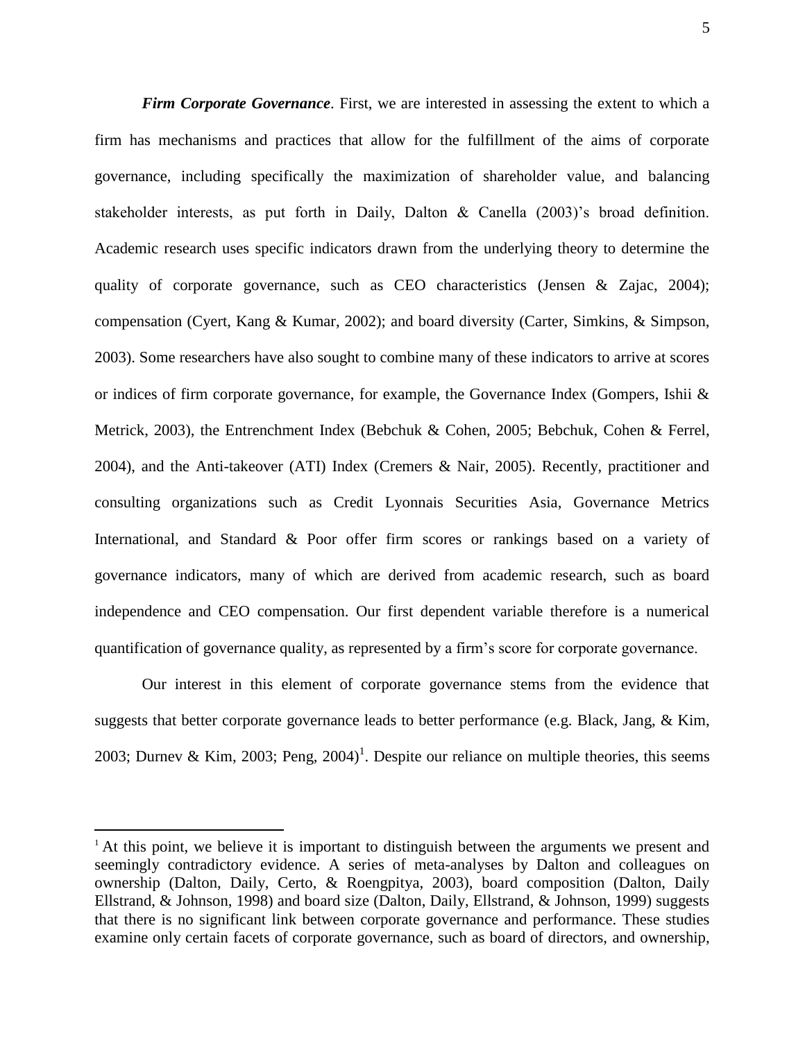***Firm Corporate Governance***. First, we are interested in assessing the extent to which a firm has mechanisms and practices that allow for the fulfillment of the aims of corporate governance, including specifically the maximization of shareholder value, and balancing stakeholder interests, as put forth in Daily, Dalton & Canella (2003)'s broad definition. Academic research uses specific indicators drawn from the underlying theory to determine the quality of corporate governance, such as CEO characteristics (Jensen & Zajac, 2004); compensation (Cyert, Kang & Kumar, 2002); and board diversity (Carter, Simkins, & Simpson, 2003). Some researchers have also sought to combine many of these indicators to arrive at scores or indices of firm corporate governance, for example, the Governance Index (Gompers, Ishii & Metrick, 2003), the Entrenchment Index (Bebchuk & Cohen, 2005; Bebchuk, Cohen & Ferrel, 2004), and the Anti-takeover (ATI) Index (Cremers & Nair, 2005). Recently, practitioner and consulting organizations such as Credit Lyonnais Securities Asia, Governance Metrics International, and Standard & Poor offer firm scores or rankings based on a variety of governance indicators, many of which are derived from academic research, such as board independence and CEO compensation. Our first dependent variable therefore is a numerical quantification of governance quality, as represented by a firm's score for corporate governance.

Our interest in this element of corporate governance stems from the evidence that suggests that better corporate governance leads to better performance (e.g. Black, Jang, & Kim, 2003; Durnev & Kim, 2003; Peng, 2004)[1]. Despite our reliance on multiple theories, this seems

[1] At this point, we believe it is important to distinguish between the arguments we present and seemingly contradictory evidence. A series of meta-analyses by Dalton and colleagues on ownership (Dalton, Daily, Certo, & Roengpitya, 2003), board composition (Dalton, Daily Ellstrand, & Johnson, 1998) and board size (Dalton, Daily, Ellstrand, & Johnson, 1999) suggests that there is no significant link between corporate governance and performance. These studies examine only certain facets of corporate governance, such as board of directors, and ownership,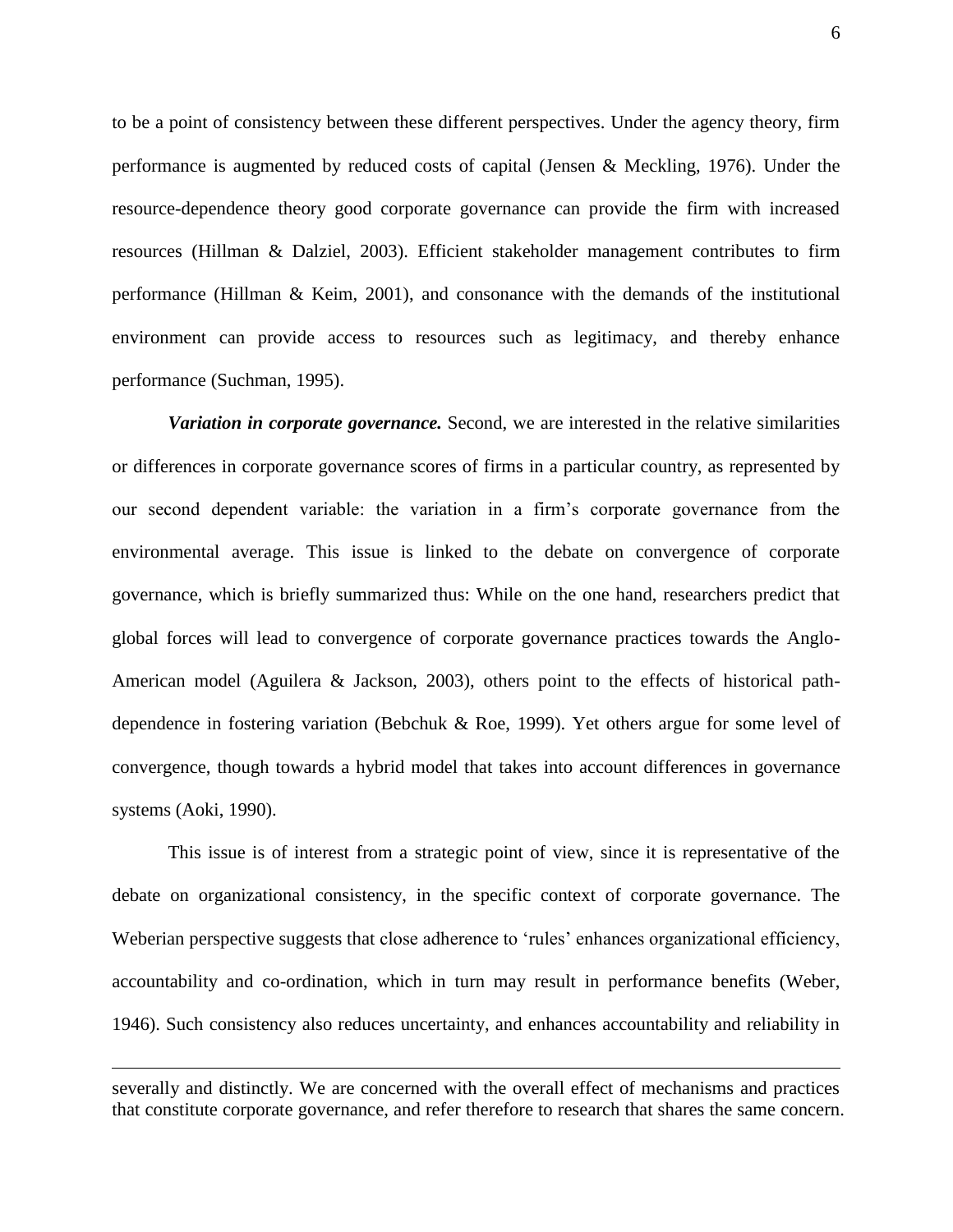to be a point of consistency between these different perspectives. Under the agency theory, firm performance is augmented by reduced costs of capital (Jensen & Meckling, 1976). Under the resource-dependence theory good corporate governance can provide the firm with increased resources (Hillman & Dalziel, 2003). Efficient stakeholder management contributes to firm performance (Hillman & Keim, 2001), and consonance with the demands of the institutional environment can provide access to resources such as legitimacy, and thereby enhance performance (Suchman, 1995).

***Variation in corporate governance.*** Second, we are interested in the relative similarities or differences in corporate governance scores of firms in a particular country, as represented by our second dependent variable: the variation in a firm's corporate governance from the environmental average. This issue is linked to the debate on convergence of corporate governance, which is briefly summarized thus: While on the one hand, researchers predict that global forces will lead to convergence of corporate governance practices towards the Anglo-American model (Aguilera & Jackson, 2003), others point to the effects of historical path-dependence in fostering variation (Bebchuk & Roe, 1999). Yet others argue for some level of convergence, though towards a hybrid model that takes into account differences in governance systems (Aoki, 1990).

This issue is of interest from a strategic point of view, since it is representative of the debate on organizational consistency, in the specific context of corporate governance. The Weberian perspective suggests that close adherence to 'rules' enhances organizational efficiency, accountability and co-ordination, which in turn may result in performance benefits (Weber, 1946). Such consistency also reduces uncertainty, and enhances accountability and reliability in

---

severally and distinctly. We are concerned with the overall effect of mechanisms and practices that constitute corporate governance, and refer therefore to research that shares the same concern.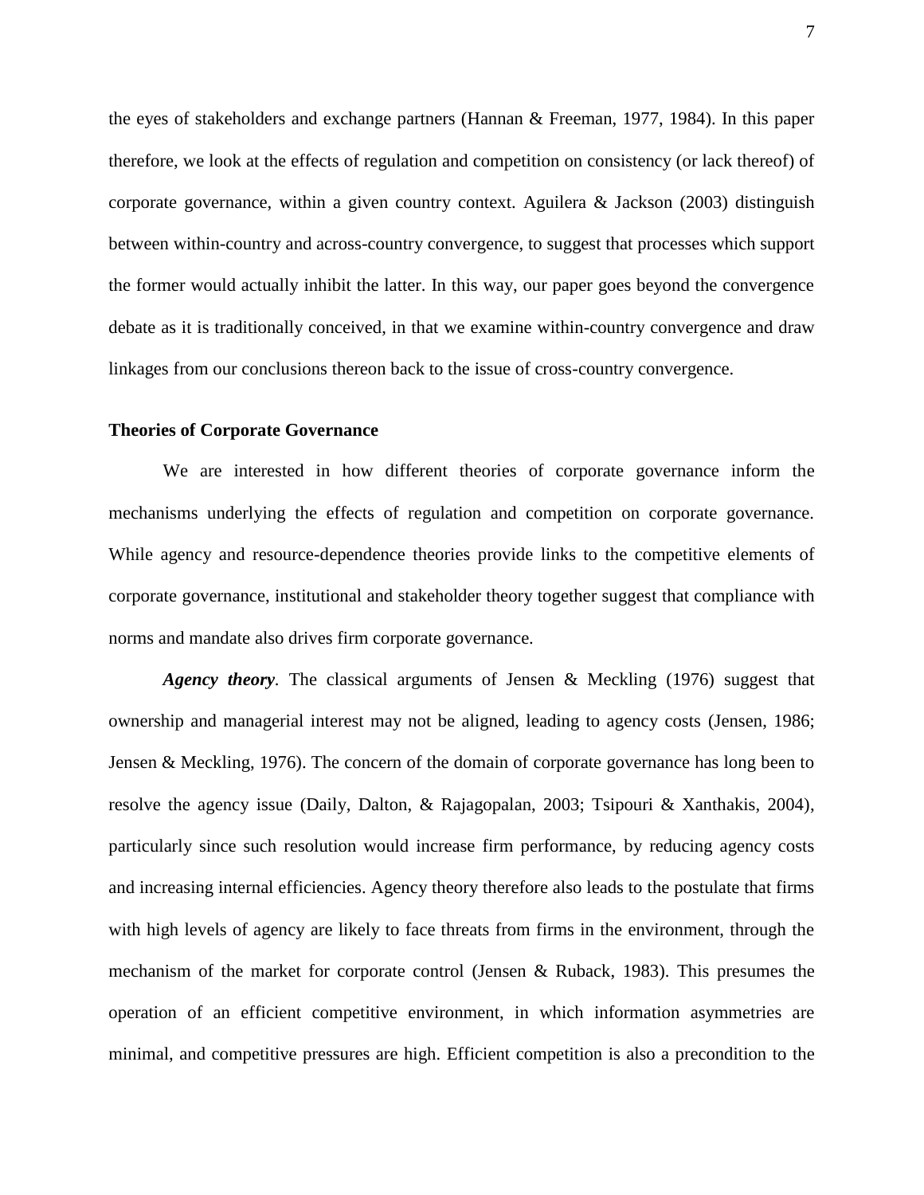the eyes of stakeholders and exchange partners (Hannan & Freeman, 1977, 1984). In this paper therefore, we look at the effects of regulation and competition on consistency (or lack thereof) of corporate governance, within a given country context. Aguilera & Jackson (2003) distinguish between within-country and across-country convergence, to suggest that processes which support the former would actually inhibit the latter. In this way, our paper goes beyond the convergence debate as it is traditionally conceived, in that we examine within-country convergence and draw linkages from our conclusions thereon back to the issue of cross-country convergence.

## Theories of Corporate Governance

We are interested in how different theories of corporate governance inform the mechanisms underlying the effects of regulation and competition on corporate governance. While agency and resource-dependence theories provide links to the competitive elements of corporate governance, institutional and stakeholder theory together suggest that compliance with norms and mandate also drives firm corporate governance.

***Agency theory***. The classical arguments of Jensen & Meckling (1976) suggest that ownership and managerial interest may not be aligned, leading to agency costs (Jensen, 1986; Jensen & Meckling, 1976). The concern of the domain of corporate governance has long been to resolve the agency issue (Daily, Dalton, & Rajagopalan, 2003; Tsipouri & Xanthakis, 2004), particularly since such resolution would increase firm performance, by reducing agency costs and increasing internal efficiencies. Agency theory therefore also leads to the postulate that firms with high levels of agency are likely to face threats from firms in the environment, through the mechanism of the market for corporate control (Jensen & Ruback, 1983). This presumes the operation of an efficient competitive environment, in which information asymmetries are minimal, and competitive pressures are high. Efficient competition is also a precondition to the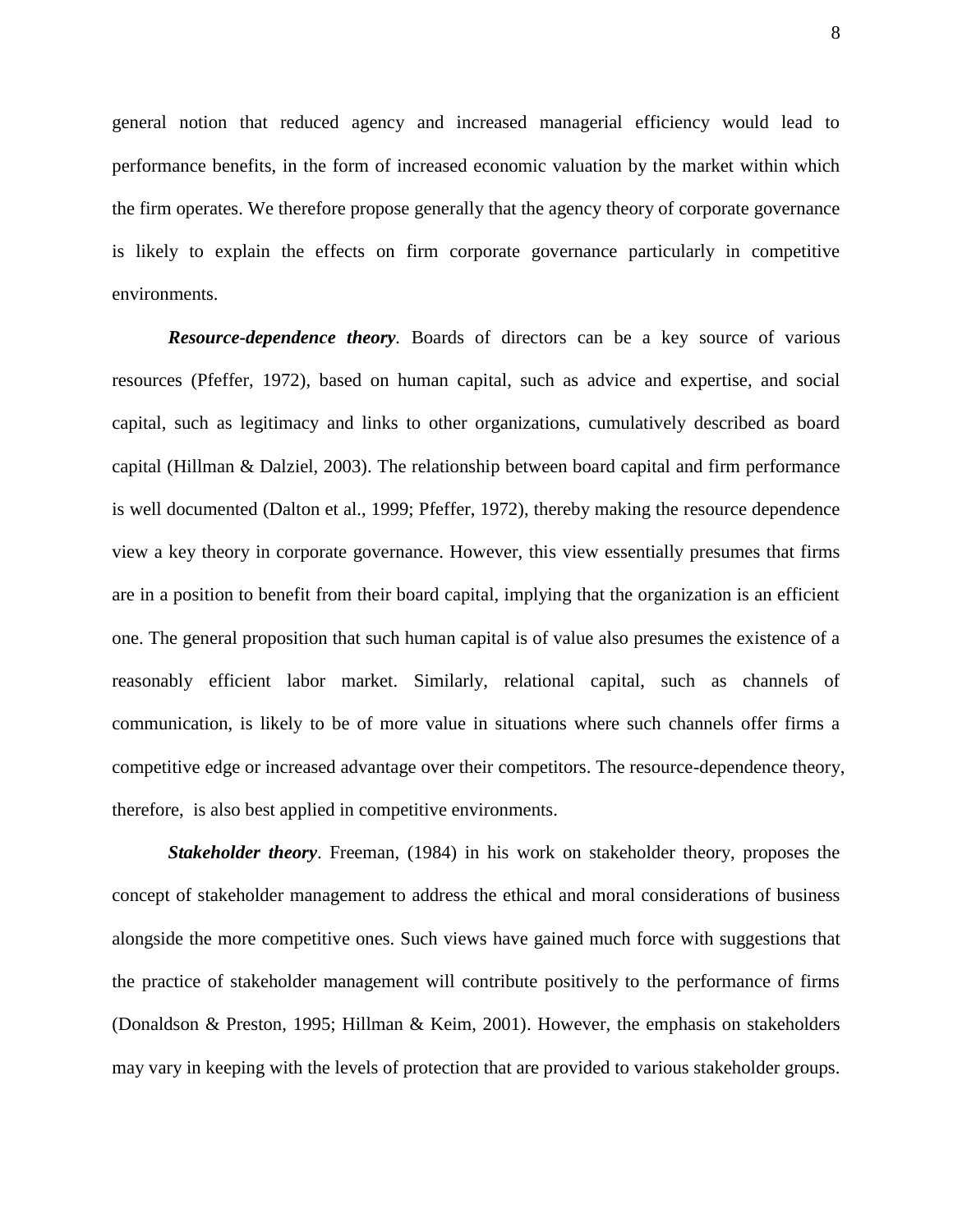general notion that reduced agency and increased managerial efficiency would lead to performance benefits, in the form of increased economic valuation by the market within which the firm operates. We therefore propose generally that the agency theory of corporate governance is likely to explain the effects on firm corporate governance particularly in competitive environments.

***Resource-dependence theory*.** Boards of directors can be a key source of various resources (Pfeffer, 1972), based on human capital, such as advice and expertise, and social capital, such as legitimacy and links to other organizations, cumulatively described as board capital (Hillman & Dalziel, 2003). The relationship between board capital and firm performance is well documented (Dalton et al., 1999; Pfeffer, 1972), thereby making the resource dependence view a key theory in corporate governance. However, this view essentially presumes that firms are in a position to benefit from their board capital, implying that the organization is an efficient one. The general proposition that such human capital is of value also presumes the existence of a reasonably efficient labor market. Similarly, relational capital, such as channels of communication, is likely to be of more value in situations where such channels offer firms a competitive edge or increased advantage over their competitors. The resource-dependence theory, therefore, is also best applied in competitive environments.

***Stakeholder theory*.** Freeman, (1984) in his work on stakeholder theory, proposes the concept of stakeholder management to address the ethical and moral considerations of business alongside the more competitive ones. Such views have gained much force with suggestions that the practice of stakeholder management will contribute positively to the performance of firms (Donaldson & Preston, 1995; Hillman & Keim, 2001). However, the emphasis on stakeholders may vary in keeping with the levels of protection that are provided to various stakeholder groups.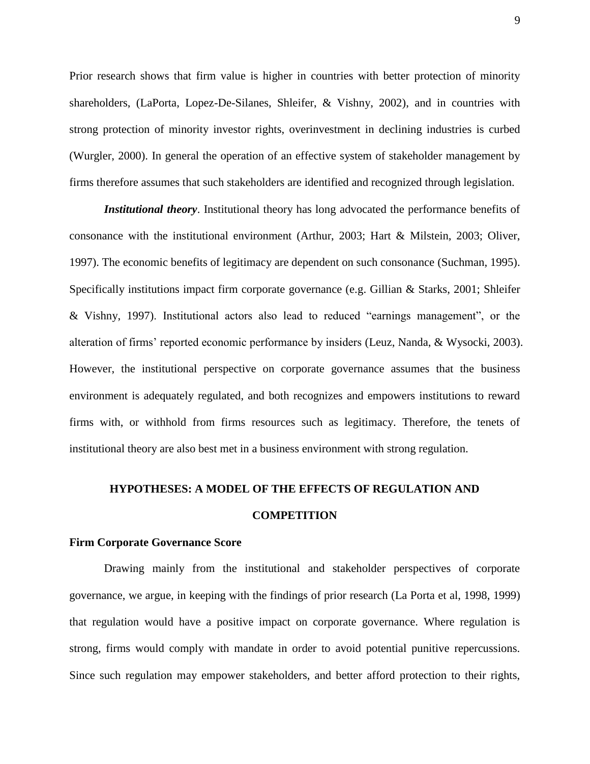Prior research shows that firm value is higher in countries with better protection of minority shareholders, (LaPorta, Lopez-De-Silanes, Shleifer, & Vishny, 2002), and in countries with strong protection of minority investor rights, overinvestment in declining industries is curbed (Wurgler, 2000). In general the operation of an effective system of stakeholder management by firms therefore assumes that such stakeholders are identified and recognized through legislation.

***Institutional theory***. Institutional theory has long advocated the performance benefits of consonance with the institutional environment (Arthur, 2003; Hart & Milstein, 2003; Oliver, 1997). The economic benefits of legitimacy are dependent on such consonance (Suchman, 1995). Specifically institutions impact firm corporate governance (e.g. Gillian & Starks, 2001; Shleifer & Vishny, 1997). Institutional actors also lead to reduced "earnings management", or the alteration of firms' reported economic performance by insiders (Leuz, Nanda, & Wysocki, 2003). However, the institutional perspective on corporate governance assumes that the business environment is adequately regulated, and both recognizes and empowers institutions to reward firms with, or withhold from firms resources such as legitimacy. Therefore, the tenets of institutional theory are also best met in a business environment with strong regulation.

## HYPOTHESES: A MODEL OF THE EFFECTS OF REGULATION AND COMPETITION

### Firm Corporate Governance Score

Drawing mainly from the institutional and stakeholder perspectives of corporate governance, we argue, in keeping with the findings of prior research (La Porta et al, 1998, 1999) that regulation would have a positive impact on corporate governance. Where regulation is strong, firms would comply with mandate in order to avoid potential punitive repercussions. Since such regulation may empower stakeholders, and better afford protection to their rights,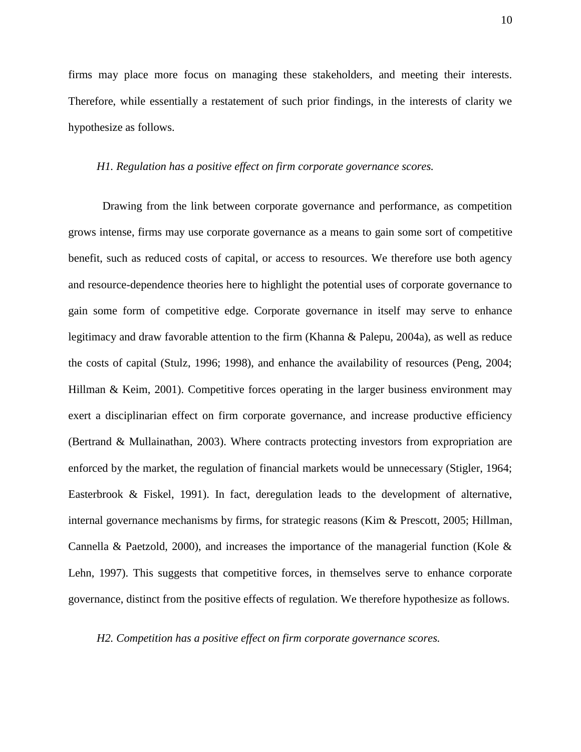firms may place more focus on managing these stakeholders, and meeting their interests. Therefore, while essentially a restatement of such prior findings, in the interests of clarity we hypothesize as follows.

*H1. Regulation has a positive effect on firm corporate governance scores.*

Drawing from the link between corporate governance and performance, as competition grows intense, firms may use corporate governance as a means to gain some sort of competitive benefit, such as reduced costs of capital, or access to resources. We therefore use both agency and resource-dependence theories here to highlight the potential uses of corporate governance to gain some form of competitive edge. Corporate governance in itself may serve to enhance legitimacy and draw favorable attention to the firm (Khanna & Palepu, 2004a), as well as reduce the costs of capital (Stulz, 1996; 1998), and enhance the availability of resources (Peng, 2004; Hillman & Keim, 2001). Competitive forces operating in the larger business environment may exert a disciplinarian effect on firm corporate governance, and increase productive efficiency (Bertrand & Mullainathan, 2003). Where contracts protecting investors from expropriation are enforced by the market, the regulation of financial markets would be unnecessary (Stigler, 1964; Easterbrook & Fiskel, 1991). In fact, deregulation leads to the development of alternative, internal governance mechanisms by firms, for strategic reasons (Kim & Prescott, 2005; Hillman, Cannella & Paetzold, 2000), and increases the importance of the managerial function (Kole & Lehn, 1997). This suggests that competitive forces, in themselves serve to enhance corporate governance, distinct from the positive effects of regulation. We therefore hypothesize as follows.

*H2. Competition has a positive effect on firm corporate governance scores.*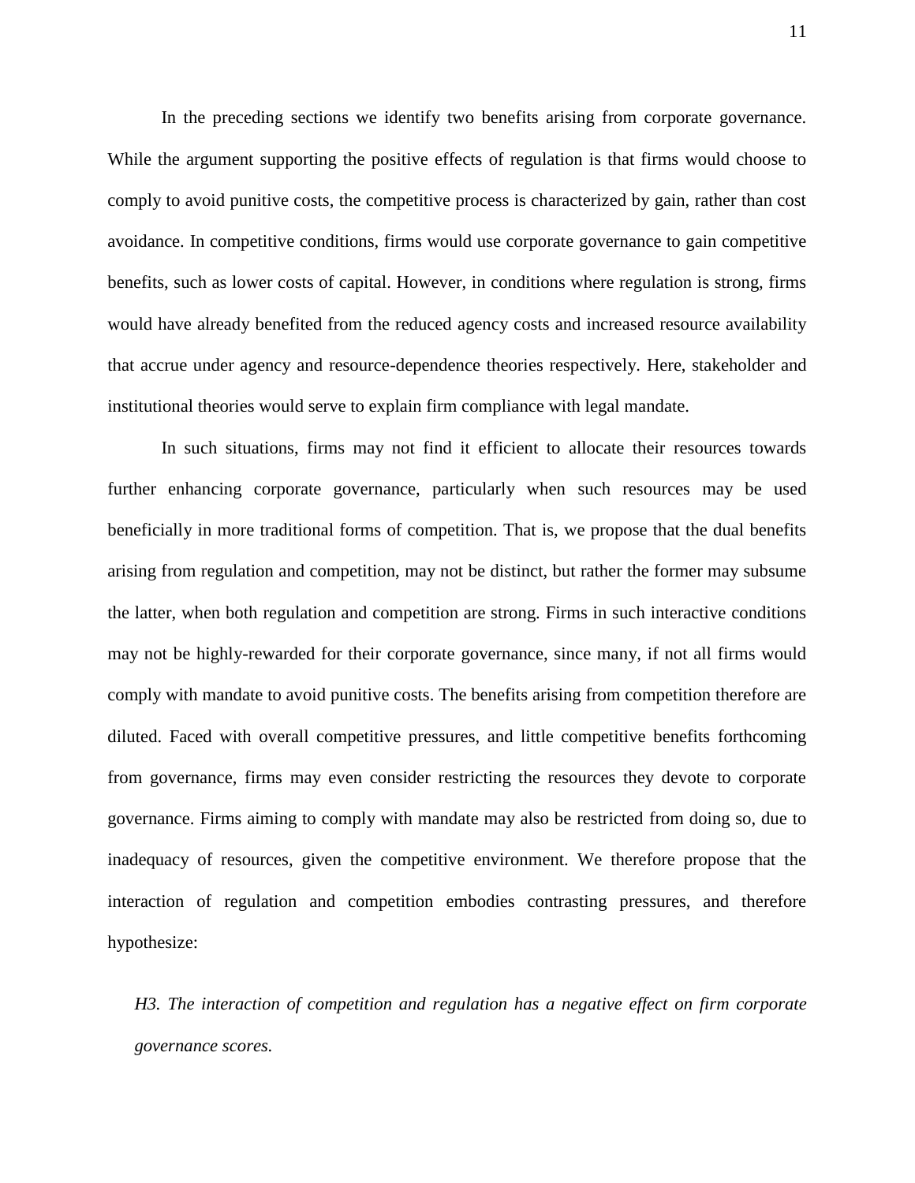In the preceding sections we identify two benefits arising from corporate governance. While the argument supporting the positive effects of regulation is that firms would choose to comply to avoid punitive costs, the competitive process is characterized by gain, rather than cost avoidance. In competitive conditions, firms would use corporate governance to gain competitive benefits, such as lower costs of capital. However, in conditions where regulation is strong, firms would have already benefited from the reduced agency costs and increased resource availability that accrue under agency and resource-dependence theories respectively. Here, stakeholder and institutional theories would serve to explain firm compliance with legal mandate.

In such situations, firms may not find it efficient to allocate their resources towards further enhancing corporate governance, particularly when such resources may be used beneficially in more traditional forms of competition. That is, we propose that the dual benefits arising from regulation and competition, may not be distinct, but rather the former may subsume the latter, when both regulation and competition are strong. Firms in such interactive conditions may not be highly-rewarded for their corporate governance, since many, if not all firms would comply with mandate to avoid punitive costs. The benefits arising from competition therefore are diluted. Faced with overall competitive pressures, and little competitive benefits forthcoming from governance, firms may even consider restricting the resources they devote to corporate governance. Firms aiming to comply with mandate may also be restricted from doing so, due to inadequacy of resources, given the competitive environment. We therefore propose that the interaction of regulation and competition embodies contrasting pressures, and therefore hypothesize:

*H3. The interaction of competition and regulation has a negative effect on firm corporate governance scores.*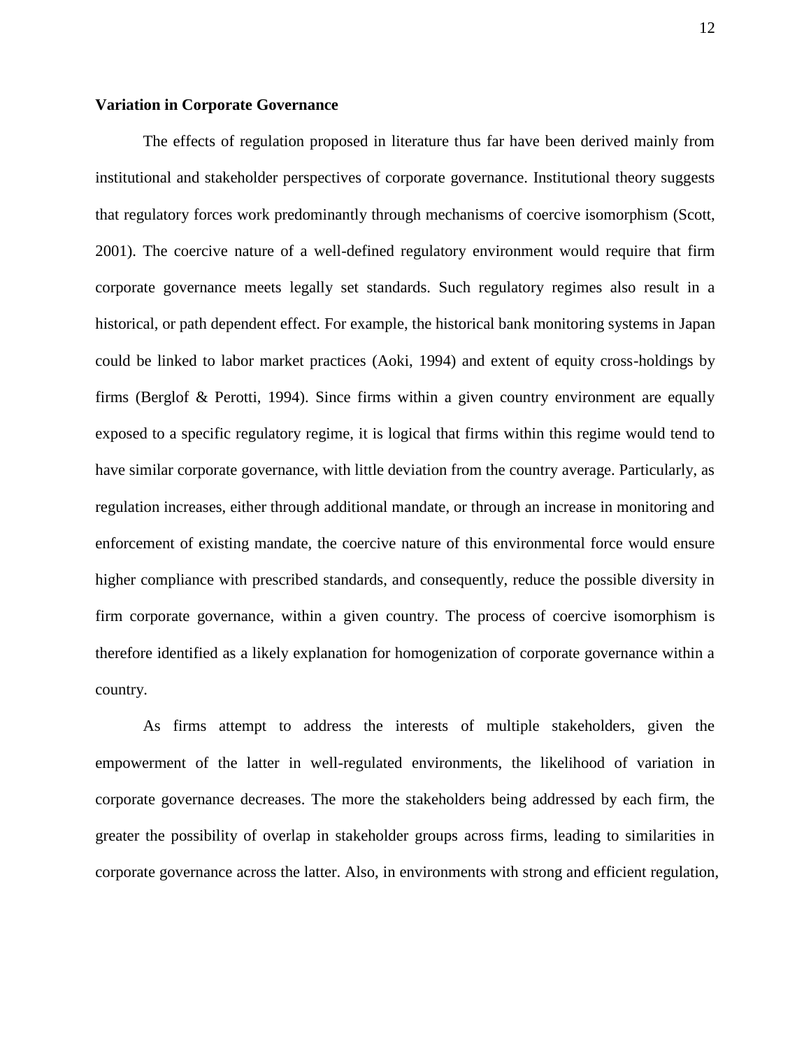### Variation in Corporate Governance

The effects of regulation proposed in literature thus far have been derived mainly from institutional and stakeholder perspectives of corporate governance. Institutional theory suggests that regulatory forces work predominantly through mechanisms of coercive isomorphism (Scott, 2001). The coercive nature of a well-defined regulatory environment would require that firm corporate governance meets legally set standards. Such regulatory regimes also result in a historical, or path dependent effect. For example, the historical bank monitoring systems in Japan could be linked to labor market practices (Aoki, 1994) and extent of equity cross-holdings by firms (Berglof & Perotti, 1994). Since firms within a given country environment are equally exposed to a specific regulatory regime, it is logical that firms within this regime would tend to have similar corporate governance, with little deviation from the country average. Particularly, as regulation increases, either through additional mandate, or through an increase in monitoring and enforcement of existing mandate, the coercive nature of this environmental force would ensure higher compliance with prescribed standards, and consequently, reduce the possible diversity in firm corporate governance, within a given country. The process of coercive isomorphism is therefore identified as a likely explanation for homogenization of corporate governance within a country.

As firms attempt to address the interests of multiple stakeholders, given the empowerment of the latter in well-regulated environments, the likelihood of variation in corporate governance decreases. The more the stakeholders being addressed by each firm, the greater the possibility of overlap in stakeholder groups across firms, leading to similarities in corporate governance across the latter. Also, in environments with strong and efficient regulation,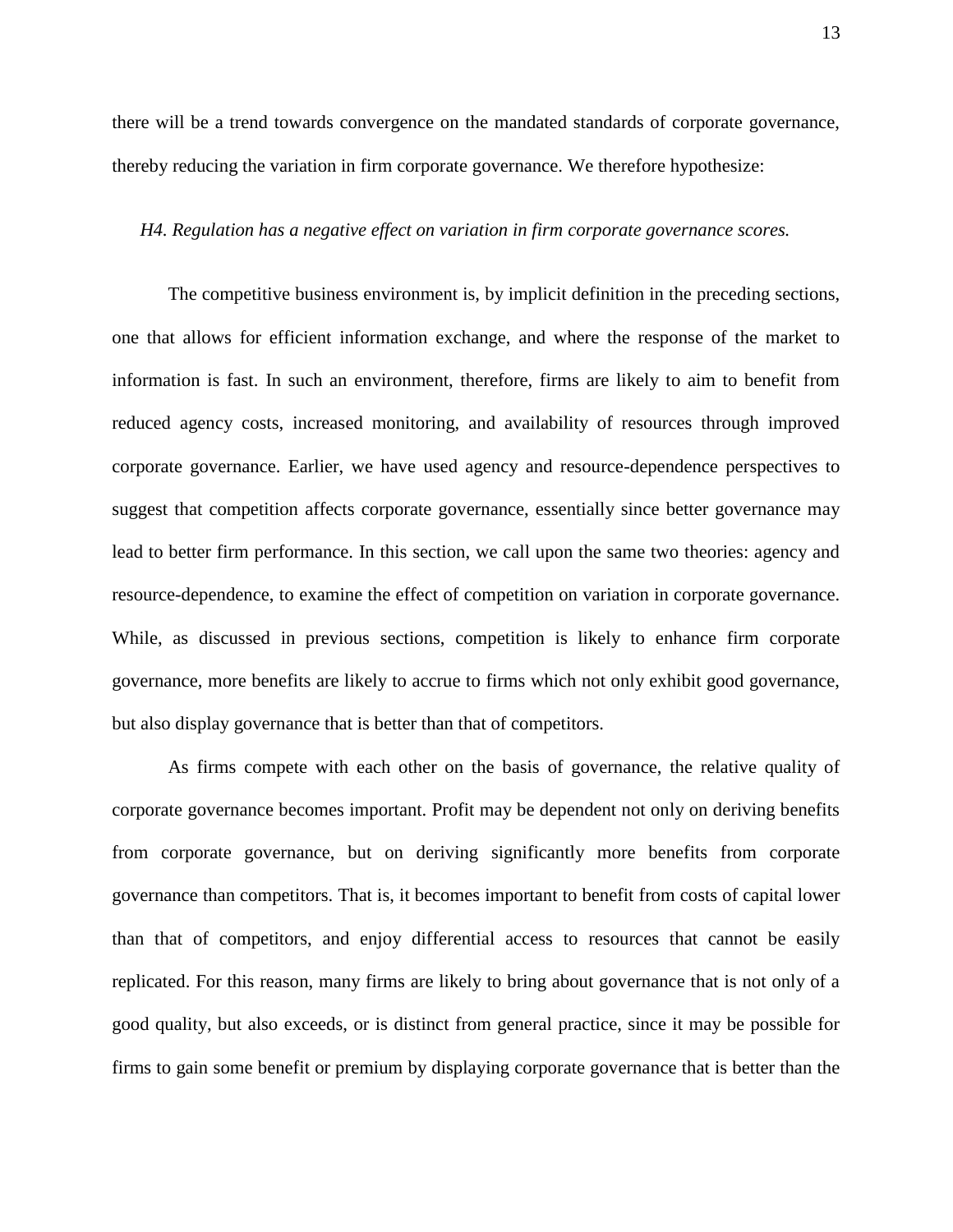there will be a trend towards convergence on the mandated standards of corporate governance, thereby reducing the variation in firm corporate governance. We therefore hypothesize:

*H4. Regulation has a negative effect on variation in firm corporate governance scores.*

The competitive business environment is, by implicit definition in the preceding sections, one that allows for efficient information exchange, and where the response of the market to information is fast. In such an environment, therefore, firms are likely to aim to benefit from reduced agency costs, increased monitoring, and availability of resources through improved corporate governance. Earlier, we have used agency and resource-dependence perspectives to suggest that competition affects corporate governance, essentially since better governance may lead to better firm performance. In this section, we call upon the same two theories: agency and resource-dependence, to examine the effect of competition on variation in corporate governance. While, as discussed in previous sections, competition is likely to enhance firm corporate governance, more benefits are likely to accrue to firms which not only exhibit good governance, but also display governance that is better than that of competitors.

As firms compete with each other on the basis of governance, the relative quality of corporate governance becomes important. Profit may be dependent not only on deriving benefits from corporate governance, but on deriving significantly more benefits from corporate governance than competitors. That is, it becomes important to benefit from costs of capital lower than that of competitors, and enjoy differential access to resources that cannot be easily replicated. For this reason, many firms are likely to bring about governance that is not only of a good quality, but also exceeds, or is distinct from general practice, since it may be possible for firms to gain some benefit or premium by displaying corporate governance that is better than the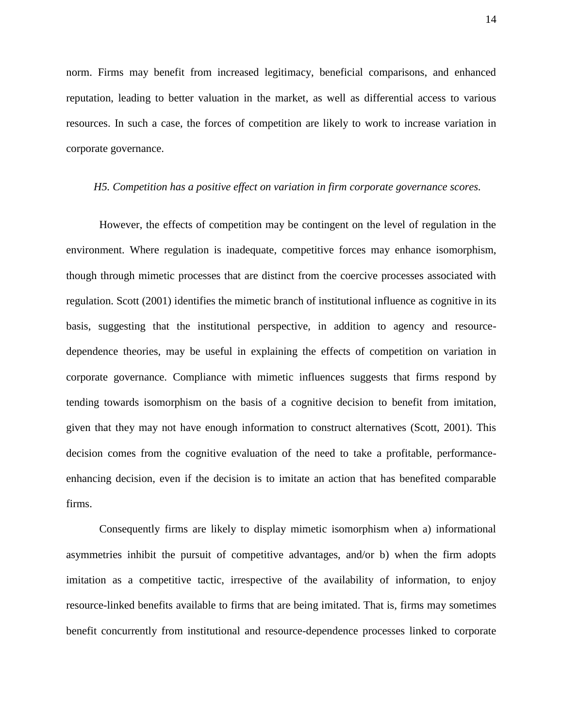norm. Firms may benefit from increased legitimacy, beneficial comparisons, and enhanced reputation, leading to better valuation in the market, as well as differential access to various resources. In such a case, the forces of competition are likely to work to increase variation in corporate governance.

*H5. Competition has a positive effect on variation in firm corporate governance scores.*

However, the effects of competition may be contingent on the level of regulation in the environment. Where regulation is inadequate, competitive forces may enhance isomorphism, though through mimetic processes that are distinct from the coercive processes associated with regulation. Scott (2001) identifies the mimetic branch of institutional influence as cognitive in its basis, suggesting that the institutional perspective, in addition to agency and resource-dependence theories, may be useful in explaining the effects of competition on variation in corporate governance. Compliance with mimetic influences suggests that firms respond by tending towards isomorphism on the basis of a cognitive decision to benefit from imitation, given that they may not have enough information to construct alternatives (Scott, 2001). This decision comes from the cognitive evaluation of the need to take a profitable, performance-enhancing decision, even if the decision is to imitate an action that has benefited comparable firms.

Consequently firms are likely to display mimetic isomorphism when a) informational asymmetries inhibit the pursuit of competitive advantages, and/or b) when the firm adopts imitation as a competitive tactic, irrespective of the availability of information, to enjoy resource-linked benefits available to firms that are being imitated. That is, firms may sometimes benefit concurrently from institutional and resource-dependence processes linked to corporate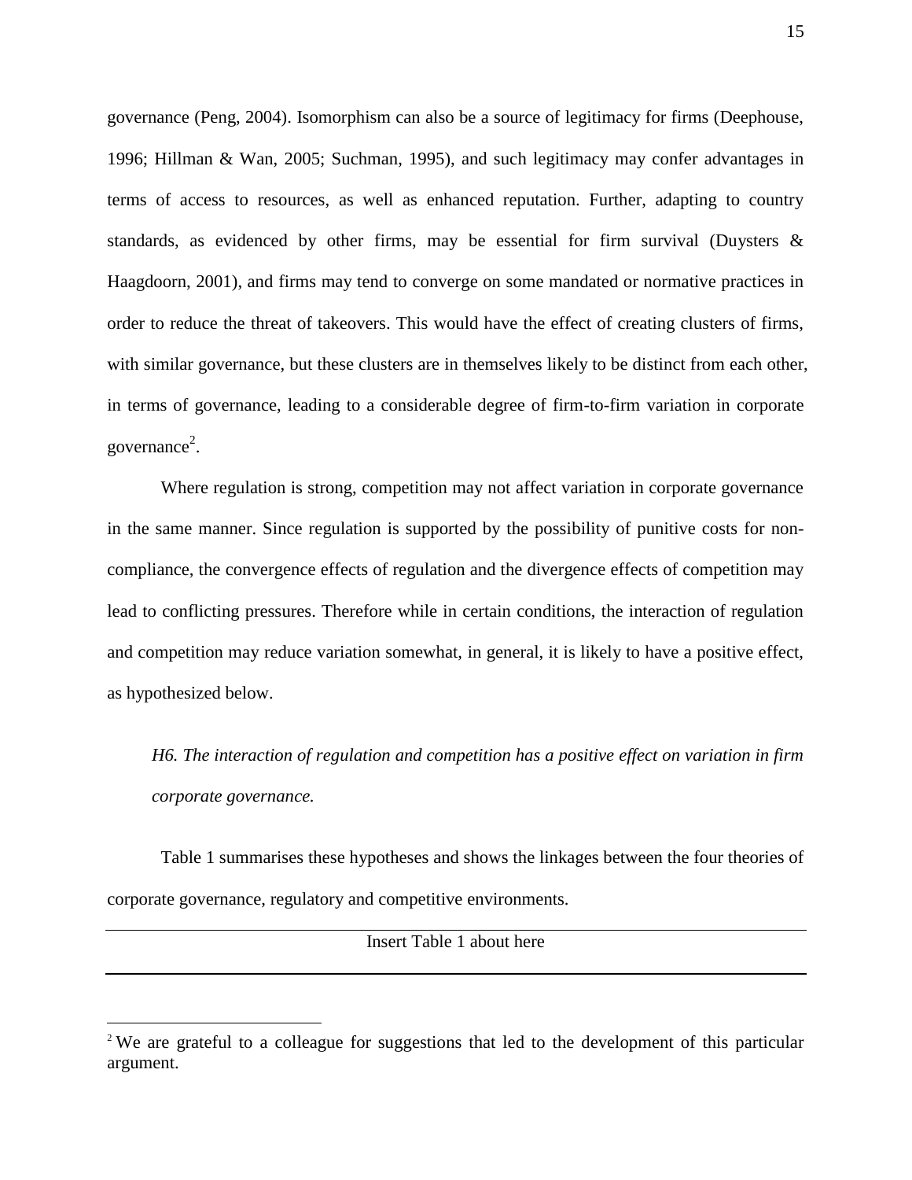governance (Peng, 2004). Isomorphism can also be a source of legitimacy for firms (Deephouse, 1996; Hillman & Wan, 2005; Suchman, 1995), and such legitimacy may confer advantages in terms of access to resources, as well as enhanced reputation. Further, adapting to country standards, as evidenced by other firms, may be essential for firm survival (Duysters & Haagdoorn, 2001), and firms may tend to converge on some mandated or normative practices in order to reduce the threat of takeovers. This would have the effect of creating clusters of firms, with similar governance, but these clusters are in themselves likely to be distinct from each other, in terms of governance, leading to a considerable degree of firm-to-firm variation in corporate governance[2].

Where regulation is strong, competition may not affect variation in corporate governance in the same manner. Since regulation is supported by the possibility of punitive costs for non-compliance, the convergence effects of regulation and the divergence effects of competition may lead to conflicting pressures. Therefore while in certain conditions, the interaction of regulation and competition may reduce variation somewhat, in general, it is likely to have a positive effect, as hypothesized below.

*H6. The interaction of regulation and competition has a positive effect on variation in firm corporate governance.*

Table 1 summarises these hypotheses and shows the linkages between the four theories of corporate governance, regulatory and competitive environments.

Insert Table 1 about here

[2] We are grateful to a colleague for suggestions that led to the development of this particular argument.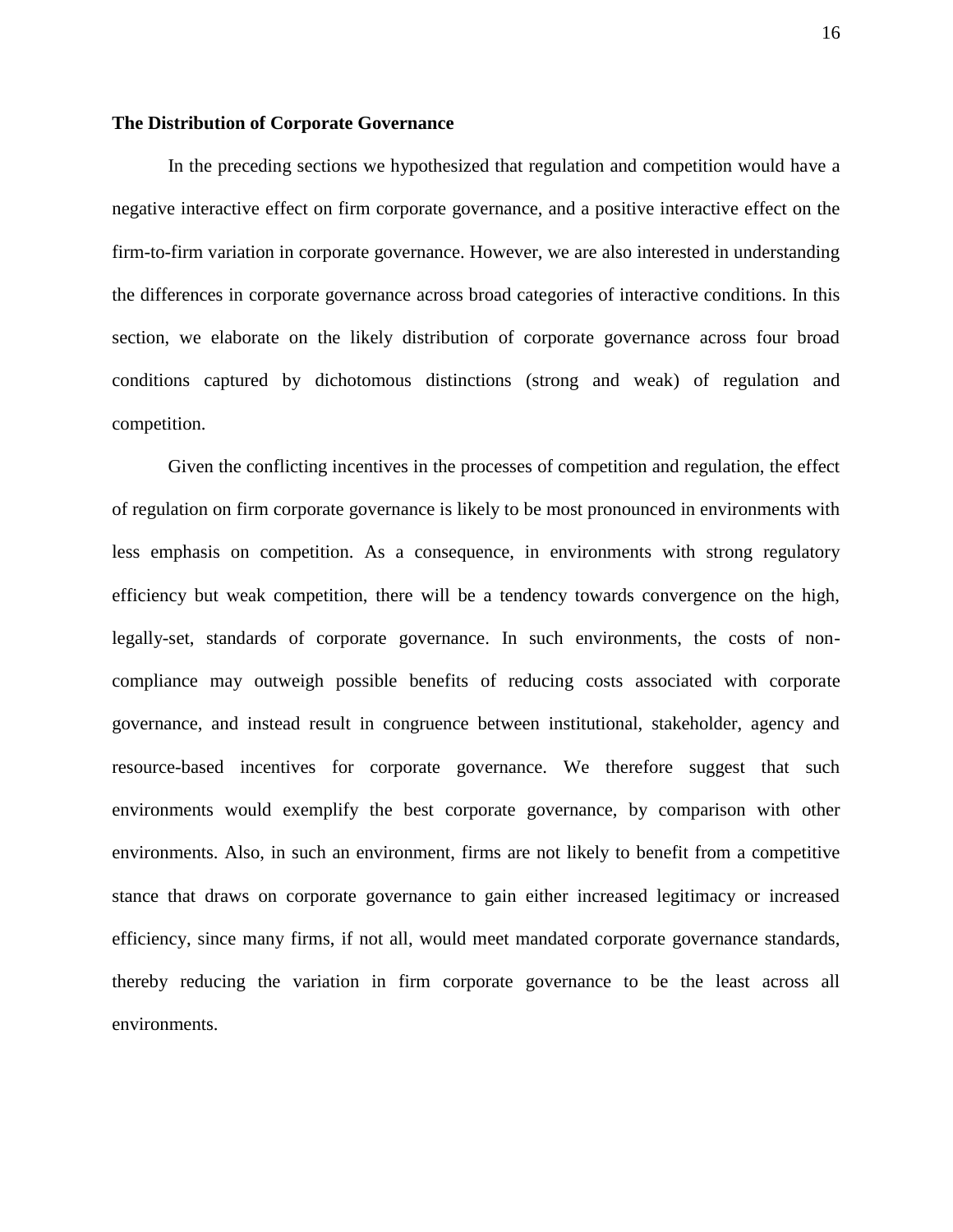**The Distribution of Corporate Governance**

In the preceding sections we hypothesized that regulation and competition would have a negative interactive effect on firm corporate governance, and a positive interactive effect on the firm-to-firm variation in corporate governance. However, we are also interested in understanding the differences in corporate governance across broad categories of interactive conditions. In this section, we elaborate on the likely distribution of corporate governance across four broad conditions captured by dichotomous distinctions (strong and weak) of regulation and competition.

Given the conflicting incentives in the processes of competition and regulation, the effect of regulation on firm corporate governance is likely to be most pronounced in environments with less emphasis on competition. As a consequence, in environments with strong regulatory efficiency but weak competition, there will be a tendency towards convergence on the high, legally-set, standards of corporate governance. In such environments, the costs of non-compliance may outweigh possible benefits of reducing costs associated with corporate governance, and instead result in congruence between institutional, stakeholder, agency and resource-based incentives for corporate governance. We therefore suggest that such environments would exemplify the best corporate governance, by comparison with other environments. Also, in such an environment, firms are not likely to benefit from a competitive stance that draws on corporate governance to gain either increased legitimacy or increased efficiency, since many firms, if not all, would meet mandated corporate governance standards, thereby reducing the variation in firm corporate governance to be the least across all environments.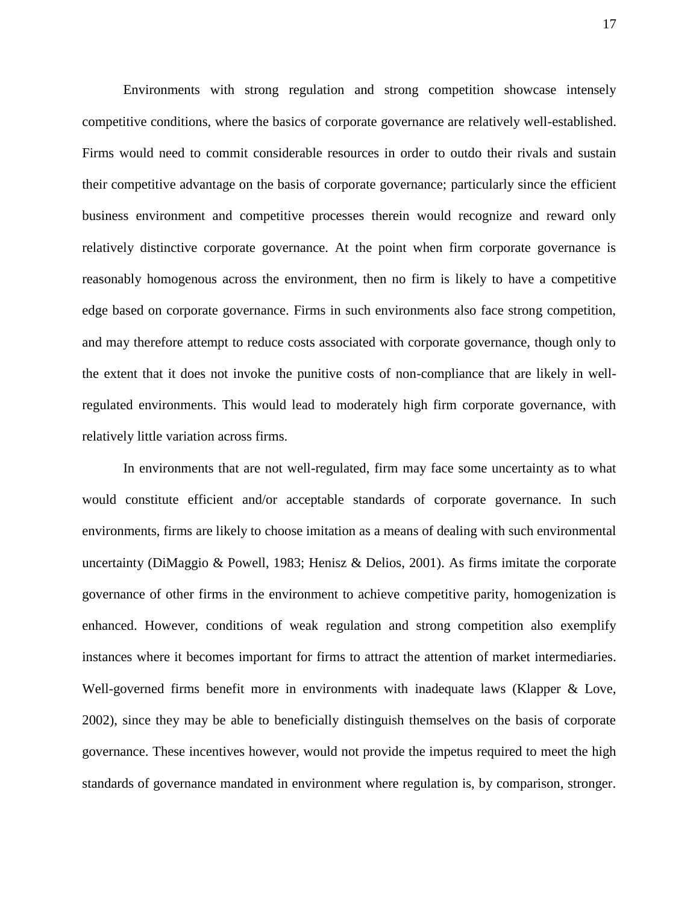Environments with strong regulation and strong competition showcase intensely competitive conditions, where the basics of corporate governance are relatively well-established. Firms would need to commit considerable resources in order to outdo their rivals and sustain their competitive advantage on the basis of corporate governance; particularly since the efficient business environment and competitive processes therein would recognize and reward only relatively distinctive corporate governance. At the point when firm corporate governance is reasonably homogenous across the environment, then no firm is likely to have a competitive edge based on corporate governance. Firms in such environments also face strong competition, and may therefore attempt to reduce costs associated with corporate governance, though only to the extent that it does not invoke the punitive costs of non-compliance that are likely in well-regulated environments. This would lead to moderately high firm corporate governance, with relatively little variation across firms.

In environments that are not well-regulated, firm may face some uncertainty as to what would constitute efficient and/or acceptable standards of corporate governance. In such environments, firms are likely to choose imitation as a means of dealing with such environmental uncertainty (DiMaggio & Powell, 1983; Henisz & Delios, 2001). As firms imitate the corporate governance of other firms in the environment to achieve competitive parity, homogenization is enhanced. However, conditions of weak regulation and strong competition also exemplify instances where it becomes important for firms to attract the attention of market intermediaries. Well-governed firms benefit more in environments with inadequate laws (Klapper & Love, 2002), since they may be able to beneficially distinguish themselves on the basis of corporate governance. These incentives however, would not provide the impetus required to meet the high standards of governance mandated in environment where regulation is, by comparison, stronger.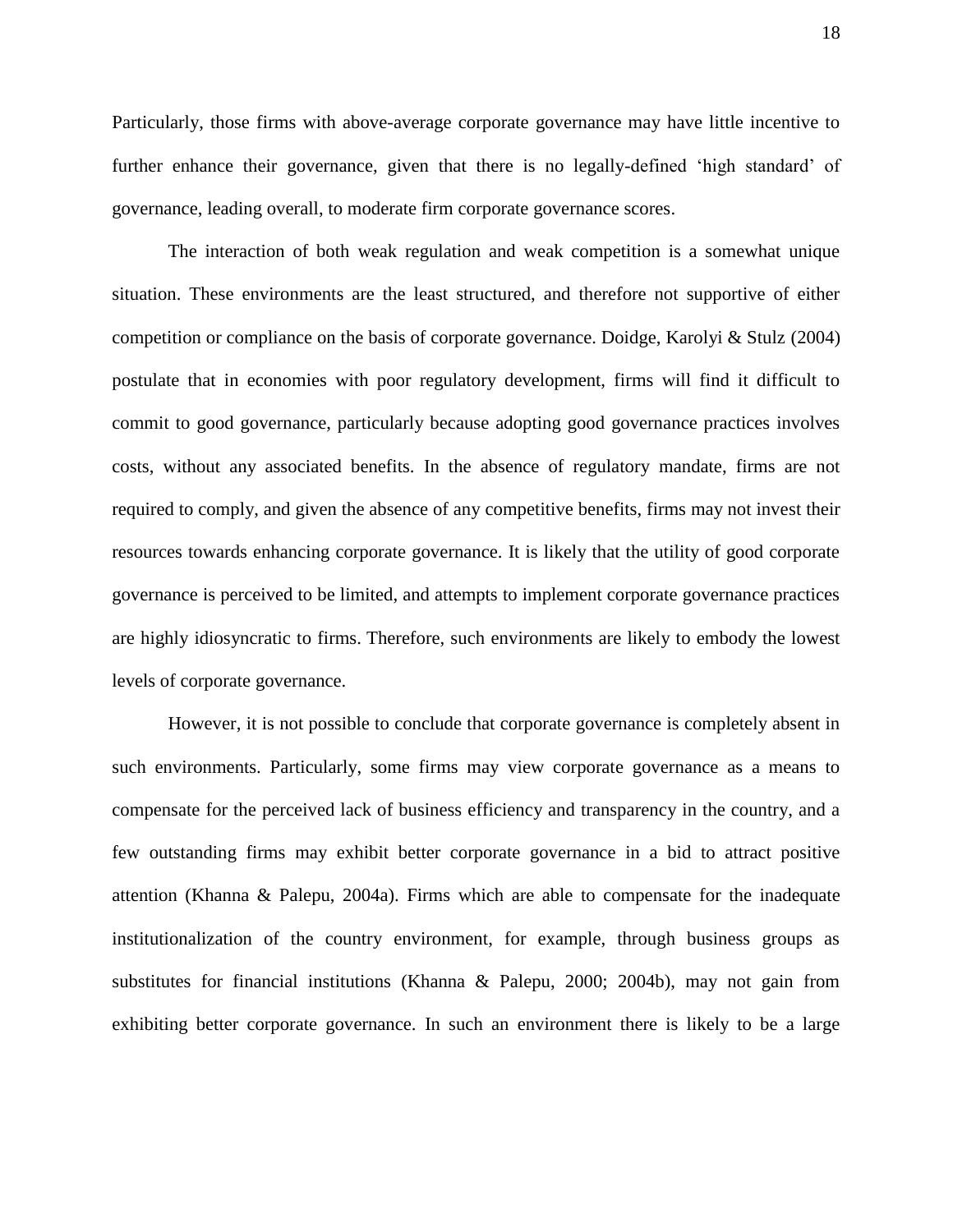Particularly, those firms with above-average corporate governance may have little incentive to further enhance their governance, given that there is no legally-defined 'high standard' of governance, leading overall, to moderate firm corporate governance scores.

The interaction of both weak regulation and weak competition is a somewhat unique situation. These environments are the least structured, and therefore not supportive of either competition or compliance on the basis of corporate governance. Doidge, Karolyi & Stulz (2004) postulate that in economies with poor regulatory development, firms will find it difficult to commit to good governance, particularly because adopting good governance practices involves costs, without any associated benefits. In the absence of regulatory mandate, firms are not required to comply, and given the absence of any competitive benefits, firms may not invest their resources towards enhancing corporate governance. It is likely that the utility of good corporate governance is perceived to be limited, and attempts to implement corporate governance practices are highly idiosyncratic to firms. Therefore, such environments are likely to embody the lowest levels of corporate governance.

However, it is not possible to conclude that corporate governance is completely absent in such environments. Particularly, some firms may view corporate governance as a means to compensate for the perceived lack of business efficiency and transparency in the country, and a few outstanding firms may exhibit better corporate governance in a bid to attract positive attention (Khanna & Palepu, 2004a). Firms which are able to compensate for the inadequate institutionalization of the country environment, for example, through business groups as substitutes for financial institutions (Khanna & Palepu, 2000; 2004b), may not gain from exhibiting better corporate governance. In such an environment there is likely to be a large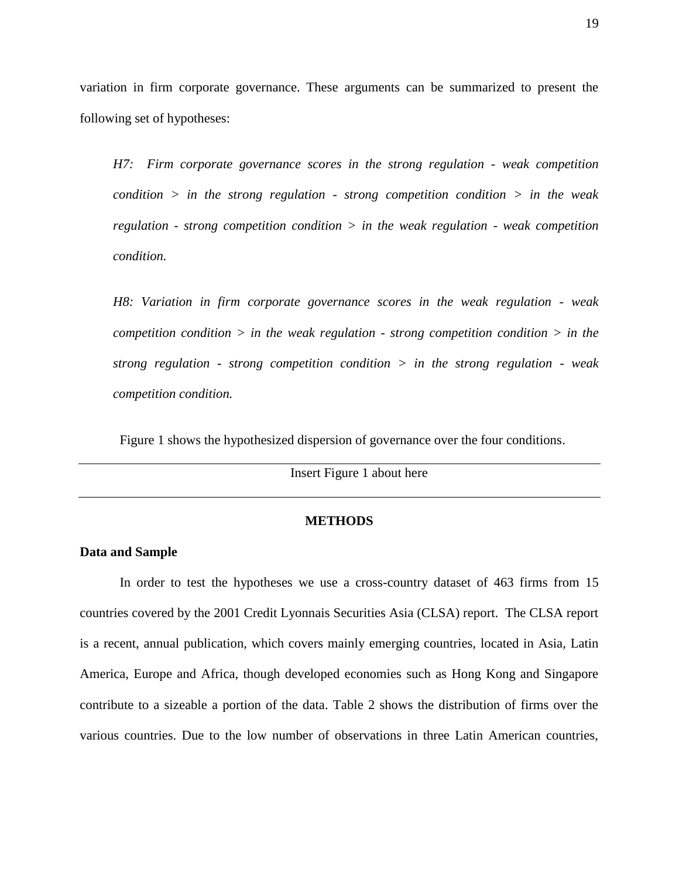variation in firm corporate governance. These arguments can be summarized to present the following set of hypotheses:

*H7: Firm corporate governance scores in the strong regulation - weak competition condition > in the strong regulation - strong competition condition > in the weak regulation - strong competition condition > in the weak regulation - weak competition condition.*

*H8: Variation in firm corporate governance scores in the weak regulation - weak competition condition > in the weak regulation - strong competition condition > in the strong regulation - strong competition condition > in the strong regulation - weak competition condition.*

Figure 1 shows the hypothesized dispersion of governance over the four conditions.

---

Insert Figure 1 about here

---

## METHODS

### Data and Sample

In order to test the hypotheses we use a cross-country dataset of 463 firms from 15 countries covered by the 2001 Credit Lyonnais Securities Asia (CLSA) report. The CLSA report is a recent, annual publication, which covers mainly emerging countries, located in Asia, Latin America, Europe and Africa, though developed economies such as Hong Kong and Singapore contribute to a sizeable a portion of the data. Table 2 shows the distribution of firms over the various countries. Due to the low number of observations in three Latin American countries,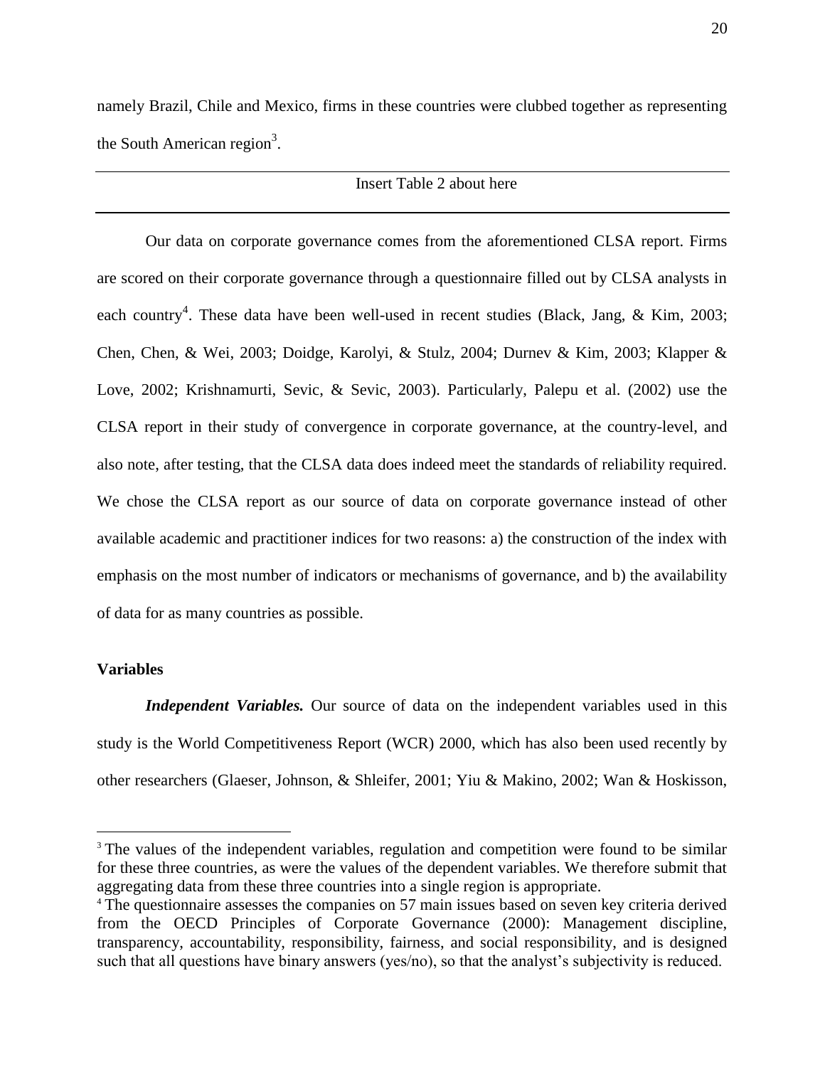namely Brazil, Chile and Mexico, firms in these countries were clubbed together as representing the South American region[3].

---

Insert Table 2 about here

---

Our data on corporate governance comes from the aforementioned CLSA report. Firms are scored on their corporate governance through a questionnaire filled out by CLSA analysts in each country[4]. These data have been well-used in recent studies (Black, Jang, & Kim, 2003; Chen, Chen, & Wei, 2003; Doidge, Karolyi, & Stulz, 2004; Durnev & Kim, 2003; Klapper & Love, 2002; Krishnamurti, Sevic, & Sevic, 2003). Particularly, Palepu et al. (2002) use the CLSA report in their study of convergence in corporate governance, at the country-level, and also note, after testing, that the CLSA data does indeed meet the standards of reliability required. We chose the CLSA report as our source of data on corporate governance instead of other available academic and practitioner indices for two reasons: a) the construction of the index with emphasis on the most number of indicators or mechanisms of governance, and b) the availability of data for as many countries as possible.

**Variables**

***Independent Variables.*** Our source of data on the independent variables used in this study is the World Competitiveness Report (WCR) 2000, which has also been used recently by other researchers (Glaeser, Johnson, & Shleifer, 2001; Yiu & Makino, 2002; Wan & Hoskisson,

---

[3] The values of the independent variables, regulation and competition were found to be similar for these three countries, as were the values of the dependent variables. We therefore submit that aggregating data from these three countries into a single region is appropriate.

[4] The questionnaire assesses the companies on 57 main issues based on seven key criteria derived from the OECD Principles of Corporate Governance (2000): Management discipline, transparency, accountability, responsibility, fairness, and social responsibility, and is designed such that all questions have binary answers (yes/no), so that the analyst's subjectivity is reduced.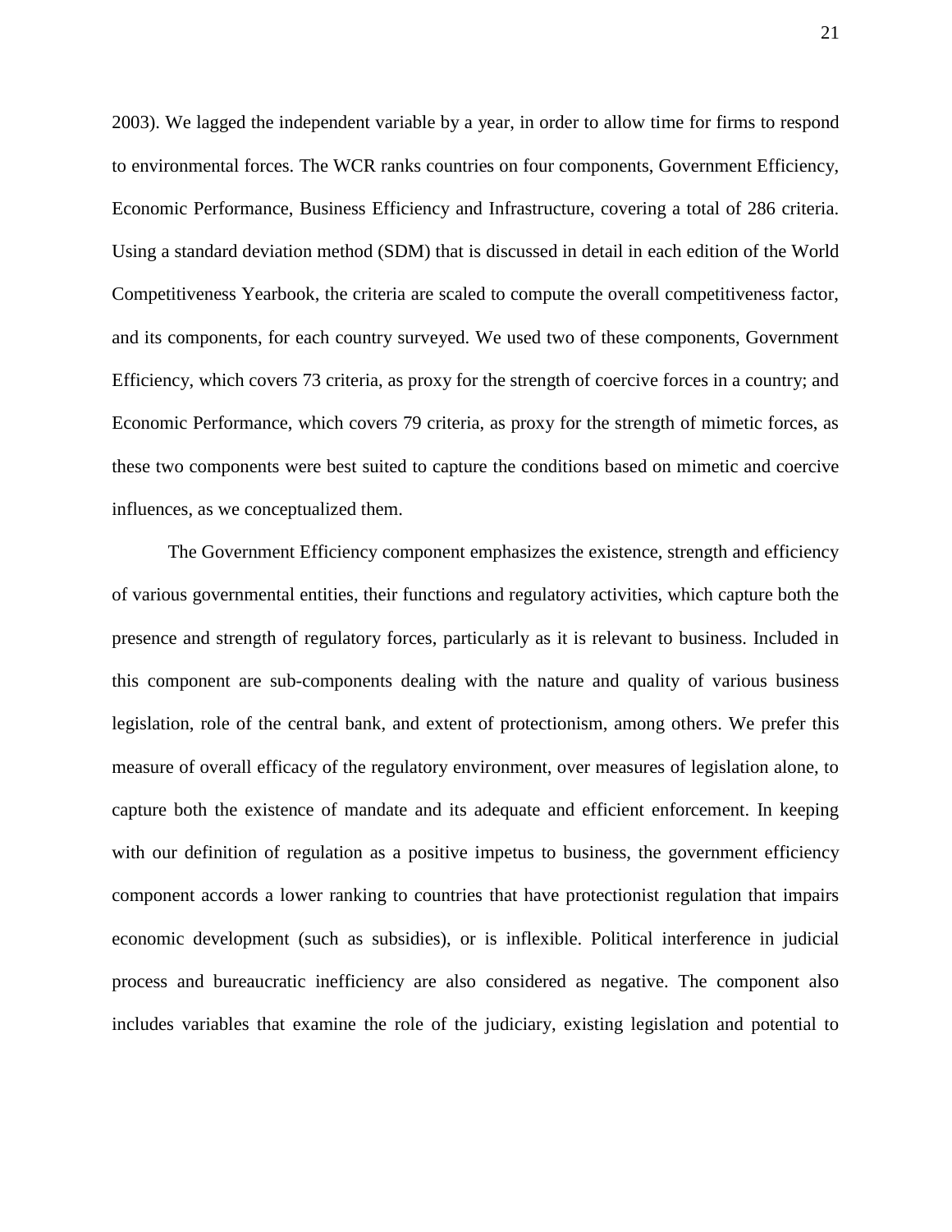2003). We lagged the independent variable by a year, in order to allow time for firms to respond to environmental forces. The WCR ranks countries on four components, Government Efficiency, Economic Performance, Business Efficiency and Infrastructure, covering a total of 286 criteria. Using a standard deviation method (SDM) that is discussed in detail in each edition of the World Competitiveness Yearbook, the criteria are scaled to compute the overall competitiveness factor, and its components, for each country surveyed. We used two of these components, Government Efficiency, which covers 73 criteria, as proxy for the strength of coercive forces in a country; and Economic Performance, which covers 79 criteria, as proxy for the strength of mimetic forces, as these two components were best suited to capture the conditions based on mimetic and coercive influences, as we conceptualized them.

The Government Efficiency component emphasizes the existence, strength and efficiency of various governmental entities, their functions and regulatory activities, which capture both the presence and strength of regulatory forces, particularly as it is relevant to business. Included in this component are sub-components dealing with the nature and quality of various business legislation, role of the central bank, and extent of protectionism, among others. We prefer this measure of overall efficacy of the regulatory environment, over measures of legislation alone, to capture both the existence of mandate and its adequate and efficient enforcement. In keeping with our definition of regulation as a positive impetus to business, the government efficiency component accords a lower ranking to countries that have protectionist regulation that impairs economic development (such as subsidies), or is inflexible. Political interference in judicial process and bureaucratic inefficiency are also considered as negative. The component also includes variables that examine the role of the judiciary, existing legislation and potential to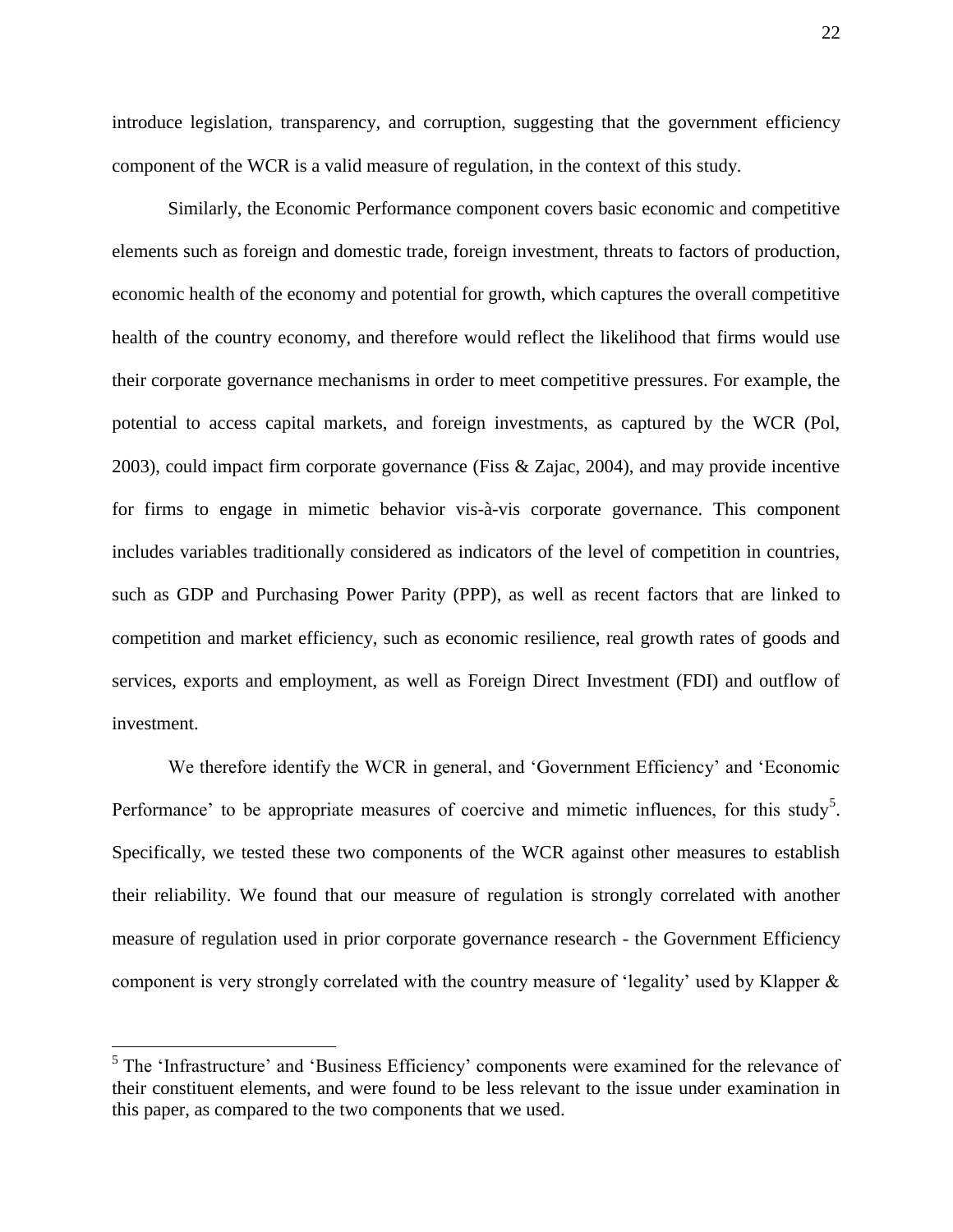introduce legislation, transparency, and corruption, suggesting that the government efficiency component of the WCR is a valid measure of regulation, in the context of this study.

Similarly, the Economic Performance component covers basic economic and competitive elements such as foreign and domestic trade, foreign investment, threats to factors of production, economic health of the economy and potential for growth, which captures the overall competitive health of the country economy, and therefore would reflect the likelihood that firms would use their corporate governance mechanisms in order to meet competitive pressures. For example, the potential to access capital markets, and foreign investments, as captured by the WCR (Pol, 2003), could impact firm corporate governance (Fiss & Zajac, 2004), and may provide incentive for firms to engage in mimetic behavior vis-à-vis corporate governance. This component includes variables traditionally considered as indicators of the level of competition in countries, such as GDP and Purchasing Power Parity (PPP), as well as recent factors that are linked to competition and market efficiency, such as economic resilience, real growth rates of goods and services, exports and employment, as well as Foreign Direct Investment (FDI) and outflow of investment.

We therefore identify the WCR in general, and 'Government Efficiency' and 'Economic Performance' to be appropriate measures of coercive and mimetic influences, for this study[5]. Specifically, we tested these two components of the WCR against other measures to establish their reliability. We found that our measure of regulation is strongly correlated with another measure of regulation used in prior corporate governance research - the Government Efficiency component is very strongly correlated with the country measure of 'legality' used by Klapper &

---

[5] The 'Infrastructure' and 'Business Efficiency' components were examined for the relevance of their constituent elements, and were found to be less relevant to the issue under examination in this paper, as compared to the two components that we used.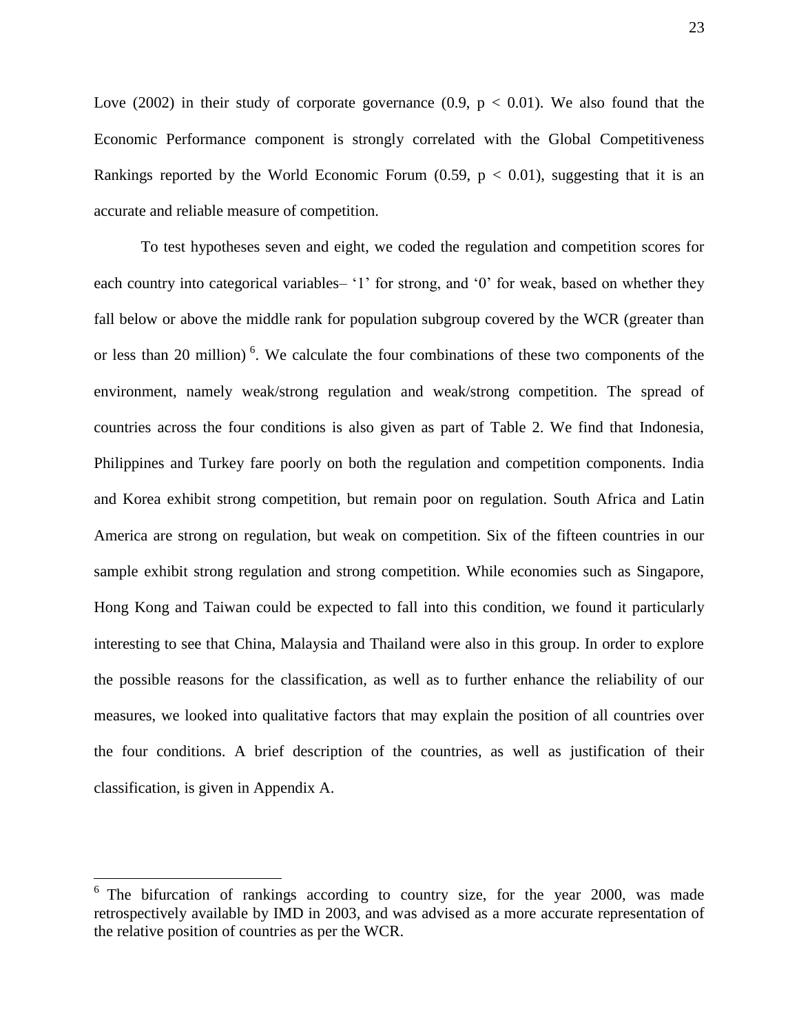Love (2002) in their study of corporate governance (0.9, $p < 0.01$). We also found that the Economic Performance component is strongly correlated with the Global Competitiveness Rankings reported by the World Economic Forum (0.59, $p < 0.01$), suggesting that it is an accurate and reliable measure of competition.

To test hypotheses seven and eight, we coded the regulation and competition scores for each country into categorical variables– '1' for strong, and '0' for weak, based on whether they fall below or above the middle rank for population subgroup covered by the WCR (greater than or less than 20 million) [6]. We calculate the four combinations of these two components of the environment, namely weak/strong regulation and weak/strong competition. The spread of countries across the four conditions is also given as part of Table 2. We find that Indonesia, Philippines and Turkey fare poorly on both the regulation and competition components. India and Korea exhibit strong competition, but remain poor on regulation. South Africa and Latin America are strong on regulation, but weak on competition. Six of the fifteen countries in our sample exhibit strong regulation and strong competition. While economies such as Singapore, Hong Kong and Taiwan could be expected to fall into this condition, we found it particularly interesting to see that China, Malaysia and Thailand were also in this group. In order to explore the possible reasons for the classification, as well as to further enhance the reliability of our measures, we looked into qualitative factors that may explain the position of all countries over the four conditions. A brief description of the countries, as well as justification of their classification, is given in Appendix A.

[6] The bifurcation of rankings according to country size, for the year 2000, was made retrospectively available by IMD in 2003, and was advised as a more accurate representation of the relative position of countries as per the WCR.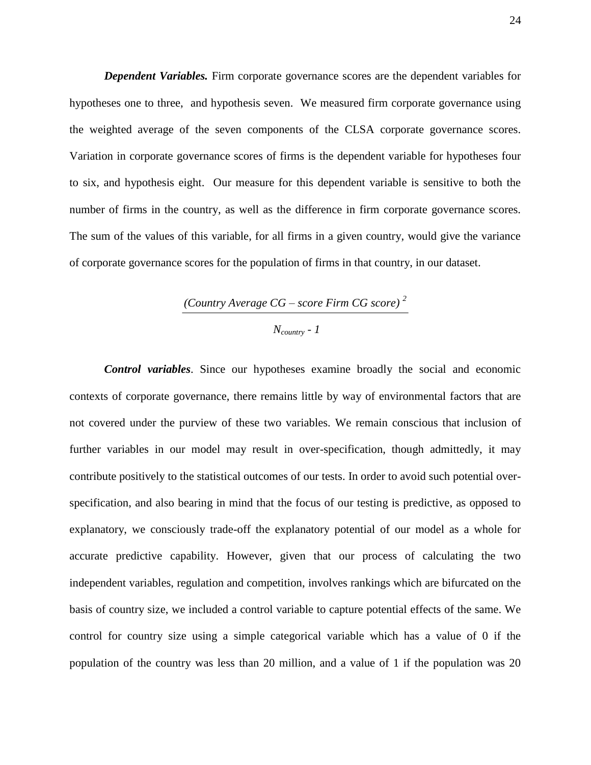***Dependent Variables.*** Firm corporate governance scores are the dependent variables for hypotheses one to three, and hypothesis seven. We measured firm corporate governance using the weighted average of the seven components of the CLSA corporate governance scores. Variation in corporate governance scores of firms is the dependent variable for hypotheses four to six, and hypothesis eight. Our measure for this dependent variable is sensitive to both the number of firms in the country, as well as the difference in firm corporate governance scores. The sum of the values of this variable, for all firms in a given country, would give the variance of corporate governance scores for the population of firms in that country, in our dataset.

$$\frac{(\textit{Country Average CG – score Firm CG score})^2}{N_{country} - 1}$$

***Control variables***. Since our hypotheses examine broadly the social and economic contexts of corporate governance, there remains little by way of environmental factors that are not covered under the purview of these two variables. We remain conscious that inclusion of further variables in our model may result in over-specification, though admittedly, it may contribute positively to the statistical outcomes of our tests. In order to avoid such potential over-specification, and also bearing in mind that the focus of our testing is predictive, as opposed to explanatory, we consciously trade-off the explanatory potential of our model as a whole for accurate predictive capability. However, given that our process of calculating the two independent variables, regulation and competition, involves rankings which are bifurcated on the basis of country size, we included a control variable to capture potential effects of the same. We control for country size using a simple categorical variable which has a value of 0 if the population of the country was less than 20 million, and a value of 1 if the population was 20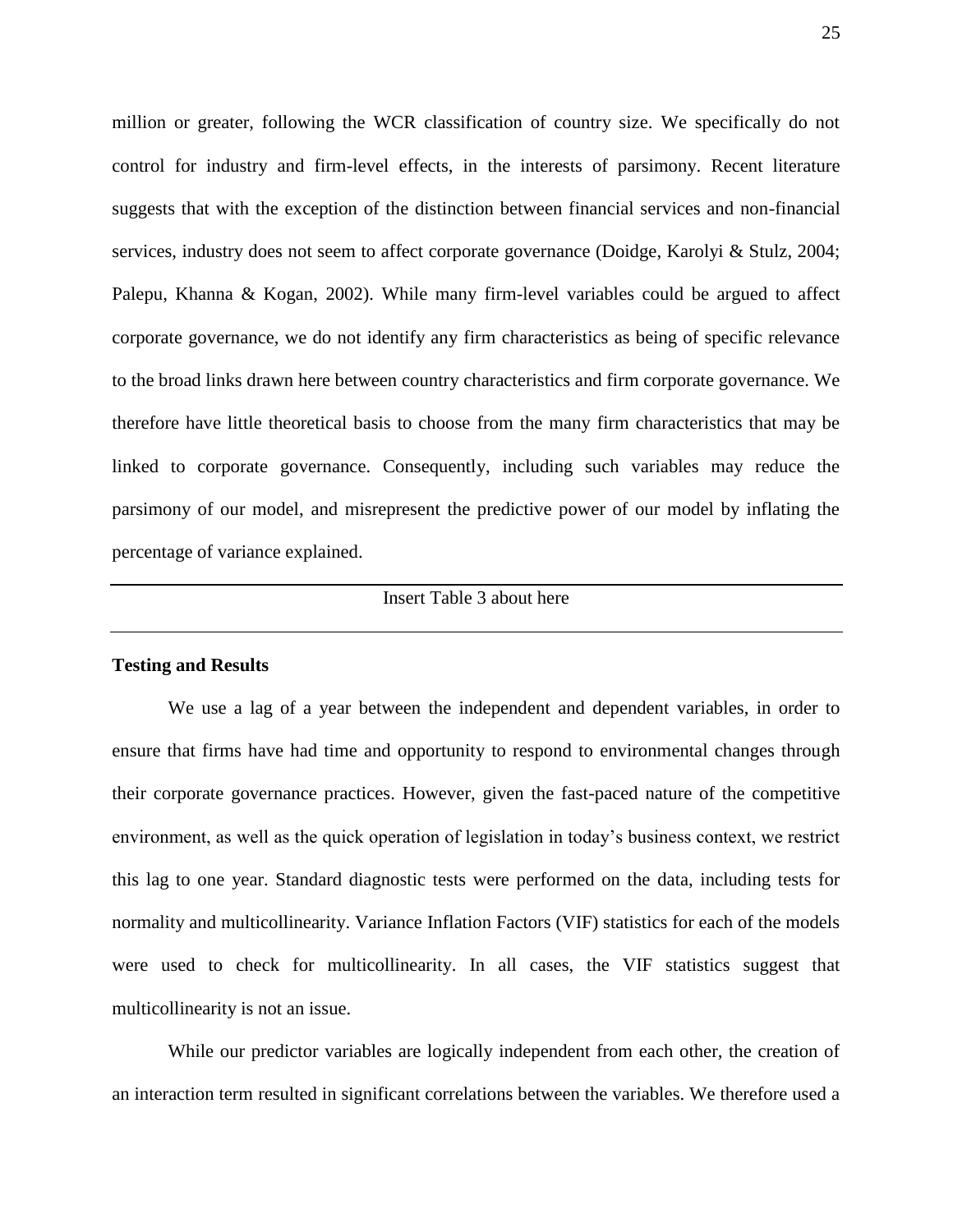million or greater, following the WCR classification of country size. We specifically do not control for industry and firm-level effects, in the interests of parsimony. Recent literature suggests that with the exception of the distinction between financial services and non-financial services, industry does not seem to affect corporate governance (Doidge, Karolyi & Stulz, 2004; Palepu, Khanna & Kogan, 2002). While many firm-level variables could be argued to affect corporate governance, we do not identify any firm characteristics as being of specific relevance to the broad links drawn here between country characteristics and firm corporate governance. We therefore have little theoretical basis to choose from the many firm characteristics that may be linked to corporate governance. Consequently, including such variables may reduce the parsimony of our model, and misrepresent the predictive power of our model by inflating the percentage of variance explained.

---

Insert Table 3 about here

---

**Testing and Results**

We use a lag of a year between the independent and dependent variables, in order to ensure that firms have had time and opportunity to respond to environmental changes through their corporate governance practices. However, given the fast-paced nature of the competitive environment, as well as the quick operation of legislation in today's business context, we restrict this lag to one year. Standard diagnostic tests were performed on the data, including tests for normality and multicollinearity. Variance Inflation Factors (VIF) statistics for each of the models were used to check for multicollinearity. In all cases, the VIF statistics suggest that multicollinearity is not an issue.

While our predictor variables are logically independent from each other, the creation of an interaction term resulted in significant correlations between the variables. We therefore used a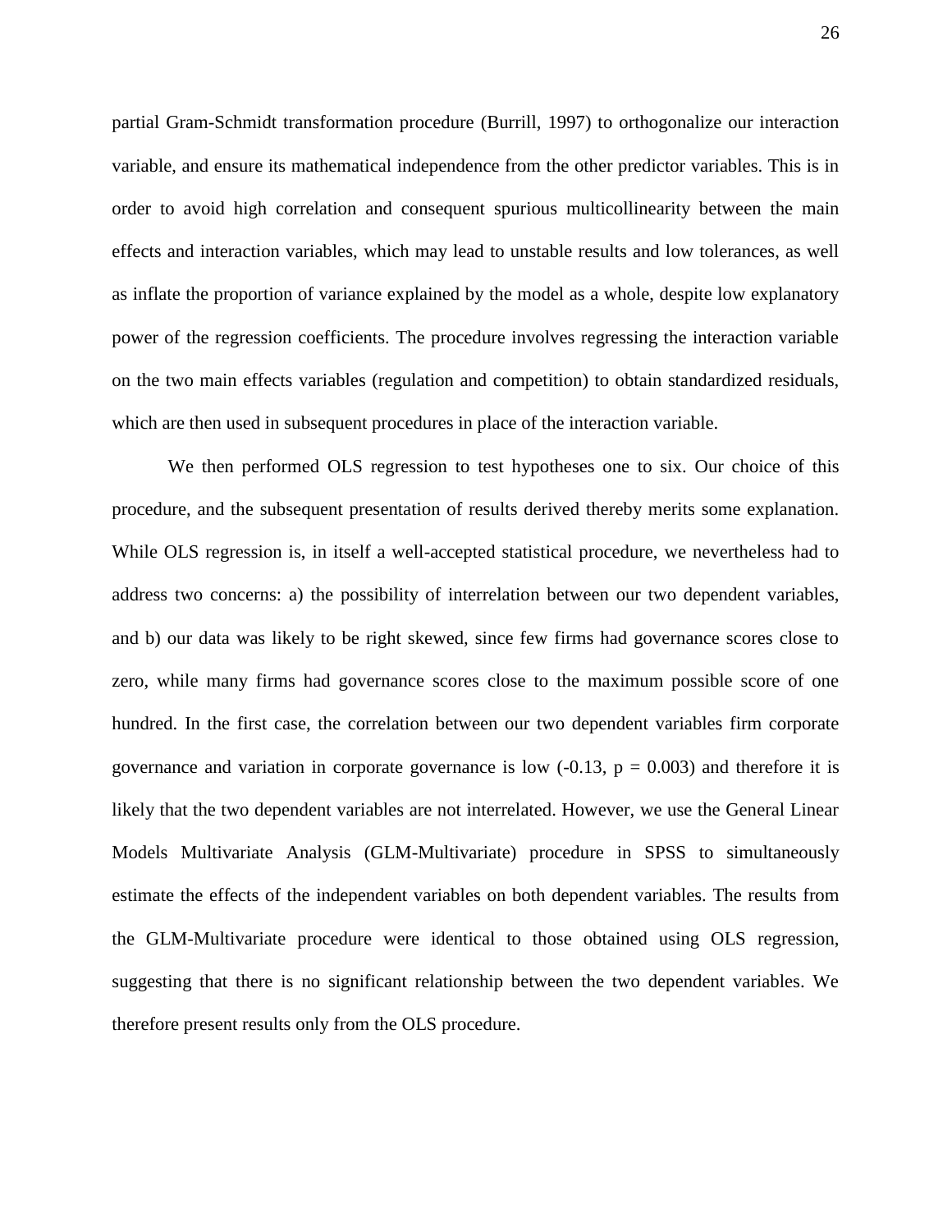partial Gram-Schmidt transformation procedure (Burrill, 1997) to orthogonalize our interaction variable, and ensure its mathematical independence from the other predictor variables. This is in order to avoid high correlation and consequent spurious multicollinearity between the main effects and interaction variables, which may lead to unstable results and low tolerances, as well as inflate the proportion of variance explained by the model as a whole, despite low explanatory power of the regression coefficients. The procedure involves regressing the interaction variable on the two main effects variables (regulation and competition) to obtain standardized residuals, which are then used in subsequent procedures in place of the interaction variable.

We then performed OLS regression to test hypotheses one to six. Our choice of this procedure, and the subsequent presentation of results derived thereby merits some explanation. While OLS regression is, in itself a well-accepted statistical procedure, we nevertheless had to address two concerns: a) the possibility of interrelation between our two dependent variables, and b) our data was likely to be right skewed, since few firms had governance scores close to zero, while many firms had governance scores close to the maximum possible score of one hundred. In the first case, the correlation between our two dependent variables firm corporate governance and variation in corporate governance is low (-0.13, $p = 0.003$) and therefore it is likely that the two dependent variables are not interrelated. However, we use the General Linear Models Multivariate Analysis (GLM-Multivariate) procedure in SPSS to simultaneously estimate the effects of the independent variables on both dependent variables. The results from the GLM-Multivariate procedure were identical to those obtained using OLS regression, suggesting that there is no significant relationship between the two dependent variables. We therefore present results only from the OLS procedure.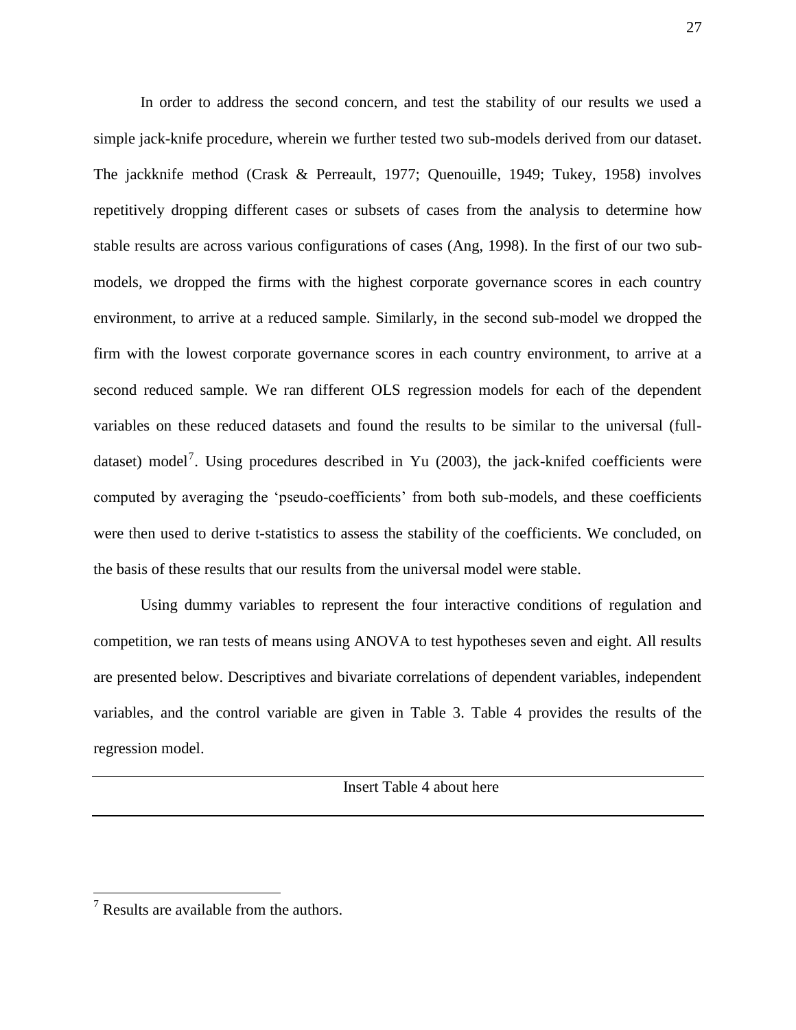In order to address the second concern, and test the stability of our results we used a simple jack-knife procedure, wherein we further tested two sub-models derived from our dataset. The jackknife method (Crask & Perreault, 1977; Quenouille, 1949; Tukey, 1958) involves repetitively dropping different cases or subsets of cases from the analysis to determine how stable results are across various configurations of cases (Ang, 1998). In the first of our two sub-models, we dropped the firms with the highest corporate governance scores in each country environment, to arrive at a reduced sample. Similarly, in the second sub-model we dropped the firm with the lowest corporate governance scores in each country environment, to arrive at a second reduced sample. We ran different OLS regression models for each of the dependent variables on these reduced datasets and found the results to be similar to the universal (full-dataset) model[7]. Using procedures described in Yu (2003), the jack-knifed coefficients were computed by averaging the 'pseudo-coefficients' from both sub-models, and these coefficients were then used to derive t-statistics to assess the stability of the coefficients. We concluded, on the basis of these results that our results from the universal model were stable.

Using dummy variables to represent the four interactive conditions of regulation and competition, we ran tests of means using ANOVA to test hypotheses seven and eight. All results are presented below. Descriptives and bivariate correlations of dependent variables, independent variables, and the control variable are given in Table 3. Table 4 provides the results of the regression model.

---

Insert Table 4 about here

---

[7] Results are available from the authors.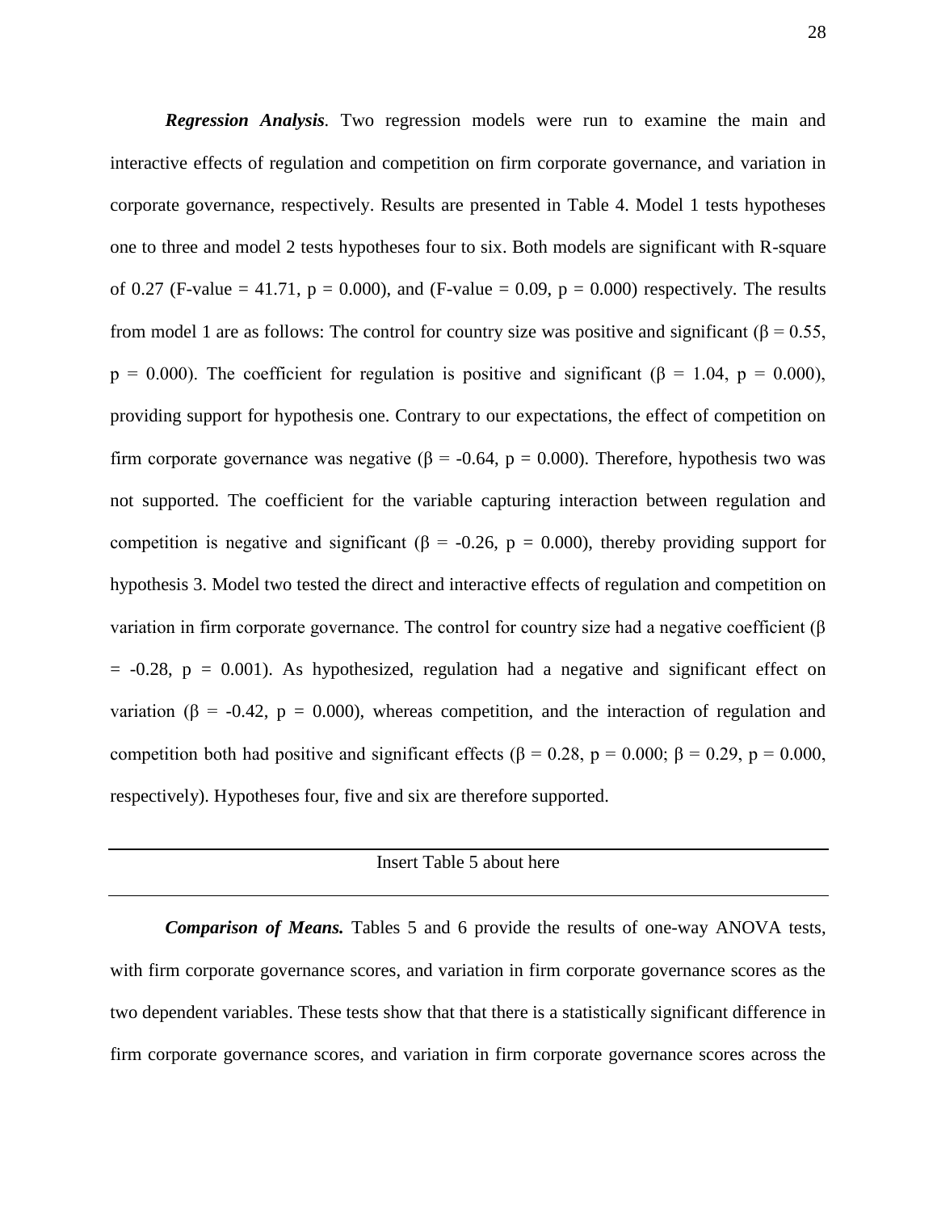***Regression Analysis*.** Two regression models were run to examine the main and interactive effects of regulation and competition on firm corporate governance, and variation in corporate governance, respectively. Results are presented in Table 4. Model 1 tests hypotheses one to three and model 2 tests hypotheses four to six. Both models are significant with R-square of 0.27 (F-value = 41.71, $p = 0.000$), and (F-value = 0.09, $p = 0.000$) respectively. The results from model 1 are as follows: The control for country size was positive and significant ($\beta = 0.55$, $p = 0.000$). The coefficient for regulation is positive and significant ($\beta = 1.04$, $p = 0.000$), providing support for hypothesis one. Contrary to our expectations, the effect of competition on firm corporate governance was negative ($\beta = -0.64$, $p = 0.000$). Therefore, hypothesis two was not supported. The coefficient for the variable capturing interaction between regulation and competition is negative and significant ($\beta = -0.26$, $p = 0.000$), thereby providing support for hypothesis 3. Model two tested the direct and interactive effects of regulation and competition on variation in firm corporate governance. The control for country size had a negative coefficient ($\beta = -0.28$, $p = 0.001$). As hypothesized, regulation had a negative and significant effect on variation ($\beta = -0.42$, $p = 0.000$), whereas competition, and the interaction of regulation and competition both had positive and significant effects ($\beta = 0.28$, $p = 0.000$; $\beta = 0.29$, $p = 0.000$, respectively). Hypotheses four, five and six are therefore supported.

---

Insert Table 5 about here

---

***Comparison of Means.*** Tables 5 and 6 provide the results of one-way ANOVA tests, with firm corporate governance scores, and variation in firm corporate governance scores as the two dependent variables. These tests show that that there is a statistically significant difference in firm corporate governance scores, and variation in firm corporate governance scores across the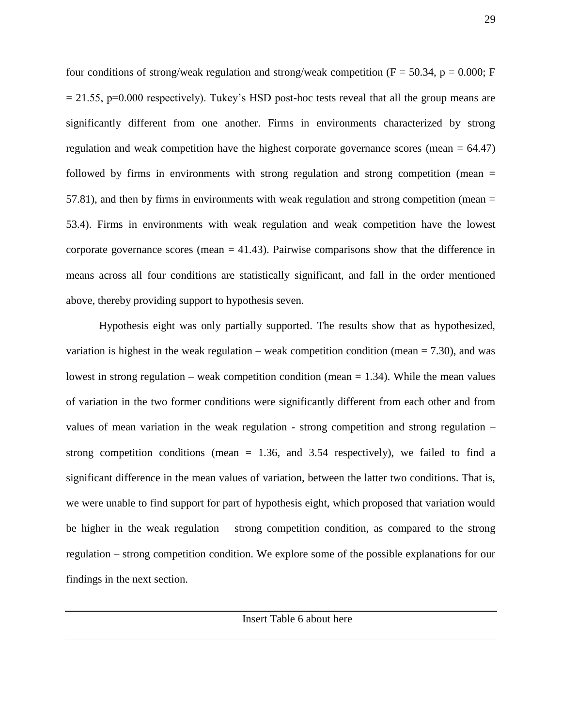four conditions of strong/weak regulation and strong/weak competition ($F = 50.34$, $p = 0.000$; $F = 21.55$, $p=0.000$ respectively). Tukey's HSD post-hoc tests reveal that all the group means are significantly different from one another. Firms in environments characterized by strong regulation and weak competition have the highest corporate governance scores (mean = 64.47) followed by firms in environments with strong regulation and strong competition (mean = 57.81), and then by firms in environments with weak regulation and strong competition (mean = 53.4). Firms in environments with weak regulation and weak competition have the lowest corporate governance scores (mean = 41.43). Pairwise comparisons show that the difference in means across all four conditions are statistically significant, and fall in the order mentioned above, thereby providing support to hypothesis seven.

Hypothesis eight was only partially supported. The results show that as hypothesized, variation is highest in the weak regulation – weak competition condition (mean = 7.30), and was lowest in strong regulation – weak competition condition (mean = 1.34). While the mean values of variation in the two former conditions were significantly different from each other and from values of mean variation in the weak regulation - strong competition and strong regulation – strong competition conditions (mean = 1.36, and 3.54 respectively), we failed to find a significant difference in the mean values of variation, between the latter two conditions. That is, we were unable to find support for part of hypothesis eight, which proposed that variation would be higher in the weak regulation – strong competition condition, as compared to the strong regulation – strong competition condition. We explore some of the possible explanations for our findings in the next section.

---

Insert Table 6 about here

---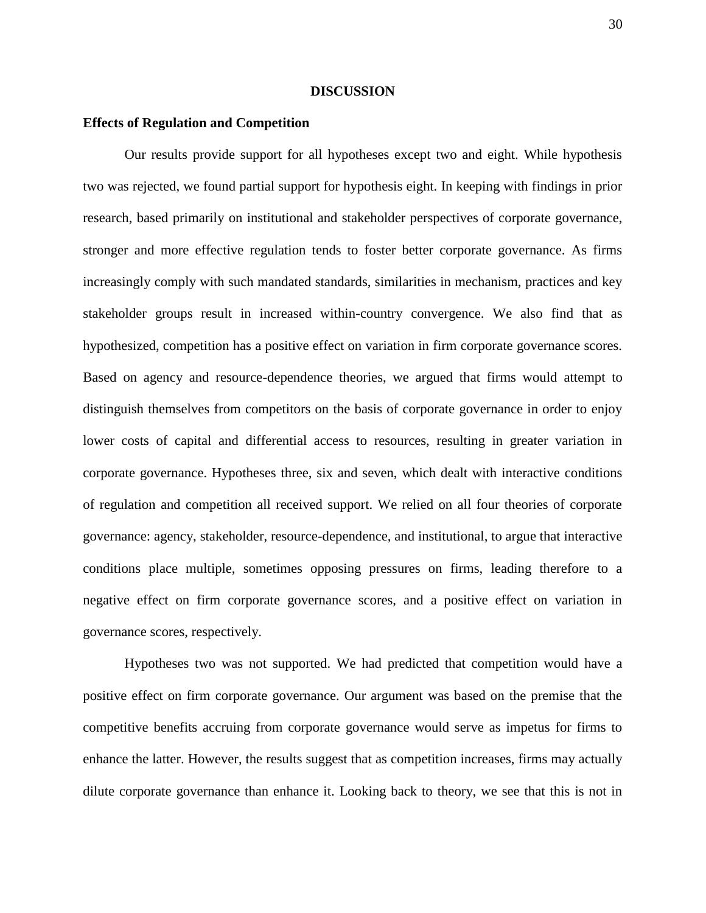# DISCUSSION

## Effects of Regulation and Competition

Our results provide support for all hypotheses except two and eight. While hypothesis two was rejected, we found partial support for hypothesis eight. In keeping with findings in prior research, based primarily on institutional and stakeholder perspectives of corporate governance, stronger and more effective regulation tends to foster better corporate governance. As firms increasingly comply with such mandated standards, similarities in mechanism, practices and key stakeholder groups result in increased within-country convergence. We also find that as hypothesized, competition has a positive effect on variation in firm corporate governance scores. Based on agency and resource-dependence theories, we argued that firms would attempt to distinguish themselves from competitors on the basis of corporate governance in order to enjoy lower costs of capital and differential access to resources, resulting in greater variation in corporate governance. Hypotheses three, six and seven, which dealt with interactive conditions of regulation and competition all received support. We relied on all four theories of corporate governance: agency, stakeholder, resource-dependence, and institutional, to argue that interactive conditions place multiple, sometimes opposing pressures on firms, leading therefore to a negative effect on firm corporate governance scores, and a positive effect on variation in governance scores, respectively.

Hypotheses two was not supported. We had predicted that competition would have a positive effect on firm corporate governance. Our argument was based on the premise that the competitive benefits accruing from corporate governance would serve as impetus for firms to enhance the latter. However, the results suggest that as competition increases, firms may actually dilute corporate governance than enhance it. Looking back to theory, we see that this is not in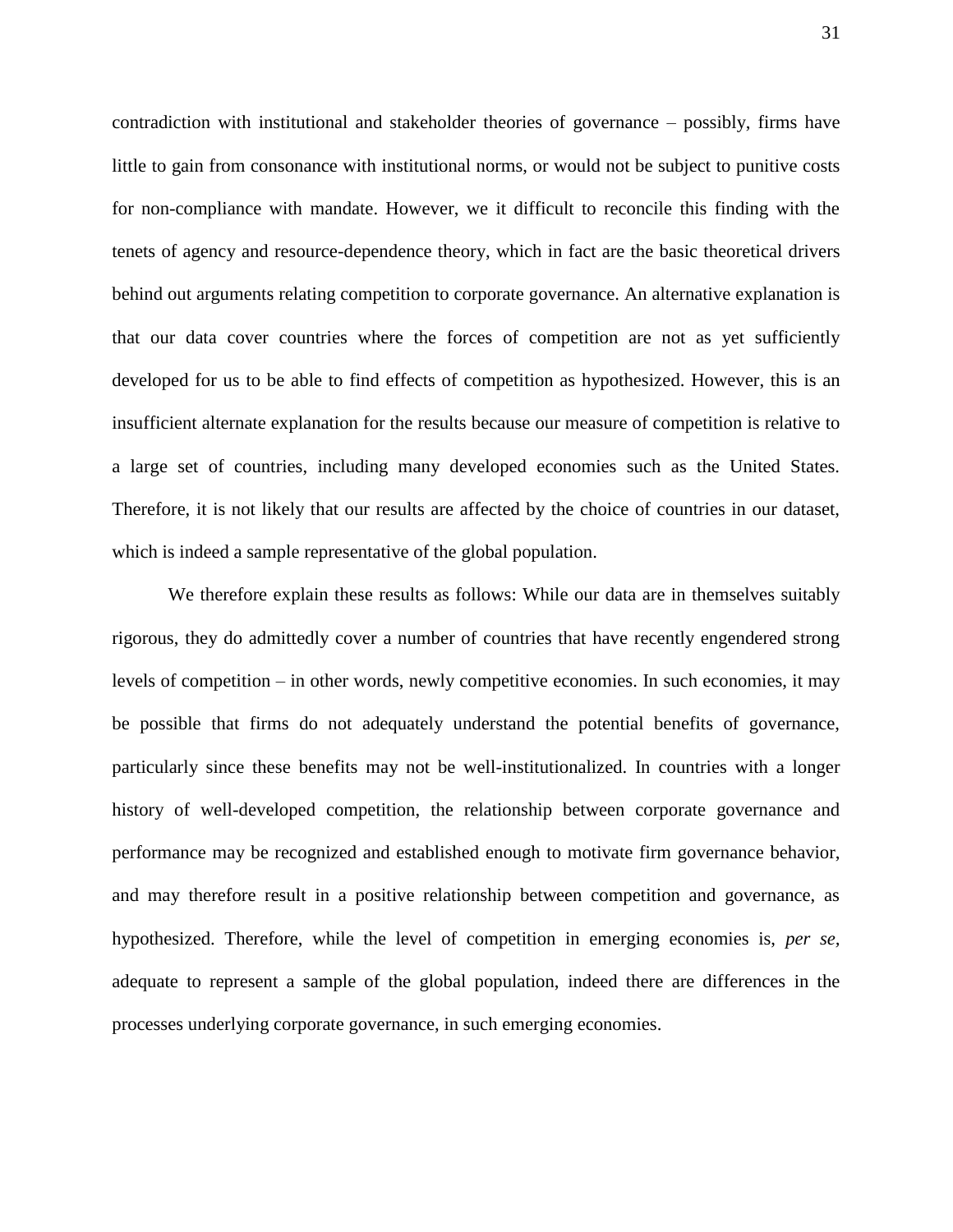contradiction with institutional and stakeholder theories of governance – possibly, firms have little to gain from consonance with institutional norms, or would not be subject to punitive costs for non-compliance with mandate. However, we it difficult to reconcile this finding with the tenets of agency and resource-dependence theory, which in fact are the basic theoretical drivers behind out arguments relating competition to corporate governance. An alternative explanation is that our data cover countries where the forces of competition are not as yet sufficiently developed for us to be able to find effects of competition as hypothesized. However, this is an insufficient alternate explanation for the results because our measure of competition is relative to a large set of countries, including many developed economies such as the United States. Therefore, it is not likely that our results are affected by the choice of countries in our dataset, which is indeed a sample representative of the global population.

We therefore explain these results as follows: While our data are in themselves suitably rigorous, they do admittedly cover a number of countries that have recently engendered strong levels of competition – in other words, newly competitive economies. In such economies, it may be possible that firms do not adequately understand the potential benefits of governance, particularly since these benefits may not be well-institutionalized. In countries with a longer history of well-developed competition, the relationship between corporate governance and performance may be recognized and established enough to motivate firm governance behavior, and may therefore result in a positive relationship between competition and governance, as hypothesized. Therefore, while the level of competition in emerging economies is, *per se*, adequate to represent a sample of the global population, indeed there are differences in the processes underlying corporate governance, in such emerging economies.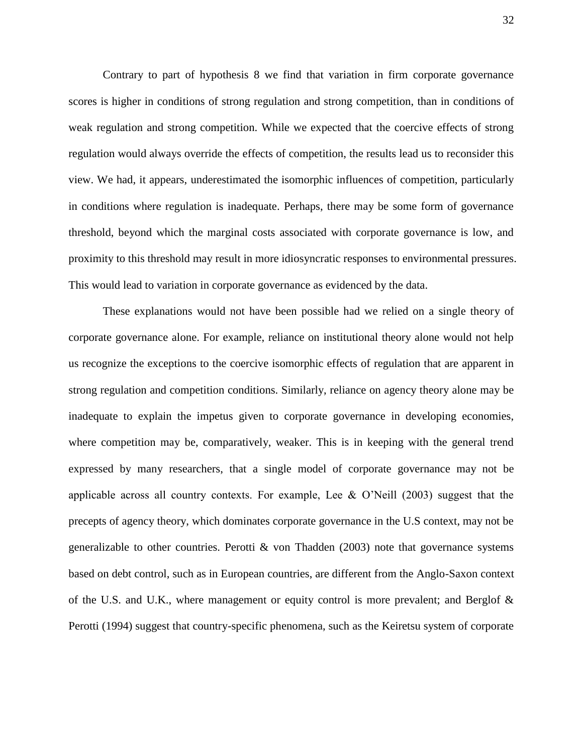Contrary to part of hypothesis 8 we find that variation in firm corporate governance scores is higher in conditions of strong regulation and strong competition, than in conditions of weak regulation and strong competition. While we expected that the coercive effects of strong regulation would always override the effects of competition, the results lead us to reconsider this view. We had, it appears, underestimated the isomorphic influences of competition, particularly in conditions where regulation is inadequate. Perhaps, there may be some form of governance threshold, beyond which the marginal costs associated with corporate governance is low, and proximity to this threshold may result in more idiosyncratic responses to environmental pressures. This would lead to variation in corporate governance as evidenced by the data.

These explanations would not have been possible had we relied on a single theory of corporate governance alone. For example, reliance on institutional theory alone would not help us recognize the exceptions to the coercive isomorphic effects of regulation that are apparent in strong regulation and competition conditions. Similarly, reliance on agency theory alone may be inadequate to explain the impetus given to corporate governance in developing economies, where competition may be, comparatively, weaker. This is in keeping with the general trend expressed by many researchers, that a single model of corporate governance may not be applicable across all country contexts. For example, Lee & O'Neill (2003) suggest that the precepts of agency theory, which dominates corporate governance in the U.S context, may not be generalizable to other countries. Perotti & von Thadden (2003) note that governance systems based on debt control, such as in European countries, are different from the Anglo-Saxon context of the U.S. and U.K., where management or equity control is more prevalent; and Berglof & Perotti (1994) suggest that country-specific phenomena, such as the Keiretsu system of corporate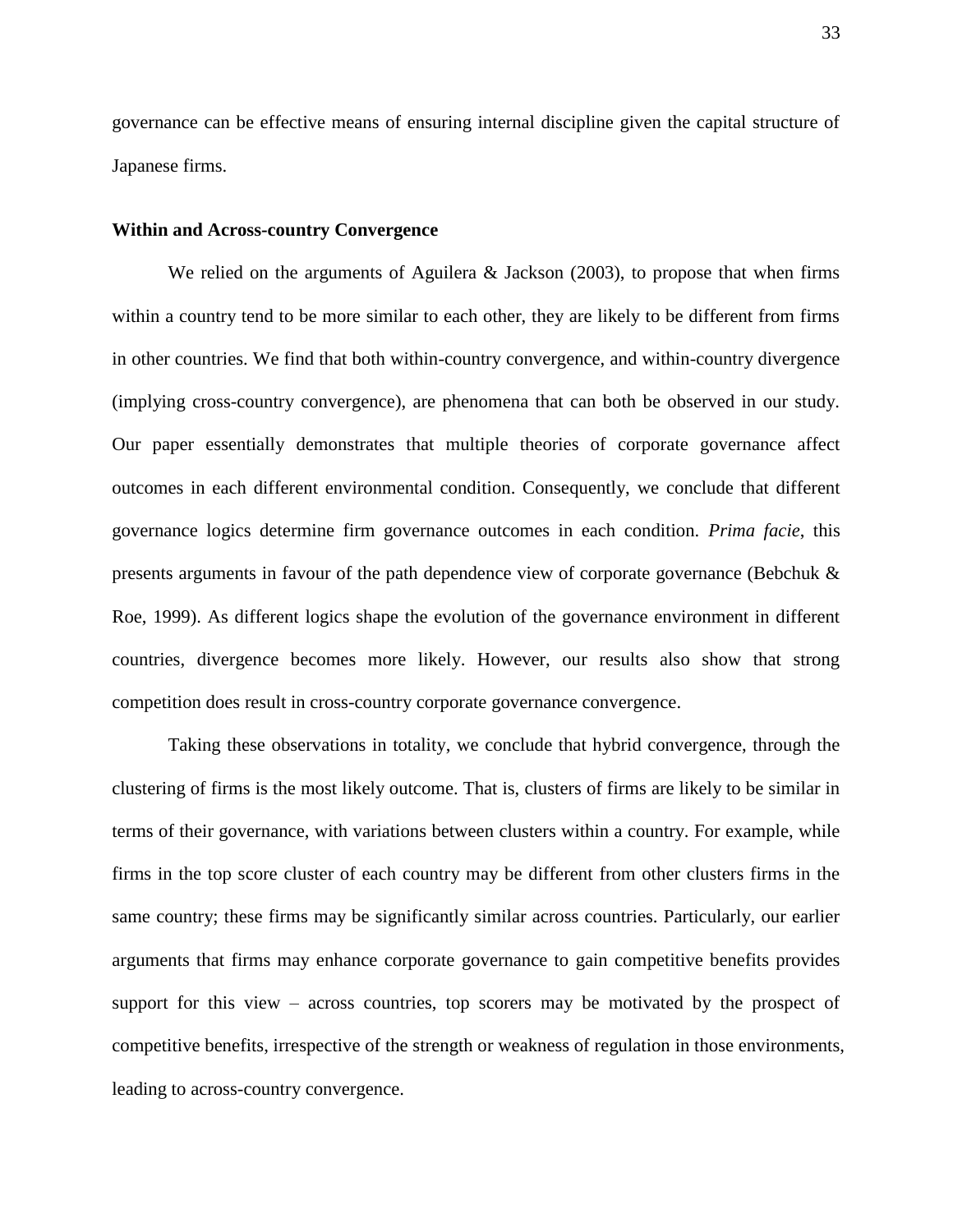governance can be effective means of ensuring internal discipline given the capital structure of Japanese firms.

**Within and Across-country Convergence**

We relied on the arguments of Aguilera & Jackson (2003), to propose that when firms within a country tend to be more similar to each other, they are likely to be different from firms in other countries. We find that both within-country convergence, and within-country divergence (implying cross-country convergence), are phenomena that can both be observed in our study. Our paper essentially demonstrates that multiple theories of corporate governance affect outcomes in each different environmental condition. Consequently, we conclude that different governance logics determine firm governance outcomes in each condition. *Prima facie*, this presents arguments in favour of the path dependence view of corporate governance (Bebchuk & Roe, 1999). As different logics shape the evolution of the governance environment in different countries, divergence becomes more likely. However, our results also show that strong competition does result in cross-country corporate governance convergence.

Taking these observations in totality, we conclude that hybrid convergence, through the clustering of firms is the most likely outcome. That is, clusters of firms are likely to be similar in terms of their governance, with variations between clusters within a country. For example, while firms in the top score cluster of each country may be different from other clusters firms in the same country; these firms may be significantly similar across countries. Particularly, our earlier arguments that firms may enhance corporate governance to gain competitive benefits provides support for this view – across countries, top scorers may be motivated by the prospect of competitive benefits, irrespective of the strength or weakness of regulation in those environments, leading to across-country convergence.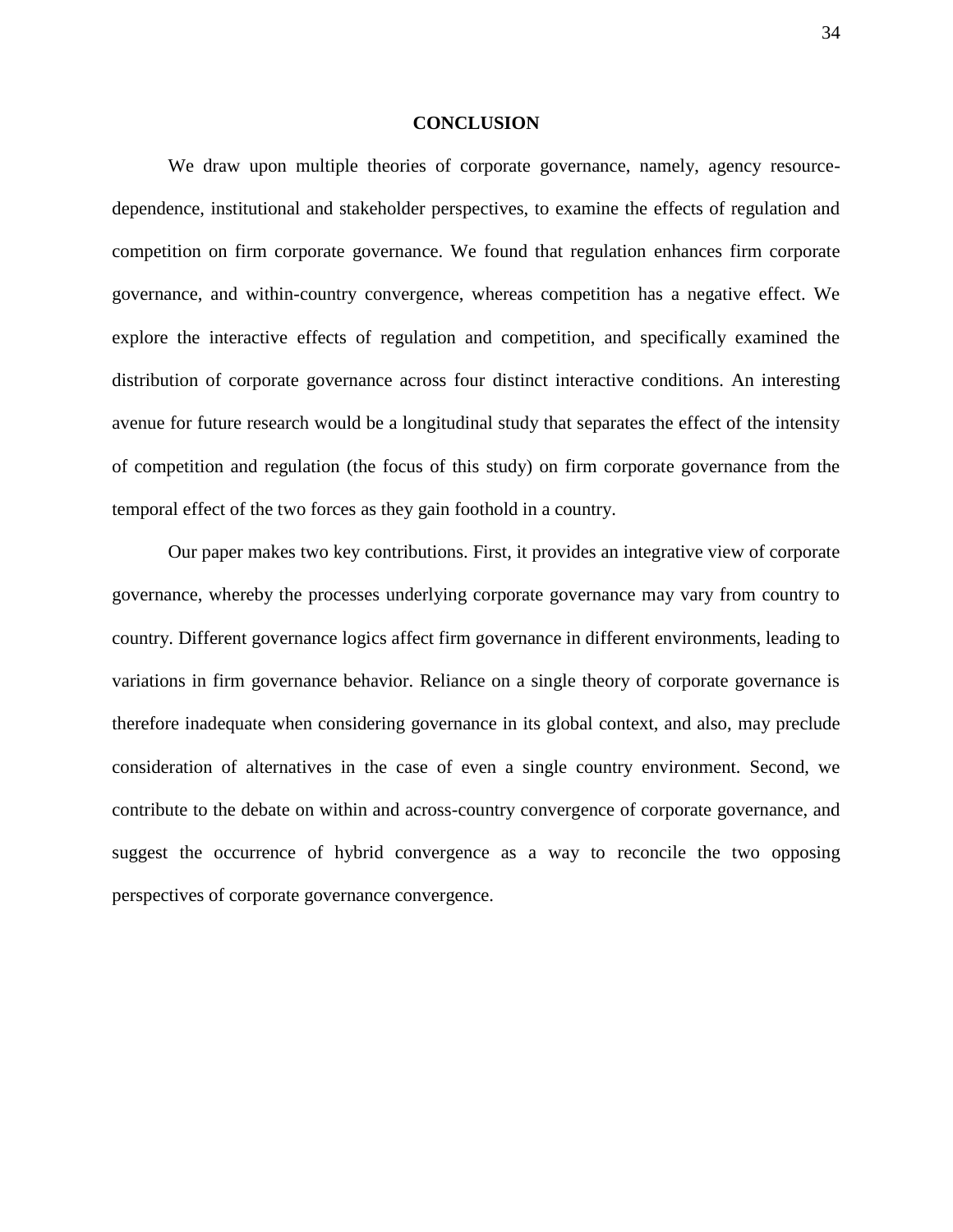## CONCLUSION

We draw upon multiple theories of corporate governance, namely, agency resource-dependence, institutional and stakeholder perspectives, to examine the effects of regulation and competition on firm corporate governance. We found that regulation enhances firm corporate governance, and within-country convergence, whereas competition has a negative effect. We explore the interactive effects of regulation and competition, and specifically examined the distribution of corporate governance across four distinct interactive conditions. An interesting avenue for future research would be a longitudinal study that separates the effect of the intensity of competition and regulation (the focus of this study) on firm corporate governance from the temporal effect of the two forces as they gain foothold in a country.

Our paper makes two key contributions. First, it provides an integrative view of corporate governance, whereby the processes underlying corporate governance may vary from country to country. Different governance logics affect firm governance in different environments, leading to variations in firm governance behavior. Reliance on a single theory of corporate governance is therefore inadequate when considering governance in its global context, and also, may preclude consideration of alternatives in the case of even a single country environment. Second, we contribute to the debate on within and across-country convergence of corporate governance, and suggest the occurrence of hybrid convergence as a way to reconcile the two opposing perspectives of corporate governance convergence.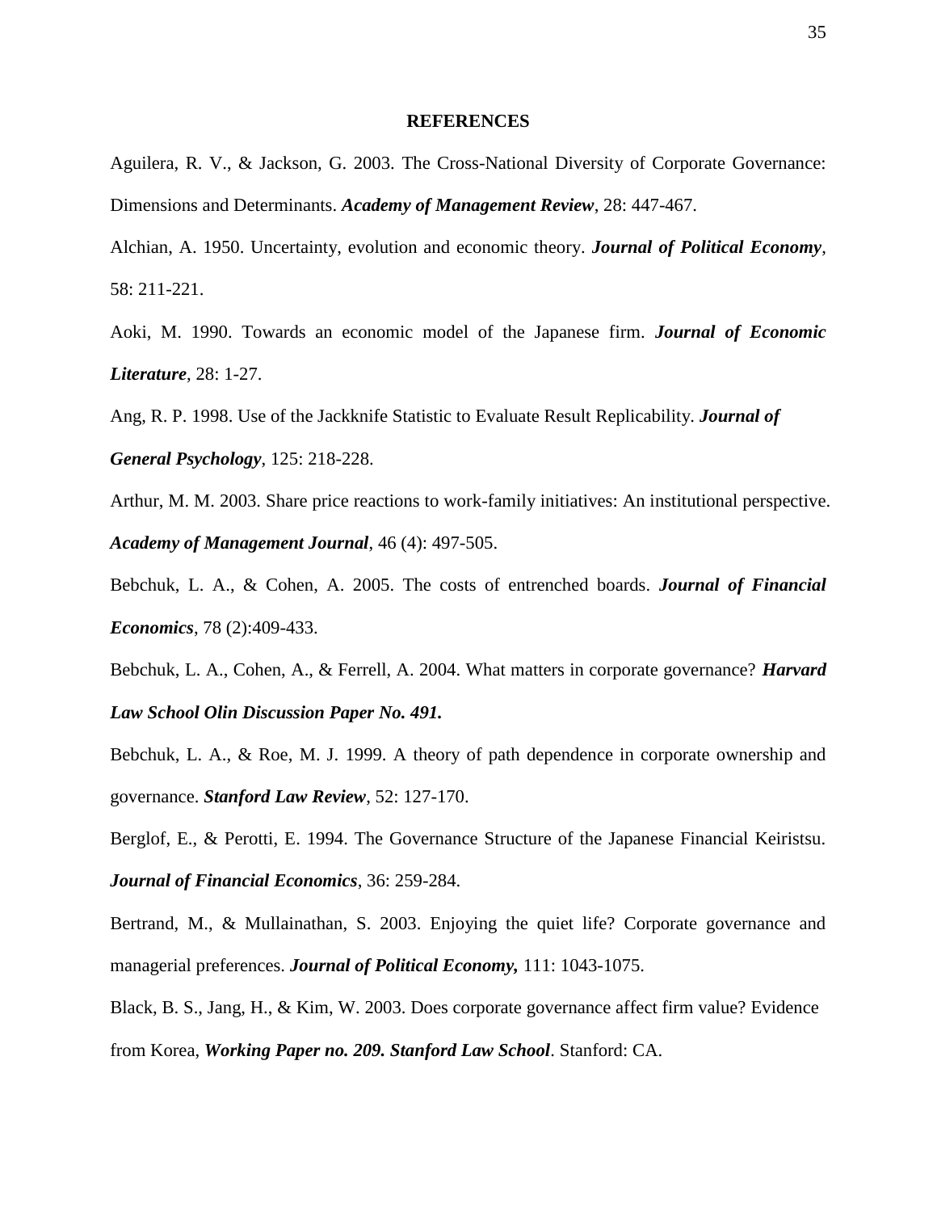## REFERENCES

Aguilera, R. V., & Jackson, G. 2003. The Cross-National Diversity of Corporate Governance: Dimensions and Determinants. ***Academy of Management Review***, 28: 447-467.

Alchian, A. 1950. Uncertainty, evolution and economic theory. ***Journal of Political Economy***, 58: 211-221.

Aoki, M. 1990. Towards an economic model of the Japanese firm. ***Journal of Economic Literature***, 28: 1-27.

Ang, R. P. 1998. Use of the Jackknife Statistic to Evaluate Result Replicability. ***Journal of General Psychology***, 125: 218-228.

Arthur, M. M. 2003. Share price reactions to work-family initiatives: An institutional perspective. ***Academy of Management Journal***, 46 (4): 497-505.

Bebchuk, L. A., & Cohen, A. 2005. The costs of entrenched boards. ***Journal of Financial Economics***, 78 (2):409-433.

Bebchuk, L. A., Cohen, A., & Ferrell, A. 2004. What matters in corporate governance? ***Harvard Law School Olin Discussion Paper No. 491.***

Bebchuk, L. A., & Roe, M. J. 1999. A theory of path dependence in corporate ownership and governance. ***Stanford Law Review***, 52: 127-170.

Berglof, E., & Perotti, E. 1994. The Governance Structure of the Japanese Financial Keiristsu. ***Journal of Financial Economics***, 36: 259-284.

Bertrand, M., & Mullainathan, S. 2003. Enjoying the quiet life? Corporate governance and managerial preferences. ***Journal of Political Economy,*** 111: 1043-1075.

Black, B. S., Jang, H., & Kim, W. 2003. Does corporate governance affect firm value? Evidence from Korea, ***Working Paper no. 209. Stanford Law School***. Stanford: CA.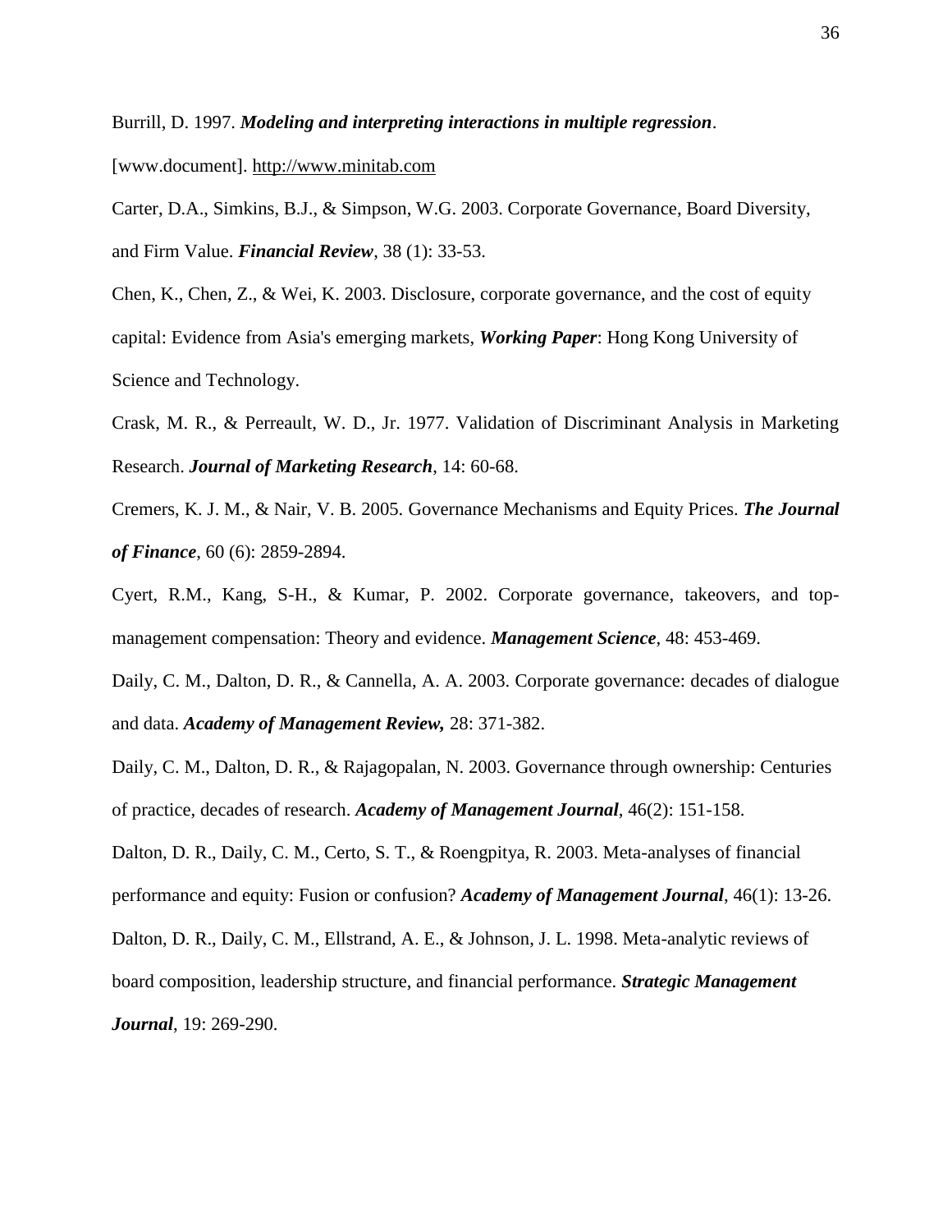Burrill, D. 1997. ***Modeling and interpreting interactions in multiple regression***. [www.document]. http://www.minitab.com

Carter, D.A., Simkins, B.J., & Simpson, W.G. 2003. Corporate Governance, Board Diversity, and Firm Value. ***Financial Review***, 38 (1): 33-53.

Chen, K., Chen, Z., & Wei, K. 2003. Disclosure, corporate governance, and the cost of equity capital: Evidence from Asia's emerging markets, ***Working Paper***: Hong Kong University of Science and Technology.

Crask, M. R., & Perreault, W. D., Jr. 1977. Validation of Discriminant Analysis in Marketing Research. ***Journal of Marketing Research***, 14: 60-68.

Cremers, K. J. M., & Nair, V. B. 2005. Governance Mechanisms and Equity Prices. ***The Journal of Finance***, 60 (6): 2859-2894.

Cyert, R.M., Kang, S-H., & Kumar, P. 2002. Corporate governance, takeovers, and top-management compensation: Theory and evidence. ***Management Science***, 48: 453-469.

Daily, C. M., Dalton, D. R., & Cannella, A. A. 2003. Corporate governance: decades of dialogue and data. ***Academy of Management Review,*** 28: 371-382.

Daily, C. M., Dalton, D. R., & Rajagopalan, N. 2003. Governance through ownership: Centuries of practice, decades of research. ***Academy of Management Journal***, 46(2): 151-158.

Dalton, D. R., Daily, C. M., Certo, S. T., & Roengpitya, R. 2003. Meta-analyses of financial performance and equity: Fusion or confusion? ***Academy of Management Journal***, 46(1): 13-26.

Dalton, D. R., Daily, C. M., Ellstrand, A. E., & Johnson, J. L. 1998. Meta-analytic reviews of board composition, leadership structure, and financial performance. ***Strategic Management Journal***, 19: 269-290.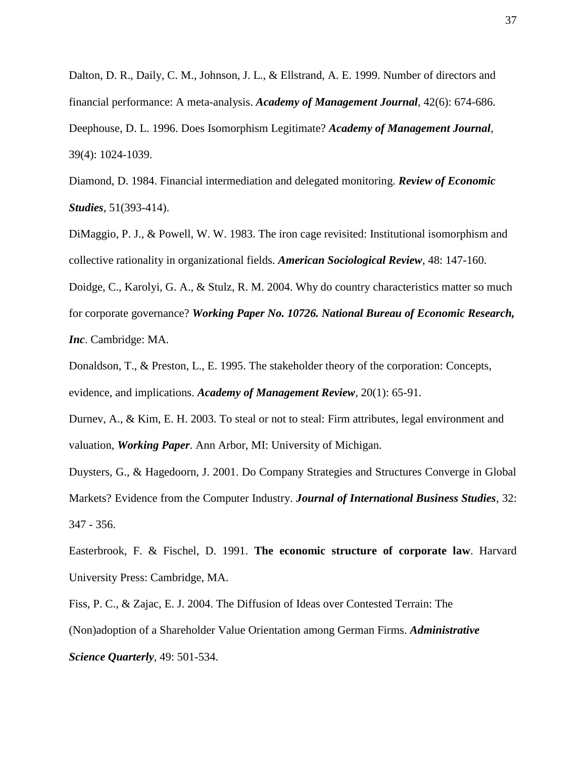Dalton, D. R., Daily, C. M., Johnson, J. L., & Ellstrand, A. E. 1999. Number of directors and financial performance: A meta-analysis. ***Academy of Management Journal***, 42(6): 674-686.

Deephouse, D. L. 1996. Does Isomorphism Legitimate? ***Academy of Management Journal***, 39(4): 1024-1039.

Diamond, D. 1984. Financial intermediation and delegated monitoring. ***Review of Economic Studies***, 51(393-414).

DiMaggio, P. J., & Powell, W. W. 1983. The iron cage revisited: Institutional isomorphism and collective rationality in organizational fields. ***American Sociological Review***, 48: 147-160.

Doidge, C., Karolyi, G. A., & Stulz, R. M. 2004. Why do country characteristics matter so much for corporate governance? ***Working Paper No. 10726. National Bureau of Economic Research, Inc***. Cambridge: MA.

Donaldson, T., & Preston, L., E. 1995. The stakeholder theory of the corporation: Concepts, evidence, and implications. ***Academy of Management Review***, 20(1): 65-91.

Durnev, A., & Kim, E. H. 2003. To steal or not to steal: Firm attributes, legal environment and valuation, ***Working Paper***. Ann Arbor, MI: University of Michigan.

Duysters, G., & Hagedoorn, J. 2001. Do Company Strategies and Structures Converge in Global Markets? Evidence from the Computer Industry. ***Journal of International Business Studies***, 32: 347 - 356.

Easterbrook, F. & Fischel, D. 1991. **The economic structure of corporate law**. Harvard University Press: Cambridge, MA.

Fiss, P. C., & Zajac, E. J. 2004. The Diffusion of Ideas over Contested Terrain: The (Non)adoption of a Shareholder Value Orientation among German Firms. ***Administrative Science Quarterly***, 49: 501-534.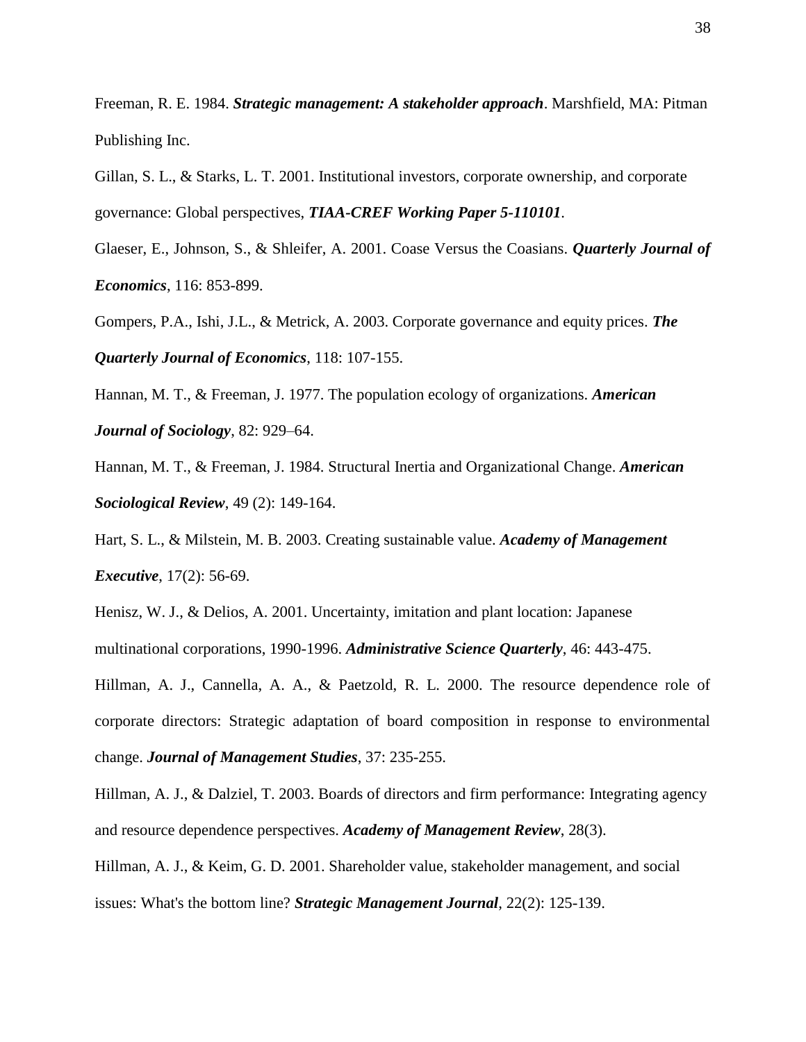Freeman, R. E. 1984. ***Strategic management: A stakeholder approach***. Marshfield, MA: Pitman Publishing Inc.

Gillan, S. L., & Starks, L. T. 2001. Institutional investors, corporate ownership, and corporate governance: Global perspectives, ***TIAA-CREF Working Paper 5-110101***.

Glaeser, E., Johnson, S., & Shleifer, A. 2001. Coase Versus the Coasians. ***Quarterly Journal of Economics***, 116: 853-899.

Gompers, P.A., Ishi, J.L., & Metrick, A. 2003. Corporate governance and equity prices. ***The Quarterly Journal of Economics***, 118: 107-155.

Hannan, M. T., & Freeman, J. 1977. The population ecology of organizations. ***American Journal of Sociology***, 82: 929–64.

Hannan, M. T., & Freeman, J. 1984. Structural Inertia and Organizational Change. ***American Sociological Review***, 49 (2): 149-164.

Hart, S. L., & Milstein, M. B. 2003. Creating sustainable value. ***Academy of Management Executive***, 17(2): 56-69.

Henisz, W. J., & Delios, A. 2001. Uncertainty, imitation and plant location: Japanese multinational corporations, 1990-1996. ***Administrative Science Quarterly***, 46: 443-475.

Hillman, A. J., Cannella, A. A., & Paetzold, R. L. 2000. The resource dependence role of corporate directors: Strategic adaptation of board composition in response to environmental change. ***Journal of Management Studies***, 37: 235-255.

Hillman, A. J., & Dalziel, T. 2003. Boards of directors and firm performance: Integrating agency and resource dependence perspectives. ***Academy of Management Review***, 28(3).

Hillman, A. J., & Keim, G. D. 2001. Shareholder value, stakeholder management, and social issues: What's the bottom line? ***Strategic Management Journal***, 22(2): 125-139.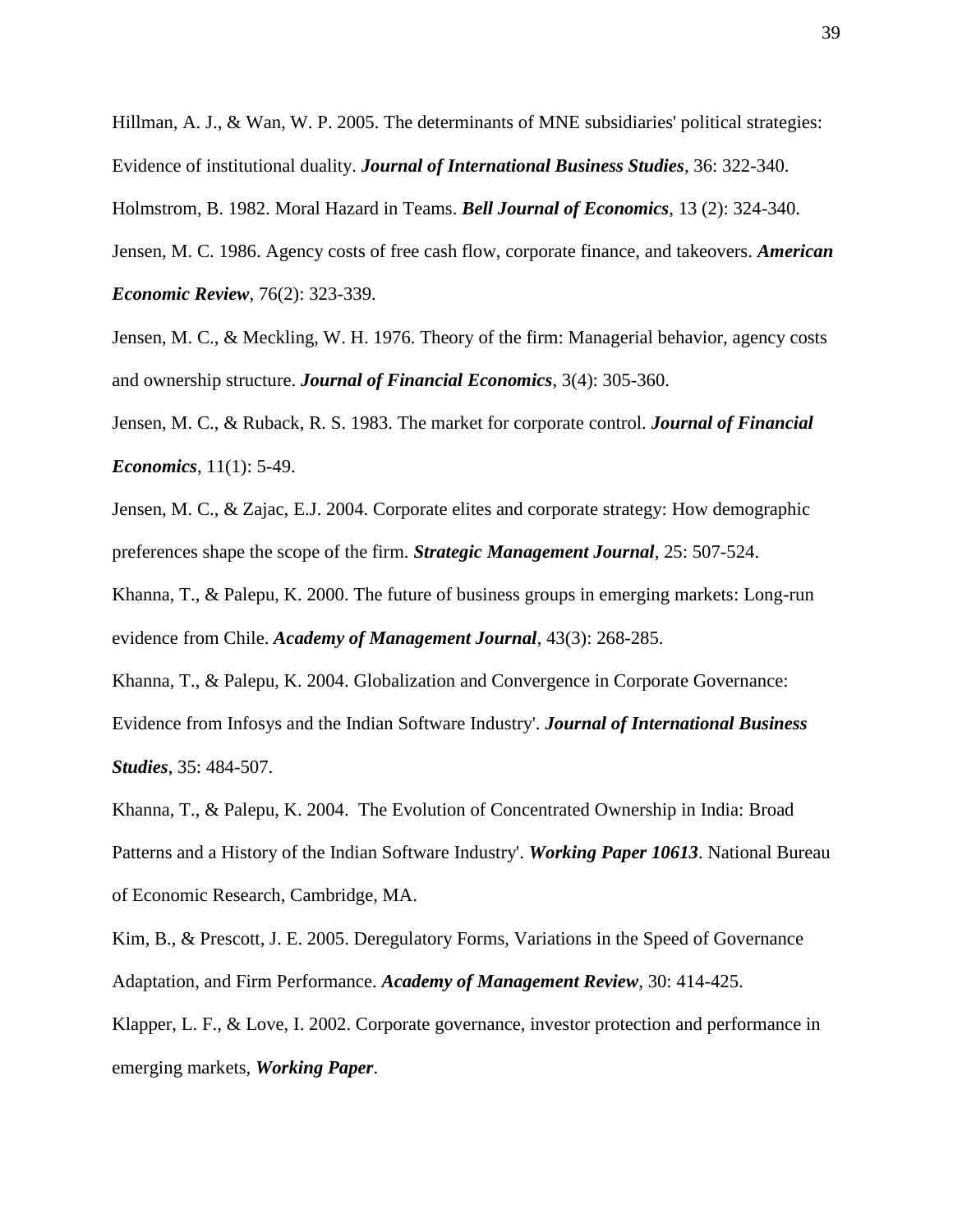Hillman, A. J., & Wan, W. P. 2005. The determinants of MNE subsidiaries' political strategies: Evidence of institutional duality. ***Journal of International Business Studies***, 36: 322-340.

Holmstrom, B. 1982. Moral Hazard in Teams. ***Bell Journal of Economics***, 13 (2): 324-340.

Jensen, M. C. 1986. Agency costs of free cash flow, corporate finance, and takeovers. ***American Economic Review***, 76(2): 323-339.

Jensen, M. C., & Meckling, W. H. 1976. Theory of the firm: Managerial behavior, agency costs and ownership structure. ***Journal of Financial Economics***, 3(4): 305-360.

Jensen, M. C., & Ruback, R. S. 1983. The market for corporate control. ***Journal of Financial Economics***, 11(1): 5-49.

Jensen, M. C., & Zajac, E.J. 2004. Corporate elites and corporate strategy: How demographic preferences shape the scope of the firm. ***Strategic Management Journal***, 25: 507-524.

Khanna, T., & Palepu, K. 2000. The future of business groups in emerging markets: Long-run evidence from Chile. ***Academy of Management Journal***, 43(3): 268-285.

Khanna, T., & Palepu, K. 2004. Globalization and Convergence in Corporate Governance: Evidence from Infosys and the Indian Software Industry'. ***Journal of International Business Studies***, 35: 484-507.

Khanna, T., & Palepu, K. 2004. The Evolution of Concentrated Ownership in India: Broad Patterns and a History of the Indian Software Industry'. ***Working Paper 10613***. National Bureau of Economic Research, Cambridge, MA.

Kim, B., & Prescott, J. E. 2005. Deregulatory Forms, Variations in the Speed of Governance Adaptation, and Firm Performance. ***Academy of Management Review***, 30: 414-425.

Klapper, L. F., & Love, I. 2002. Corporate governance, investor protection and performance in emerging markets, ***Working Paper***.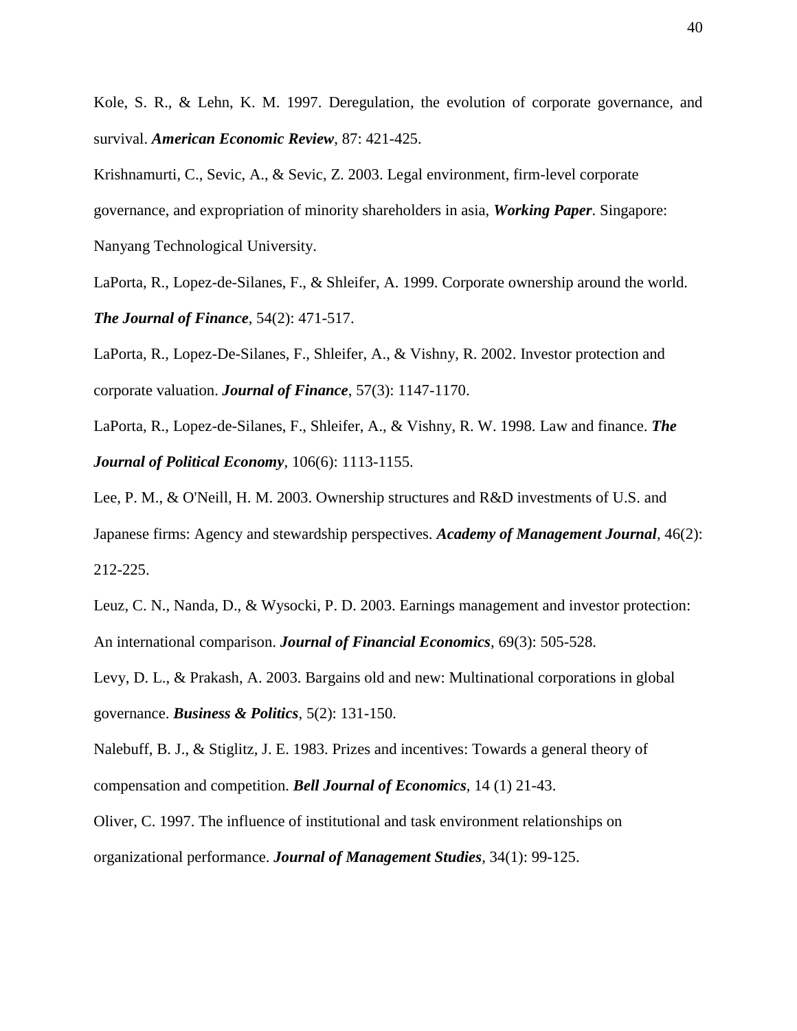Kole, S. R., & Lehn, K. M. 1997. Deregulation, the evolution of corporate governance, and survival. ***American Economic Review***, 87: 421-425.

Krishnamurti, C., Sevic, A., & Sevic, Z. 2003. Legal environment, firm-level corporate governance, and expropriation of minority shareholders in asia, ***Working Paper***. Singapore: Nanyang Technological University.

LaPorta, R., Lopez-de-Silanes, F., & Shleifer, A. 1999. Corporate ownership around the world. ***The Journal of Finance***, 54(2): 471-517.

LaPorta, R., Lopez-De-Silanes, F., Shleifer, A., & Vishny, R. 2002. Investor protection and corporate valuation. ***Journal of Finance***, 57(3): 1147-1170.

LaPorta, R., Lopez-de-Silanes, F., Shleifer, A., & Vishny, R. W. 1998. Law and finance. ***The Journal of Political Economy***, 106(6): 1113-1155.

Lee, P. M., & O'Neill, H. M. 2003. Ownership structures and R&D investments of U.S. and Japanese firms: Agency and stewardship perspectives. ***Academy of Management Journal***, 46(2): 212-225.

Leuz, C. N., Nanda, D., & Wysocki, P. D. 2003. Earnings management and investor protection: An international comparison. ***Journal of Financial Economics***, 69(3): 505-528.

Levy, D. L., & Prakash, A. 2003. Bargains old and new: Multinational corporations in global governance. ***Business & Politics***, 5(2): 131-150.

Nalebuff, B. J., & Stiglitz, J. E. 1983. Prizes and incentives: Towards a general theory of compensation and competition. ***Bell Journal of Economics***, 14 (1) 21-43.

Oliver, C. 1997. The influence of institutional and task environment relationships on organizational performance. ***Journal of Management Studies***, 34(1): 99-125.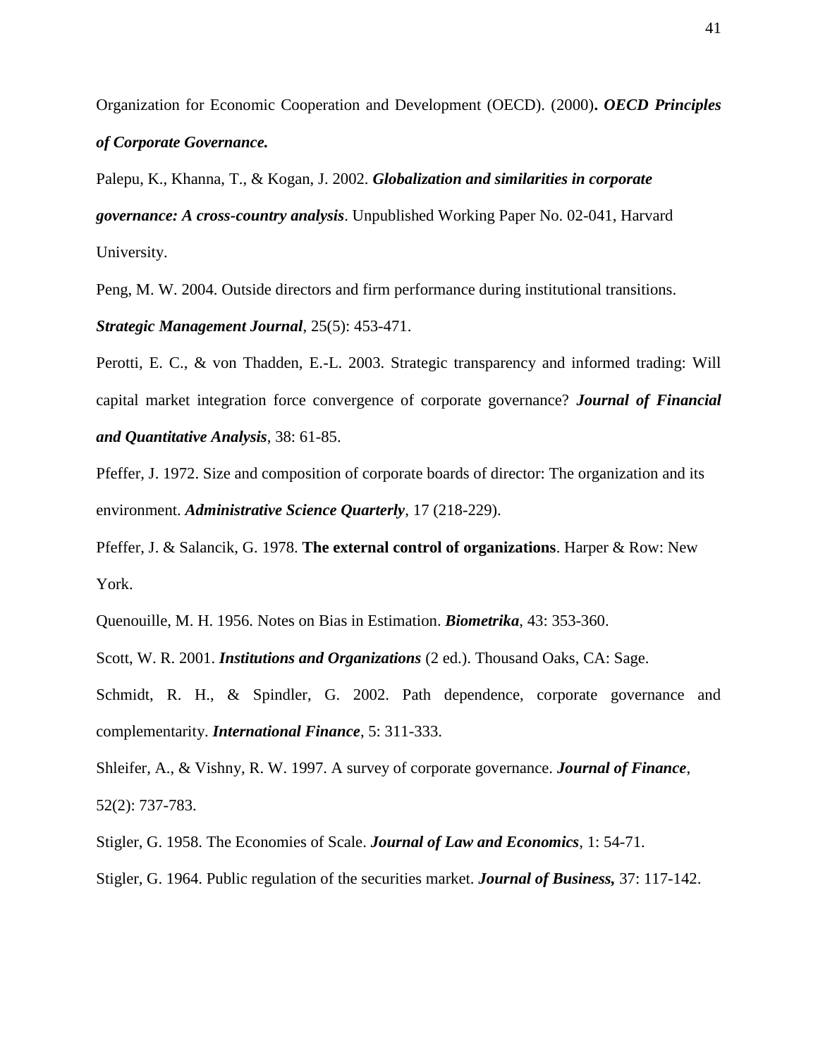Organization for Economic Cooperation and Development (OECD). (2000)**. *OECD Principles of Corporate Governance.***

Palepu, K., Khanna, T., & Kogan, J. 2002. ***Globalization and similarities in corporate governance: A cross-country analysis***. Unpublished Working Paper No. 02-041, Harvard University.

Peng, M. W. 2004. Outside directors and firm performance during institutional transitions. ***Strategic Management Journal***, 25(5): 453-471.

Perotti, E. C., & von Thadden, E.-L. 2003. Strategic transparency and informed trading: Will capital market integration force convergence of corporate governance? ***Journal of Financial and Quantitative Analysis***, 38: 61-85.

Pfeffer, J. 1972. Size and composition of corporate boards of director: The organization and its environment. ***Administrative Science Quarterly***, 17 (218-229).

Pfeffer, J. & Salancik, G. 1978. **The external control of organizations**. Harper & Row: New York.

Quenouille, M. H. 1956. Notes on Bias in Estimation. ***Biometrika***, 43: 353-360.

Scott, W. R. 2001. ***Institutions and Organizations*** (2 ed.). Thousand Oaks, CA: Sage.

Schmidt, R. H., & Spindler, G. 2002. Path dependence, corporate governance and complementarity. ***International Finance***, 5: 311-333.

Shleifer, A., & Vishny, R. W. 1997. A survey of corporate governance. ***Journal of Finance***, 52(2): 737-783.

Stigler, G. 1958. The Economies of Scale. ***Journal of Law and Economics***, 1: 54-71.

Stigler, G. 1964. Public regulation of the securities market. ***Journal of Business,*** 37: 117-142.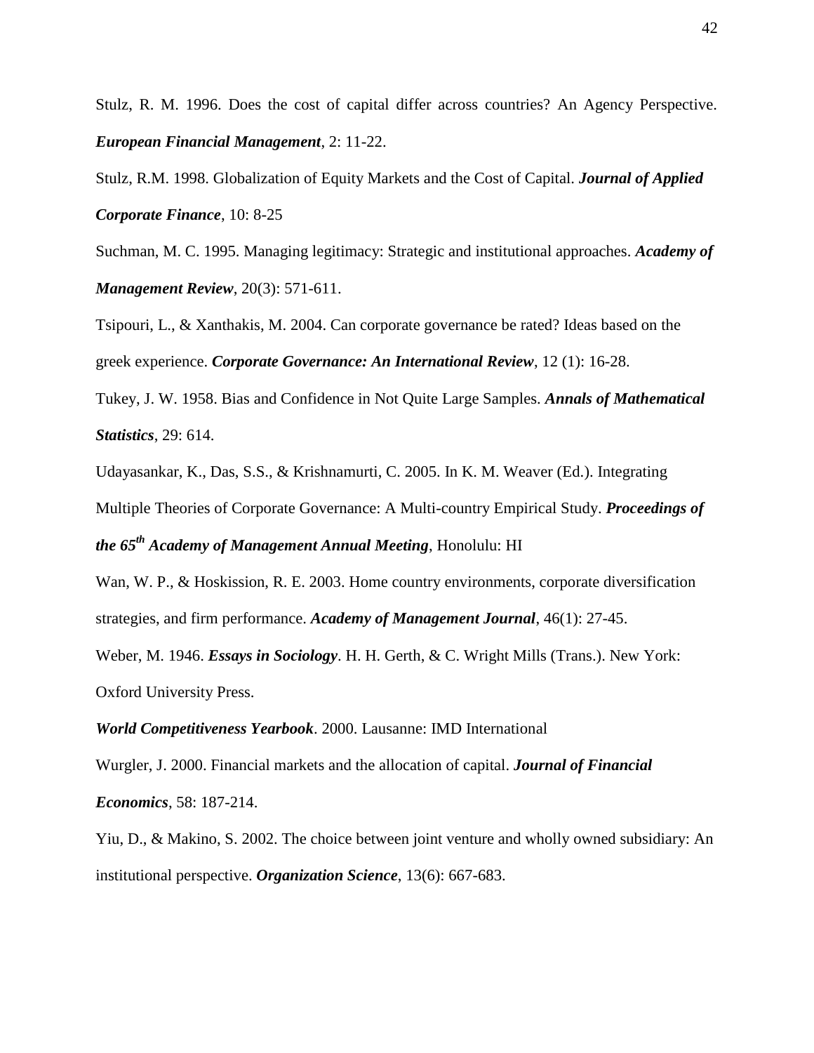Stulz, R. M. 1996. Does the cost of capital differ across countries? An Agency Perspective. ***European Financial Management***, 2: 11-22.

Stulz, R.M. 1998. Globalization of Equity Markets and the Cost of Capital. ***Journal of Applied Corporate Finance***, 10: 8-25

Suchman, M. C. 1995. Managing legitimacy: Strategic and institutional approaches. ***Academy of Management Review***, 20(3): 571-611.

Tsipouri, L., & Xanthakis, M. 2004. Can corporate governance be rated? Ideas based on the greek experience. ***Corporate Governance: An International Review***, 12 (1): 16-28.

Tukey, J. W. 1958. Bias and Confidence in Not Quite Large Samples. ***Annals of Mathematical Statistics***, 29: 614.

Udayasankar, K., Das, S.S., & Krishnamurti, C. 2005. In K. M. Weaver (Ed.). Integrating Multiple Theories of Corporate Governance: A Multi-country Empirical Study. ***Proceedings of the 65th Academy of Management Annual Meeting***, Honolulu: HI

Wan, W. P., & Hoskission, R. E. 2003. Home country environments, corporate diversification strategies, and firm performance. ***Academy of Management Journal***, 46(1): 27-45.

Weber, M. 1946. ***Essays in Sociology***. H. H. Gerth, & C. Wright Mills (Trans.). New York: Oxford University Press.

***World Competitiveness Yearbook***. 2000. Lausanne: IMD International

Wurgler, J. 2000. Financial markets and the allocation of capital. ***Journal of Financial Economics***, 58: 187-214.

Yiu, D., & Makino, S. 2002. The choice between joint venture and wholly owned subsidiary: An institutional perspective. ***Organization Science***, 13(6): 667-683.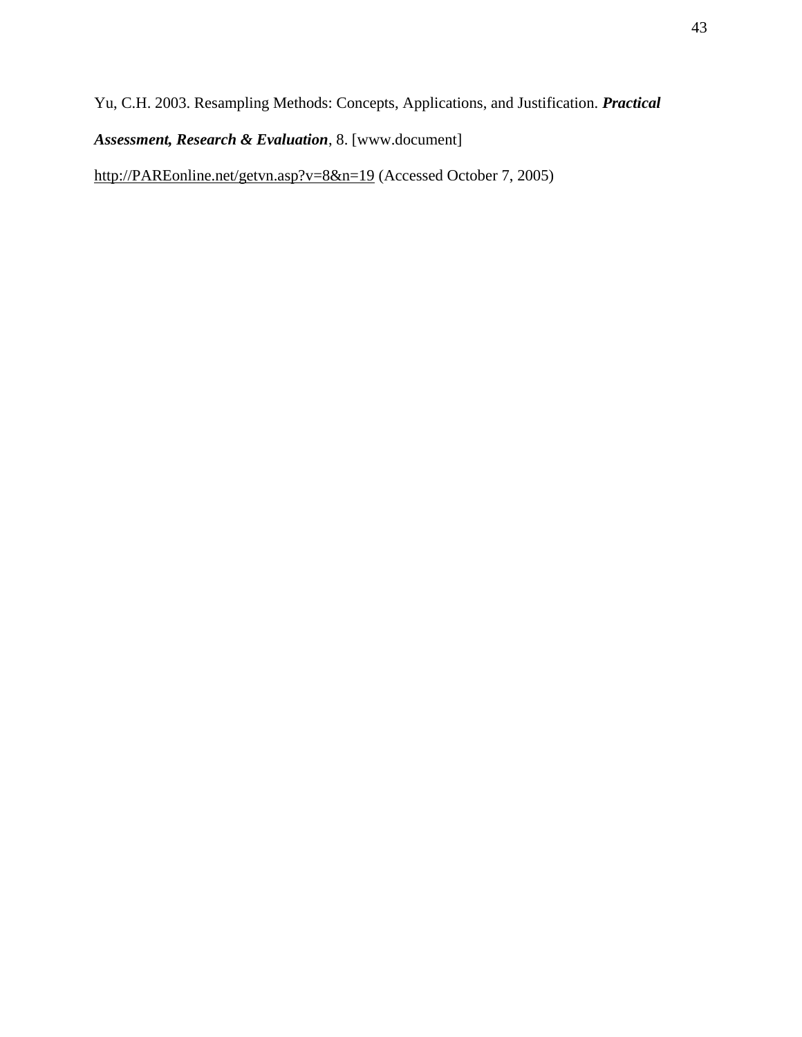Yu, C.H. 2003. Resampling Methods: Concepts, Applications, and Justification. ***Practical Assessment, Research & Evaluation***, 8. [www.document] http://PAREonline.net/getvn.asp?v=8&n=19 (Accessed October 7, 2005)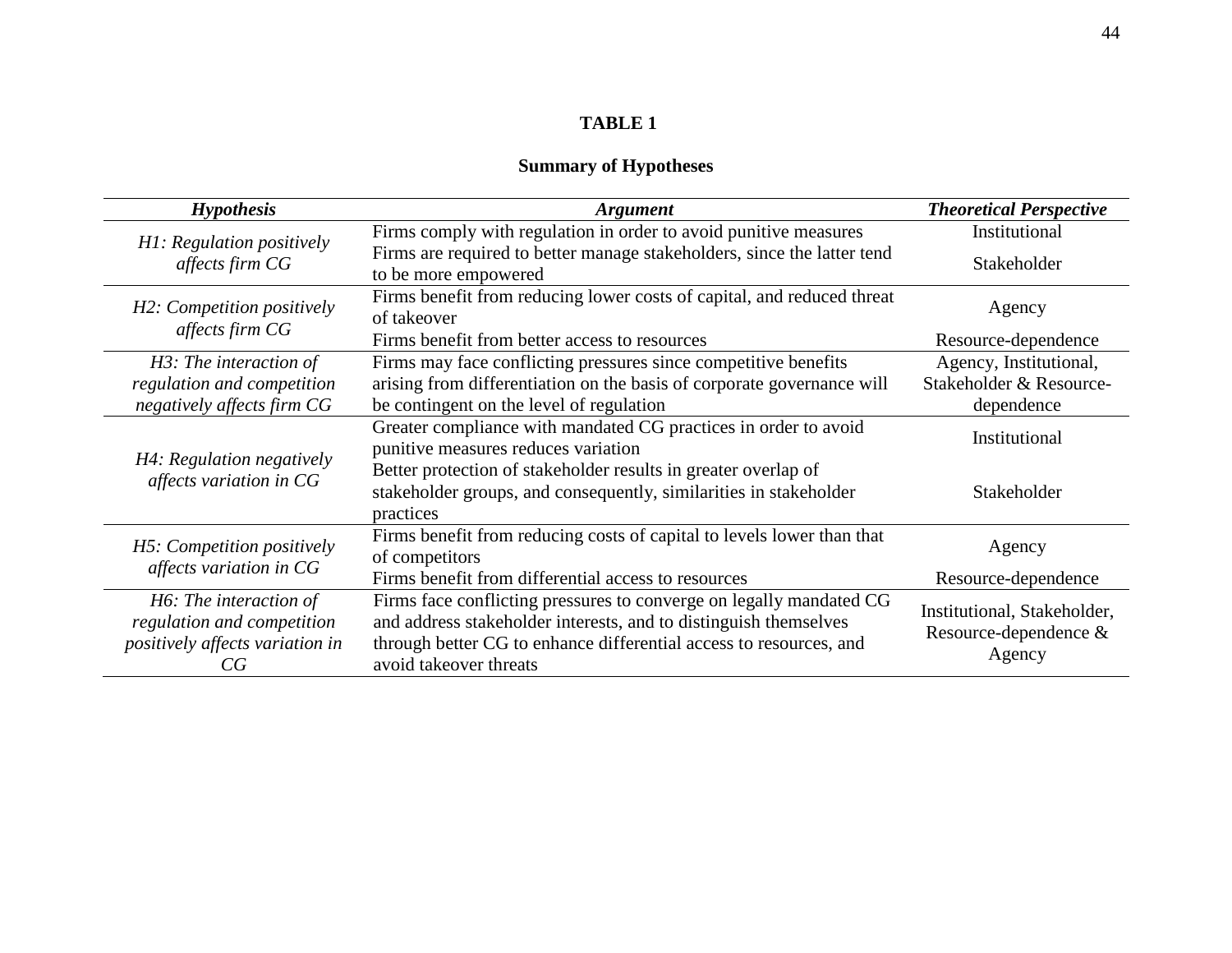**TABLE 1**

**Summary of Hypotheses**

| *Hypothesis* | *Argument* | *Theoretical Perspective* |
|---|---|---|
| *H1: Regulation positively affects firm CG* | Firms comply with regulation in order to avoid punitive measures | Institutional |
| | Firms are required to better manage stakeholders, since the latter tend to be more empowered | Stakeholder |
| *H2: Competition positively affects firm CG* | Firms benefit from reducing lower costs of capital, and reduced threat of takeover | Agency |
| | Firms benefit from better access to resources | Resource-dependence |
| *H3: The interaction of regulation and competition negatively affects firm CG* | Firms may face conflicting pressures since competitive benefits arising from differentiation on the basis of corporate governance will be contingent on the level of regulation | Agency, Institutional, Stakeholder & Resource-dependence |
| *H4: Regulation negatively affects variation in CG* | Greater compliance with mandated CG practices in order to avoid punitive measures reduces variation | Institutional |
| | Better protection of stakeholder results in greater overlap of stakeholder groups, and consequently, similarities in stakeholder practices | Stakeholder |
| *H5: Competition positively affects variation in CG* | Firms benefit from reducing costs of capital to levels lower than that of competitors | Agency |
| | Firms benefit from differential access to resources | Resource-dependence |
| *H6: The interaction of regulation and competition positively affects variation in CG* | Firms face conflicting pressures to converge on legally mandated CG and address stakeholder interests, and to distinguish themselves through better CG to enhance differential access to resources, and avoid takeover threats | Institutional, Stakeholder, Resource-dependence & Agency |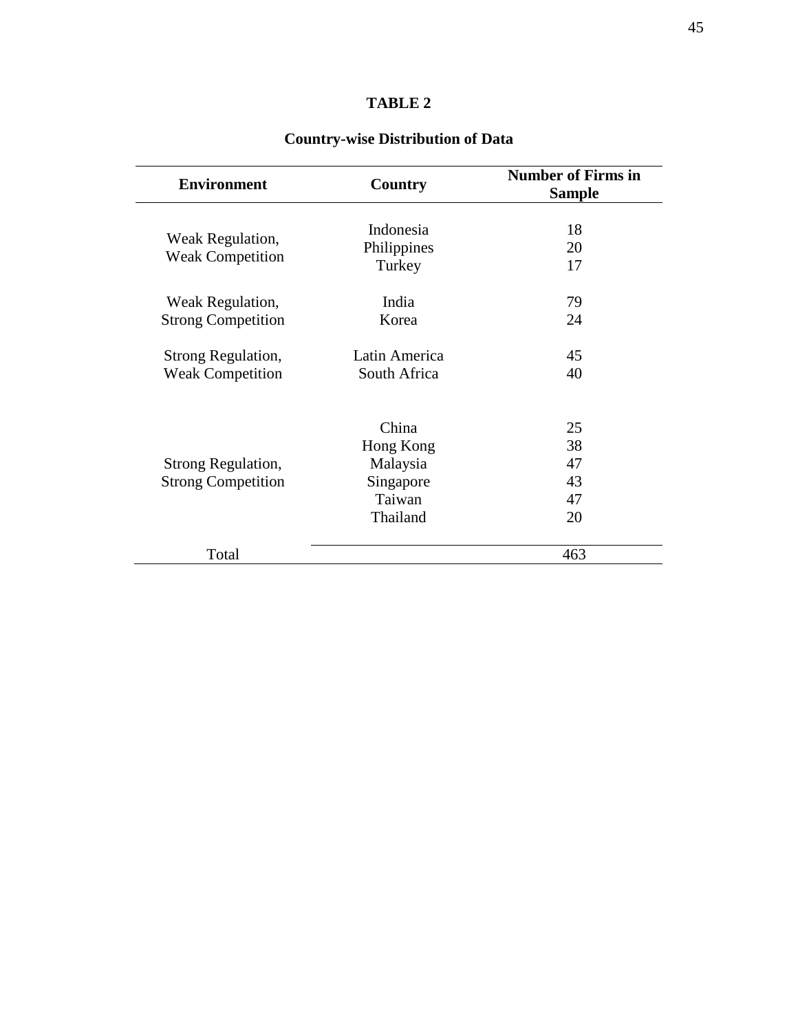**TABLE 2**

**Country-wise Distribution of Data**

| Environment | Country | Number of Firms in Sample |
|---|---|---|
| Weak Regulation, Weak Competition | Indonesia | 18 |
| | Philippines | 20 |
| | Turkey | 17 |
| Weak Regulation, Strong Competition | India | 79 |
| | Korea | 24 |
| Strong Regulation, Weak Competition | Latin America | 45 |
| | South Africa | 40 |
| Strong Regulation, Strong Competition | China | 25 |
| | Hong Kong | 38 |
| | Malaysia | 47 |
| | Singapore | 43 |
| | Taiwan | 47 |
| | Thailand | 20 |
| Total | | 463 |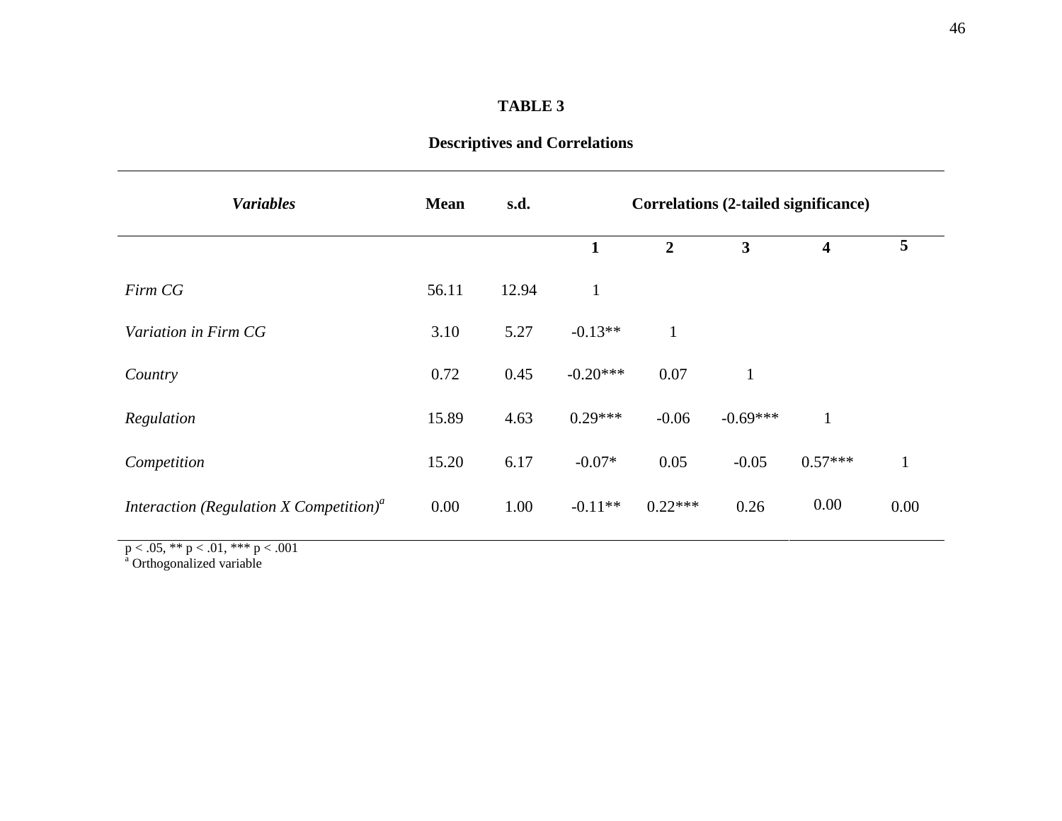**TABLE 3**

**Descriptives and Correlations**

| ***Variables*** | **Mean** | **s.d.** | **Correlations (2-tailed significance)** | | | | |
|---|---|---|---|---|---|---|---|
| | | | **1** | **2** | **3** | **4** | **5** |
| *Firm CG* | 56.11 | 12.94 | 1 | | | | |
| *Variation in Firm CG* | 3.10 | 5.27 | -0.13** | 1 | | | |
| *Country* | 0.72 | 0.45 | -0.20*** | 0.07 | 1 | | |
| *Regulation* | 15.89 | 4.63 | 0.29*** | -0.06 | -0.69*** | 1 | |
| *Competition* | 15.20 | 6.17 | -0.07* | 0.05 | -0.05 | 0.57*** | 1 |
| *Interaction (Regulation X Competition)*[a] | 0.00 | 1.00 | -0.11** | 0.22*** | 0.26 | 0.00 | 0.00 |

p < .05, ** p < .01, *** p < .001
[a] Orthogonalized variable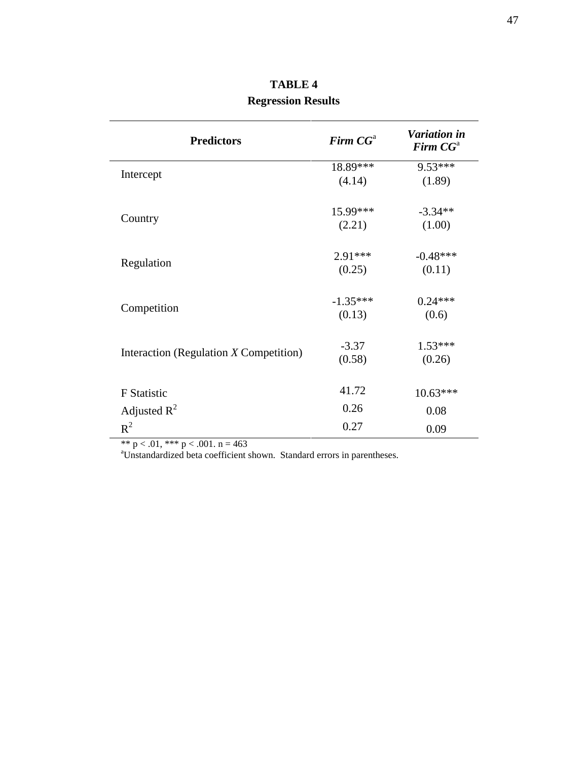**TABLE 4**

**Regression Results**

| Predictors | *Firm CG*[a] | *Variation in Firm CG*[a] |
|---|---|---|
| Intercept | 18.89***<br>(4.14) | 9.53***<br>(1.89) |
| Country | 15.99***<br>(2.21) | -3.34**<br>(1.00) |
| Regulation | 2.91***<br>(0.25) | -0.48***<br>(0.11) |
| Competition | -1.35***<br>(0.13) | 0.24***<br>(0.6) |
| Interaction (Regulation *X* Competition) | -3.37<br>(0.58) | 1.53***<br>(0.26) |
| F Statistic | 41.72 | 10.63*** |
| Adjusted $R^2$ | 0.26 | 0.08 |
| $R^2$ | 0.27 | 0.09 |

** $p < .01$, *** $p < .001$. n = 463

[a]Unstandardized beta coefficient shown. Standard errors in parentheses.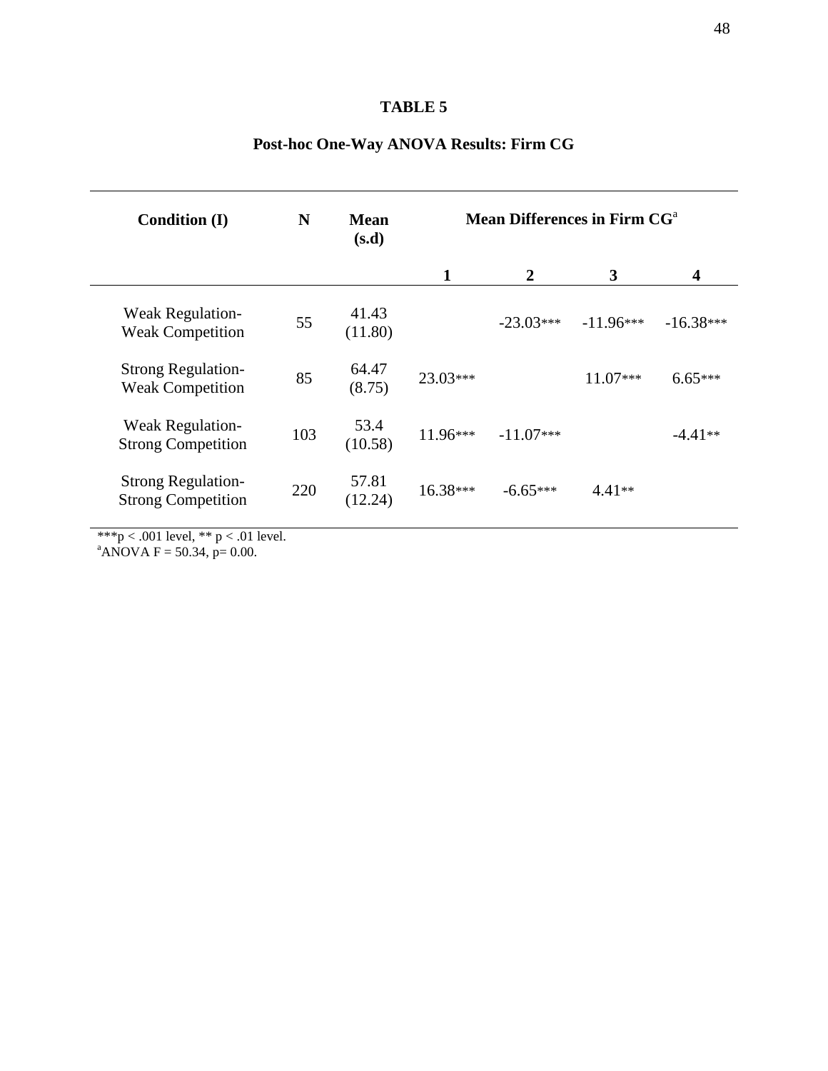**TABLE 5**

**Post-hoc One-Way ANOVA Results: Firm CG**

| Condition (I) | N | Mean (s.d) | Mean Differences in Firm CG[a] | | | |
|---|---|---|---|---|---|---|
| | | | 1 | 2 | 3 | 4 |
| Weak Regulation-Weak Competition | 55 | 41.43 (11.80) | | -23.03*** | -11.96*** | -16.38*** |
| Strong Regulation-Weak Competition | 85 | 64.47 (8.75) | 23.03*** | | 11.07*** | 6.65*** |
| Weak Regulation-Strong Competition | 103 | 53.4 (10.58) | 11.96*** | -11.07*** | | -4.41** |
| Strong Regulation-Strong Competition | 220 | 57.81 (12.24) | 16.38*** | -6.65*** | 4.41** | |

***p < .001 level, ** p < .01 level.
[a]ANOVA F = 50.34, p= 0.00.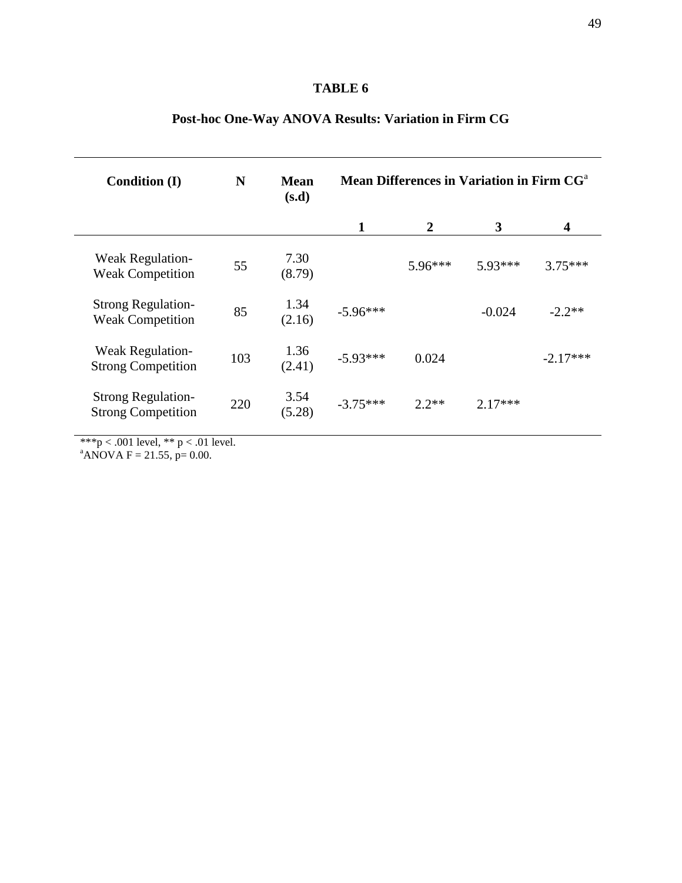# TABLE 6

## Post-hoc One-Way ANOVA Results: Variation in Firm CG

| Condition (I) | N | Mean (s.d) | Mean Differences in Variation in Firm CG[a] | | | |
|---|---|---|---|---|---|---|
| | | | 1 | 2 | 3 | 4 |
| Weak Regulation-Weak Competition | 55 | 7.30 (8.79) | | 5.96*** | 5.93*** | 3.75*** |
| Strong Regulation-Weak Competition | 85 | 1.34 (2.16) | -5.96*** | | -0.024 | -2.2** |
| Weak Regulation-Strong Competition | 103 | 1.36 (2.41) | -5.93*** | 0.024 | | -2.17*** |
| Strong Regulation-Strong Competition | 220 | 3.54 (5.28) | -3.75*** | 2.2** | 2.17*** | |

***$p < .001$ level, ** $p < .01$ level.
[a]ANOVA $F = 21.55$, $p = 0.00$.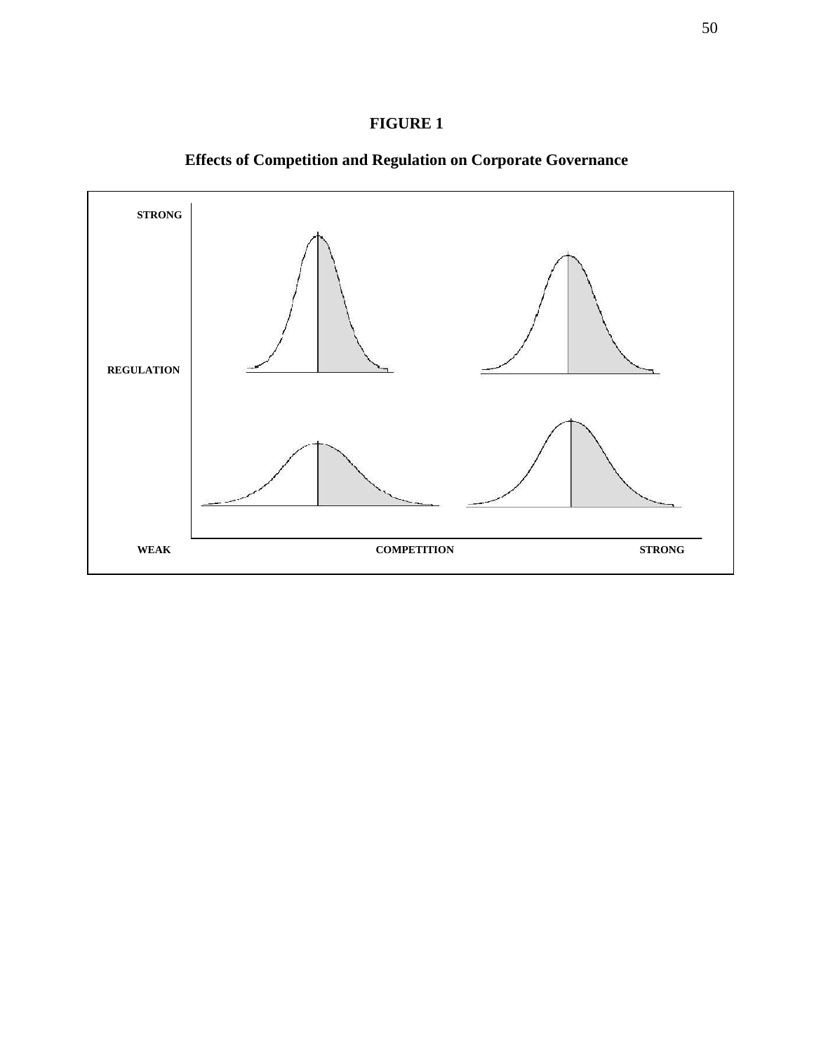**FIGURE 1**

**Effects of Competition and Regulation on Corporate Governance**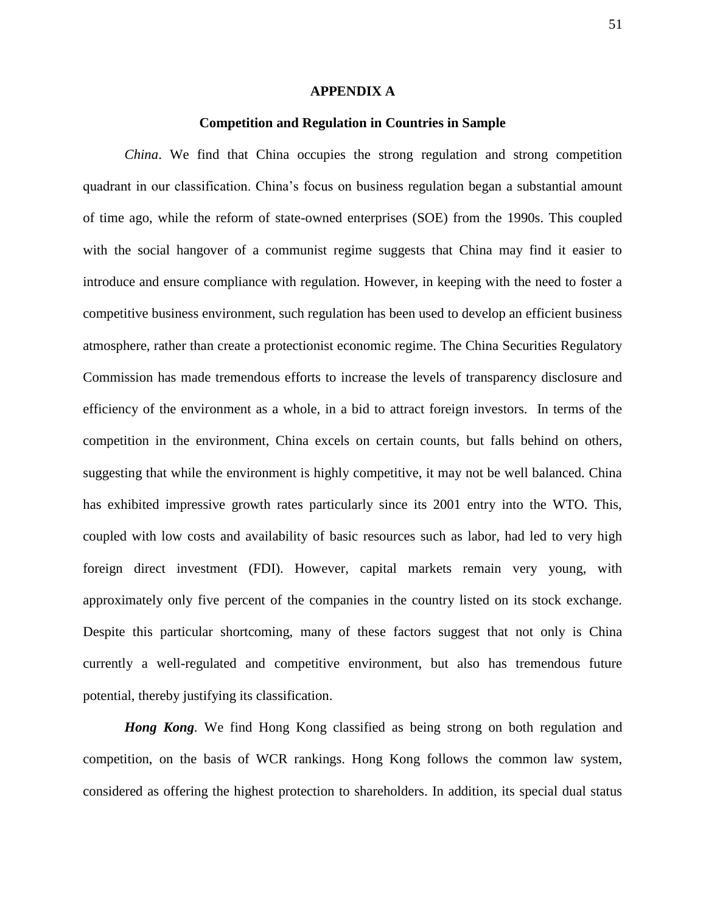## APPENDIX A

### Competition and Regulation in Countries in Sample

*China*. We find that China occupies the strong regulation and strong competition quadrant in our classification. China's focus on business regulation began a substantial amount of time ago, while the reform of state-owned enterprises (SOE) from the 1990s. This coupled with the social hangover of a communist regime suggests that China may find it easier to introduce and ensure compliance with regulation. However, in keeping with the need to foster a competitive business environment, such regulation has been used to develop an efficient business atmosphere, rather than create a protectionist economic regime. The China Securities Regulatory Commission has made tremendous efforts to increase the levels of transparency disclosure and efficiency of the environment as a whole, in a bid to attract foreign investors. In terms of the competition in the environment, China excels on certain counts, but falls behind on others, suggesting that while the environment is highly competitive, it may not be well balanced. China has exhibited impressive growth rates particularly since its 2001 entry into the WTO. This, coupled with low costs and availability of basic resources such as labor, had led to very high foreign direct investment (FDI). However, capital markets remain very young, with approximately only five percent of the companies in the country listed on its stock exchange. Despite this particular shortcoming, many of these factors suggest that not only is China currently a well-regulated and competitive environment, but also has tremendous future potential, thereby justifying its classification.

***Hong Kong***. We find Hong Kong classified as being strong on both regulation and competition, on the basis of WCR rankings. Hong Kong follows the common law system, considered as offering the highest protection to shareholders. In addition, its special dual status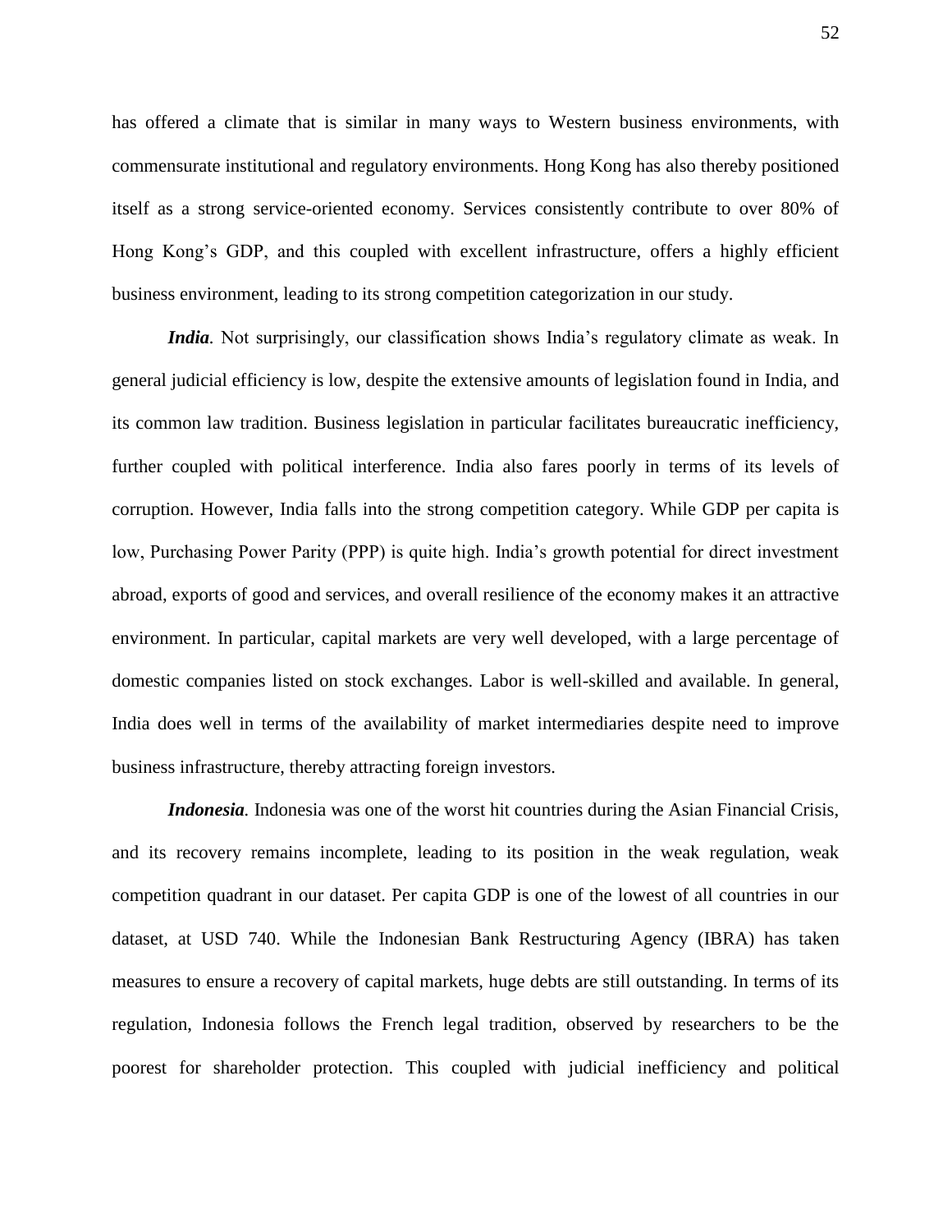has offered a climate that is similar in many ways to Western business environments, with commensurate institutional and regulatory environments. Hong Kong has also thereby positioned itself as a strong service-oriented economy. Services consistently contribute to over 80% of Hong Kong's GDP, and this coupled with excellent infrastructure, offers a highly efficient business environment, leading to its strong competition categorization in our study.

***India.*** Not surprisingly, our classification shows India's regulatory climate as weak. In general judicial efficiency is low, despite the extensive amounts of legislation found in India, and its common law tradition. Business legislation in particular facilitates bureaucratic inefficiency, further coupled with political interference. India also fares poorly in terms of its levels of corruption. However, India falls into the strong competition category. While GDP per capita is low, Purchasing Power Parity (PPP) is quite high. India's growth potential for direct investment abroad, exports of good and services, and overall resilience of the economy makes it an attractive environment. In particular, capital markets are very well developed, with a large percentage of domestic companies listed on stock exchanges. Labor is well-skilled and available. In general, India does well in terms of the availability of market intermediaries despite need to improve business infrastructure, thereby attracting foreign investors.

***Indonesia.*** Indonesia was one of the worst hit countries during the Asian Financial Crisis, and its recovery remains incomplete, leading to its position in the weak regulation, weak competition quadrant in our dataset. Per capita GDP is one of the lowest of all countries in our dataset, at USD 740. While the Indonesian Bank Restructuring Agency (IBRA) has taken measures to ensure a recovery of capital markets, huge debts are still outstanding. In terms of its regulation, Indonesia follows the French legal tradition, observed by researchers to be the poorest for shareholder protection. This coupled with judicial inefficiency and political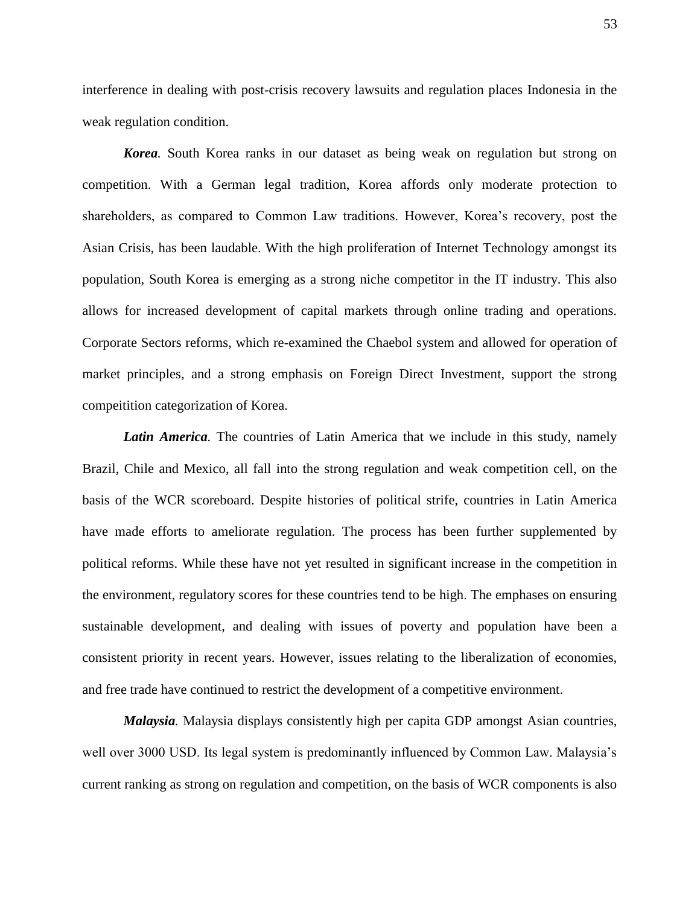interference in dealing with post-crisis recovery lawsuits and regulation places Indonesia in the weak regulation condition.

***Korea.*** South Korea ranks in our dataset as being weak on regulation but strong on competition. With a German legal tradition, Korea affords only moderate protection to shareholders, as compared to Common Law traditions. However, Korea's recovery, post the Asian Crisis, has been laudable. With the high proliferation of Internet Technology amongst its population, South Korea is emerging as a strong niche competitor in the IT industry. This also allows for increased development of capital markets through online trading and operations. Corporate Sectors reforms, which re-examined the Chaebol system and allowed for operation of market principles, and a strong emphasis on Foreign Direct Investment, support the strong compeitition categorization of Korea.

***Latin America.*** The countries of Latin America that we include in this study, namely Brazil, Chile and Mexico, all fall into the strong regulation and weak competition cell, on the basis of the WCR scoreboard. Despite histories of political strife, countries in Latin America have made efforts to ameliorate regulation. The process has been further supplemented by political reforms. While these have not yet resulted in significant increase in the competition in the environment, regulatory scores for these countries tend to be high. The emphases on ensuring sustainable development, and dealing with issues of poverty and population have been a consistent priority in recent years. However, issues relating to the liberalization of economies, and free trade have continued to restrict the development of a competitive environment.

***Malaysia.*** Malaysia displays consistently high per capita GDP amongst Asian countries, well over 3000 USD. Its legal system is predominantly influenced by Common Law. Malaysia's current ranking as strong on regulation and competition, on the basis of WCR components is also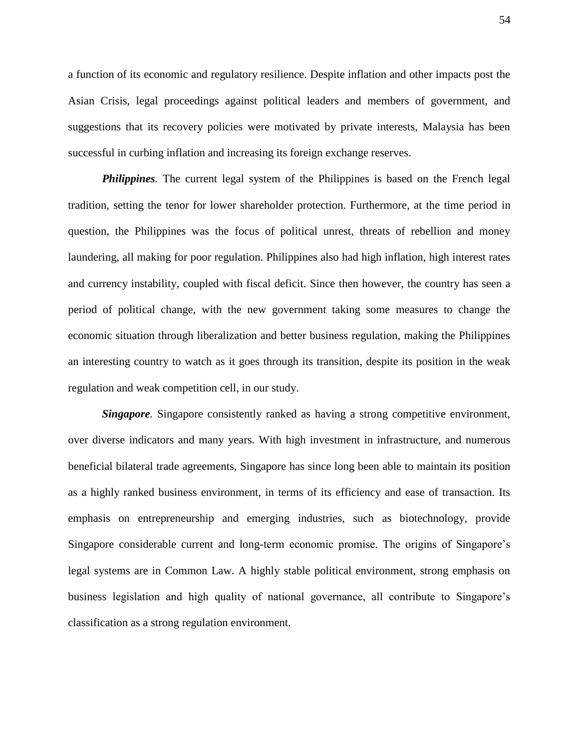a function of its economic and regulatory resilience. Despite inflation and other impacts post the Asian Crisis, legal proceedings against political leaders and members of government, and suggestions that its recovery policies were motivated by private interests, Malaysia has been successful in curbing inflation and increasing its foreign exchange reserves.

***Philippines.*** The current legal system of the Philippines is based on the French legal tradition, setting the tenor for lower shareholder protection. Furthermore, at the time period in question, the Philippines was the focus of political unrest, threats of rebellion and money laundering, all making for poor regulation. Philippines also had high inflation, high interest rates and currency instability, coupled with fiscal deficit. Since then however, the country has seen a period of political change, with the new government taking some measures to change the economic situation through liberalization and better business regulation, making the Philippines an interesting country to watch as it goes through its transition, despite its position in the weak regulation and weak competition cell, in our study.

***Singapore.*** Singapore consistently ranked as having a strong competitive environment, over diverse indicators and many years. With high investment in infrastructure, and numerous beneficial bilateral trade agreements, Singapore has since long been able to maintain its position as a highly ranked business environment, in terms of its efficiency and ease of transaction. Its emphasis on entrepreneurship and emerging industries, such as biotechnology, provide Singapore considerable current and long-term economic promise. The origins of Singapore's legal systems are in Common Law. A highly stable political environment, strong emphasis on business legislation and high quality of national governance, all contribute to Singapore's classification as a strong regulation environment.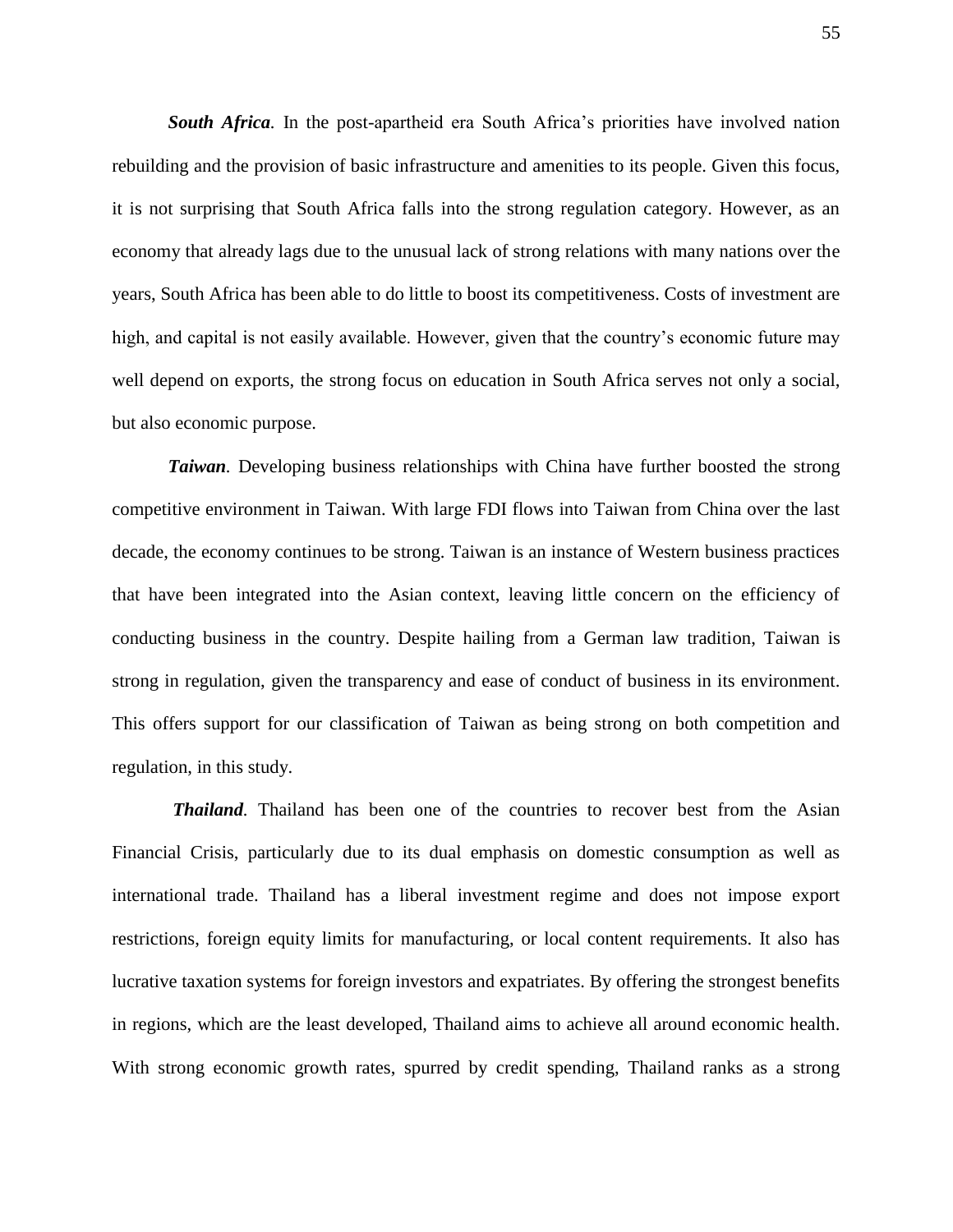***South Africa.*** In the post-apartheid era South Africa's priorities have involved nation rebuilding and the provision of basic infrastructure and amenities to its people. Given this focus, it is not surprising that South Africa falls into the strong regulation category. However, as an economy that already lags due to the unusual lack of strong relations with many nations over the years, South Africa has been able to do little to boost its competitiveness. Costs of investment are high, and capital is not easily available. However, given that the country's economic future may well depend on exports, the strong focus on education in South Africa serves not only a social, but also economic purpose.

***Taiwan.*** Developing business relationships with China have further boosted the strong competitive environment in Taiwan. With large FDI flows into Taiwan from China over the last decade, the economy continues to be strong. Taiwan is an instance of Western business practices that have been integrated into the Asian context, leaving little concern on the efficiency of conducting business in the country. Despite hailing from a German law tradition, Taiwan is strong in regulation, given the transparency and ease of conduct of business in its environment. This offers support for our classification of Taiwan as being strong on both competition and regulation, in this study.

***Thailand.*** Thailand has been one of the countries to recover best from the Asian Financial Crisis, particularly due to its dual emphasis on domestic consumption as well as international trade. Thailand has a liberal investment regime and does not impose export restrictions, foreign equity limits for manufacturing, or local content requirements. It also has lucrative taxation systems for foreign investors and expatriates. By offering the strongest benefits in regions, which are the least developed, Thailand aims to achieve all around economic health. With strong economic growth rates, spurred by credit spending, Thailand ranks as a strong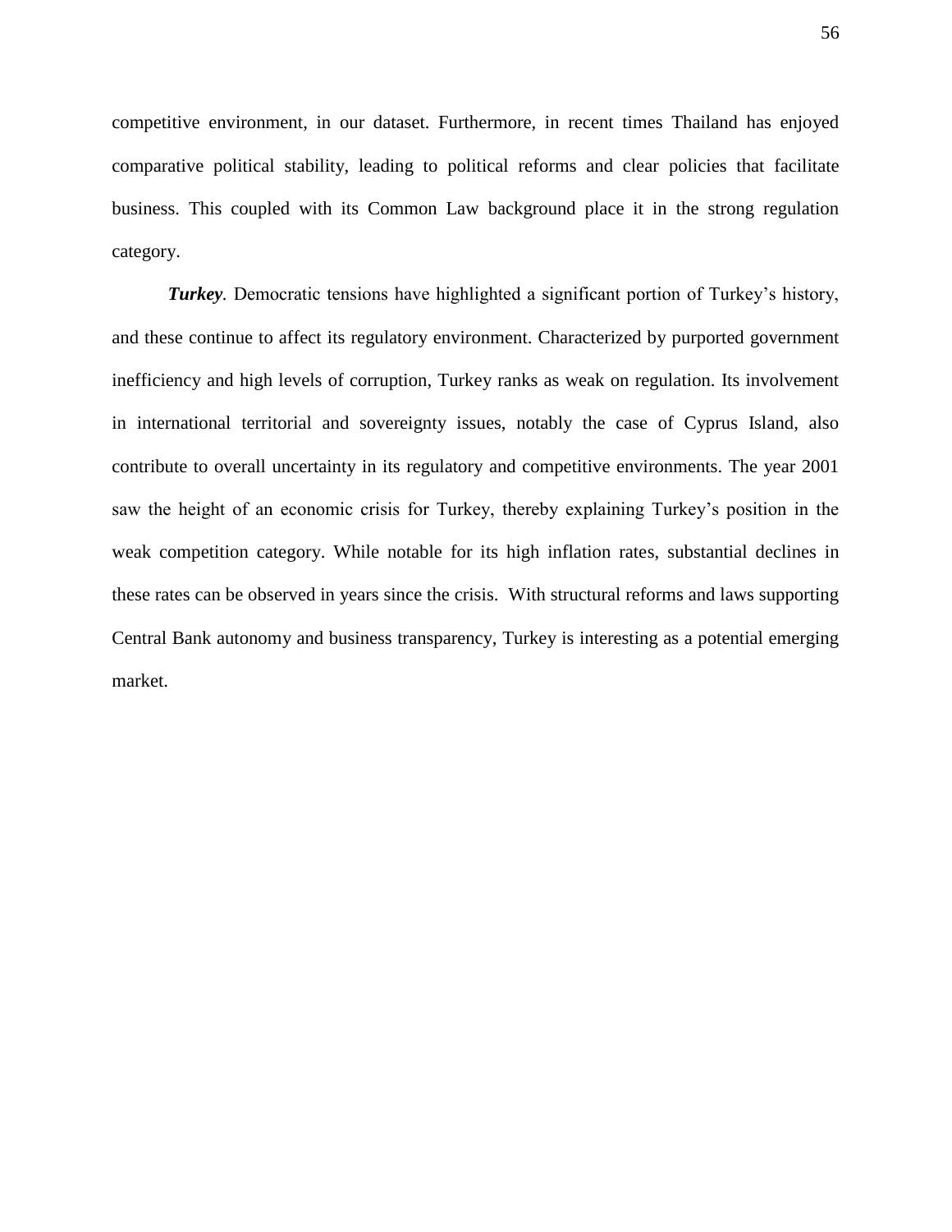competitive environment, in our dataset. Furthermore, in recent times Thailand has enjoyed comparative political stability, leading to political reforms and clear policies that facilitate business. This coupled with its Common Law background place it in the strong regulation category.

***Turkey***. Democratic tensions have highlighted a significant portion of Turkey's history, and these continue to affect its regulatory environment. Characterized by purported government inefficiency and high levels of corruption, Turkey ranks as weak on regulation. Its involvement in international territorial and sovereignty issues, notably the case of Cyprus Island, also contribute to overall uncertainty in its regulatory and competitive environments. The year 2001 saw the height of an economic crisis for Turkey, thereby explaining Turkey's position in the weak competition category. While notable for its high inflation rates, substantial declines in these rates can be observed in years since the crisis. With structural reforms and laws supporting Central Bank autonomy and business transparency, Turkey is interesting as a potential emerging market.